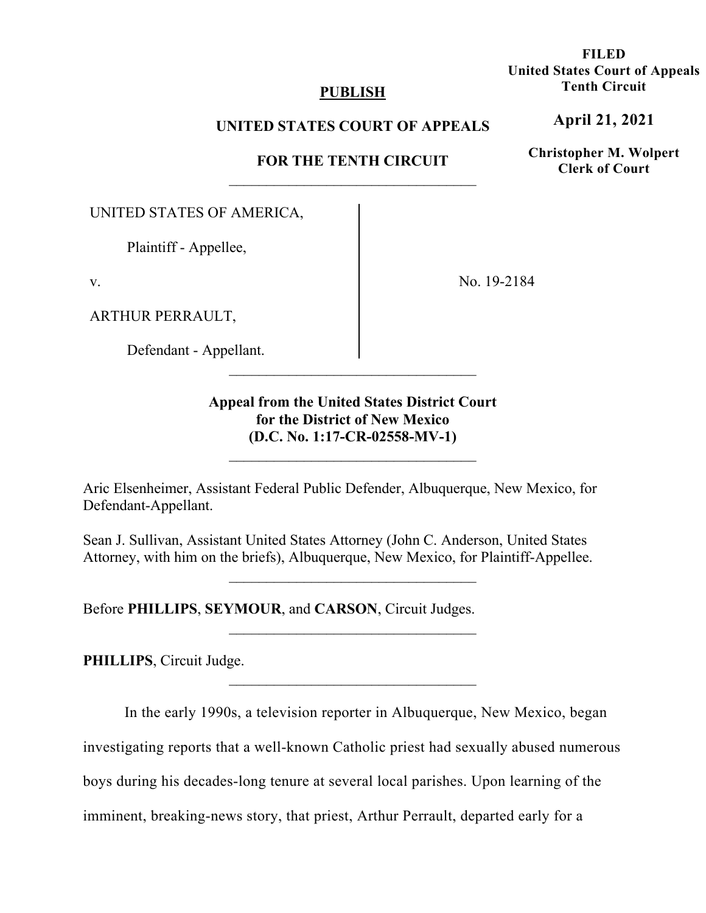**PUBLISH**

**UNITED STATES COURT OF APPEALS**

**FOR THE TENTH CIRCUIT**

**FILED**
**United States Court of Appeals**
**Tenth Circuit**

**April 21, 2021**

**Christopher M. Wolpert**
**Clerk of Court**

---

UNITED STATES OF AMERICA,

Plaintiff - Appellee,

v.

ARTHUR PERRAULT,

Defendant - Appellant.

No. 19-2184

---

**Appeal from the United States District Court for the District of New Mexico (D.C. No. 1:17-CR-02558-MV-1)**

---

Aric Elsenheimer, Assistant Federal Public Defender, Albuquerque, New Mexico, for Defendant-Appellant.

Sean J. Sullivan, Assistant United States Attorney (John C. Anderson, United States Attorney, with him on the briefs), Albuquerque, New Mexico, for Plaintiff-Appellee.

---

Before **PHILLIPS**, **SEYMOUR**, and **CARSON**, Circuit Judges.

---

**PHILLIPS**, Circuit Judge.

---

In the early 1990s, a television reporter in Albuquerque, New Mexico, began investigating reports that a well-known Catholic priest had sexually abused numerous boys during his decades-long tenure at several local parishes. Upon learning of the imminent, breaking-news story, that priest, Arthur Perrault, departed early for a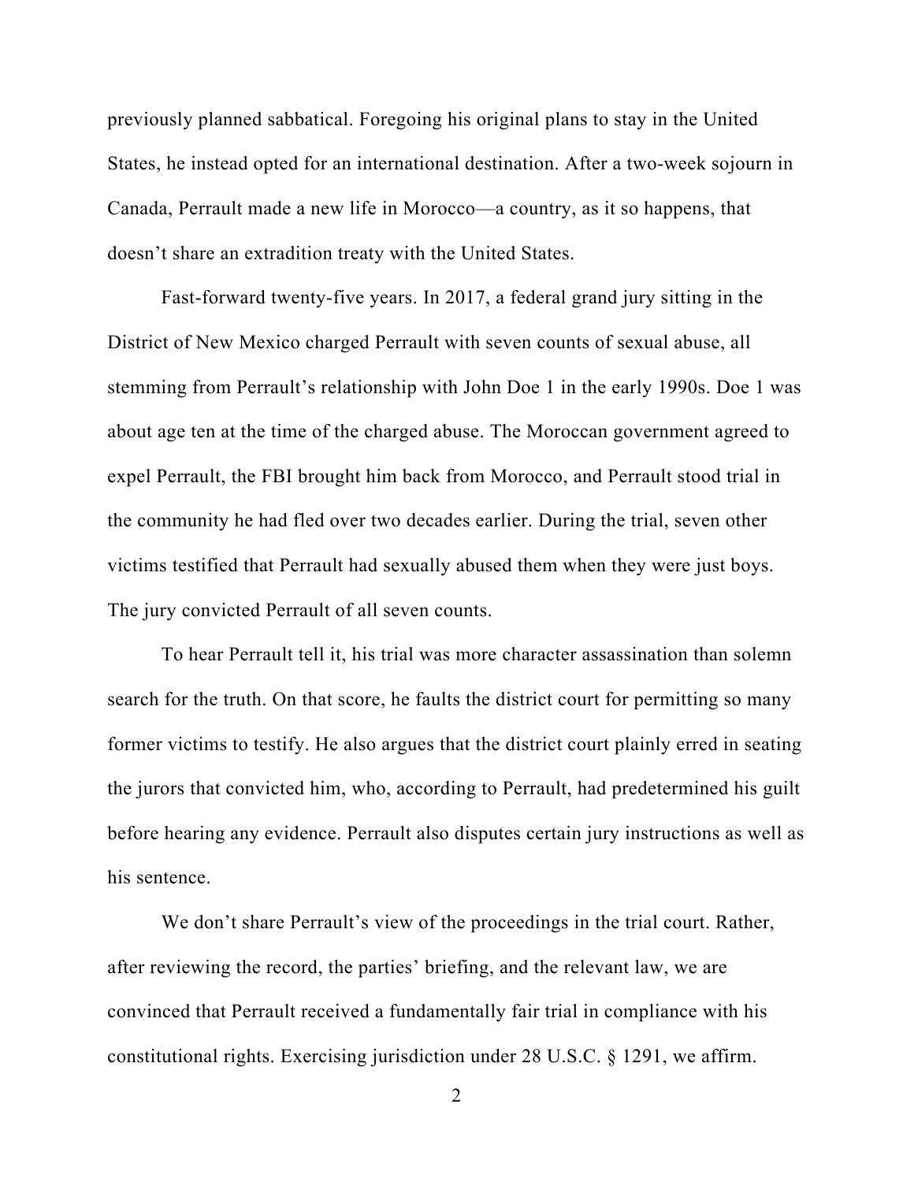previously planned sabbatical. Foregoing his original plans to stay in the United States, he instead opted for an international destination. After a two-week sojourn in Canada, Perrault made a new life in Morocco—a country, as it so happens, that doesn't share an extradition treaty with the United States.

Fast-forward twenty-five years. In 2017, a federal grand jury sitting in the District of New Mexico charged Perrault with seven counts of sexual abuse, all stemming from Perrault's relationship with John Doe 1 in the early 1990s. Doe 1 was about age ten at the time of the charged abuse. The Moroccan government agreed to expel Perrault, the FBI brought him back from Morocco, and Perrault stood trial in the community he had fled over two decades earlier. During the trial, seven other victims testified that Perrault had sexually abused them when they were just boys. The jury convicted Perrault of all seven counts.

To hear Perrault tell it, his trial was more character assassination than solemn search for the truth. On that score, he faults the district court for permitting so many former victims to testify. He also argues that the district court plainly erred in seating the jurors that convicted him, who, according to Perrault, had predetermined his guilt before hearing any evidence. Perrault also disputes certain jury instructions as well as his sentence.

We don't share Perrault's view of the proceedings in the trial court. Rather, after reviewing the record, the parties' briefing, and the relevant law, we are convinced that Perrault received a fundamentally fair trial in compliance with his constitutional rights. Exercising jurisdiction under 28 U.S.C. § 1291, we affirm.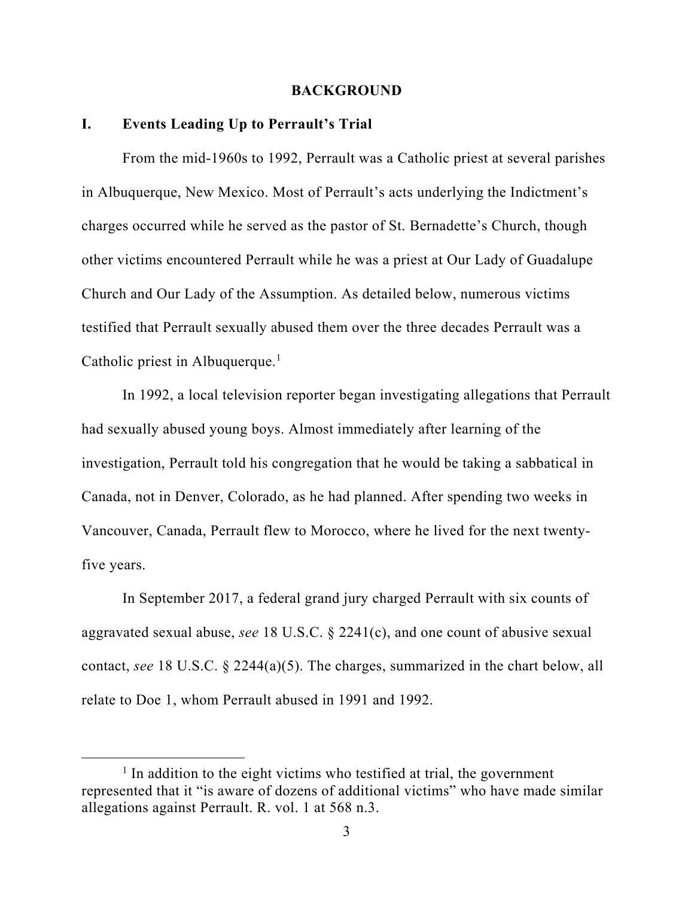## BACKGROUND

### I. Events Leading Up to Perrault's Trial

From the mid-1960s to 1992, Perrault was a Catholic priest at several parishes in Albuquerque, New Mexico. Most of Perrault's acts underlying the Indictment's charges occurred while he served as the pastor of St. Bernadette's Church, though other victims encountered Perrault while he was a priest at Our Lady of Guadalupe Church and Our Lady of the Assumption. As detailed below, numerous victims testified that Perrault sexually abused them over the three decades Perrault was a Catholic priest in Albuquerque.[1]

In 1992, a local television reporter began investigating allegations that Perrault had sexually abused young boys. Almost immediately after learning of the investigation, Perrault told his congregation that he would be taking a sabbatical in Canada, not in Denver, Colorado, as he had planned. After spending two weeks in Vancouver, Canada, Perrault flew to Morocco, where he lived for the next twenty-five years.

In September 2017, a federal grand jury charged Perrault with six counts of aggravated sexual abuse, *see* 18 U.S.C. § 2241(c), and one count of abusive sexual contact, *see* 18 U.S.C. § 2244(a)(5). The charges, summarized in the chart below, all relate to Doe 1, whom Perrault abused in 1991 and 1992.

---

[1] In addition to the eight victims who testified at trial, the government represented that it "is aware of dozens of additional victims" who have made similar allegations against Perrault. R. vol. 1 at 568 n.3.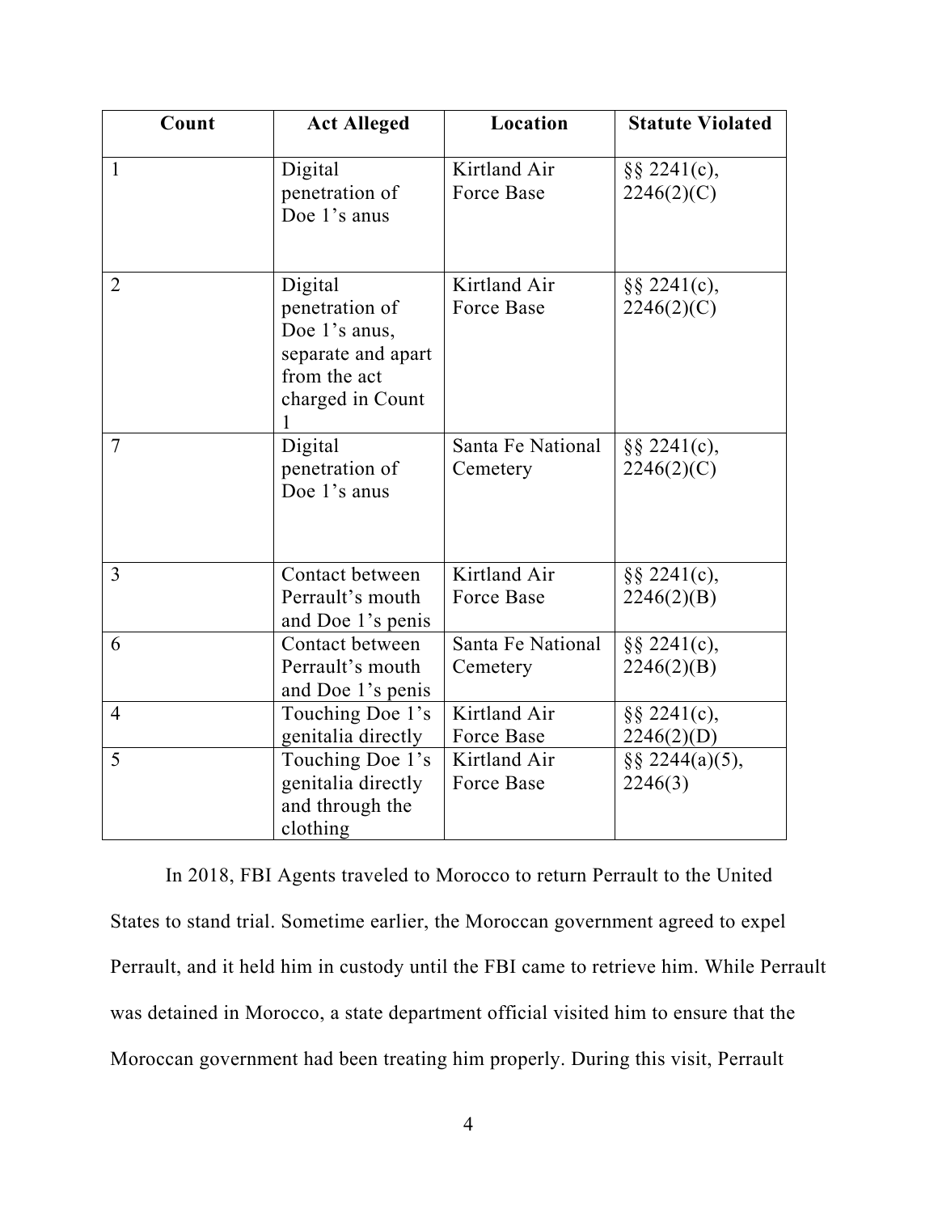| Count | Act Alleged | Location | Statute Violated |
|---|---|---|---|
| 1 | Digital penetration of Doe 1's anus | Kirtland Air Force Base | §§ 2241(c), 2246(2)(C) |
| 2 | Digital penetration of Doe 1's anus, separate and apart from the act charged in Count 1 | Kirtland Air Force Base | §§ 2241(c), 2246(2)(C) |
| 7 | Digital penetration of Doe 1's anus | Santa Fe National Cemetery | §§ 2241(c), 2246(2)(C) |
| 3 | Contact between Perrault's mouth and Doe 1's penis | Kirtland Air Force Base | §§ 2241(c), 2246(2)(B) |
| 6 | Contact between Perrault's mouth and Doe 1's penis | Santa Fe National Cemetery | §§ 2241(c), 2246(2)(B) |
| 4 | Touching Doe 1's genitalia directly | Kirtland Air Force Base | §§ 2241(c), 2246(2)(D) |
| 5 | Touching Doe 1's genitalia directly and through the clothing | Kirtland Air Force Base | §§ 2244(a)(5), 2246(3) |

In 2018, FBI Agents traveled to Morocco to return Perrault to the United States to stand trial. Sometime earlier, the Moroccan government agreed to expel Perrault, and it held him in custody until the FBI came to retrieve him. While Perrault was detained in Morocco, a state department official visited him to ensure that the Moroccan government had been treating him properly. During this visit, Perrault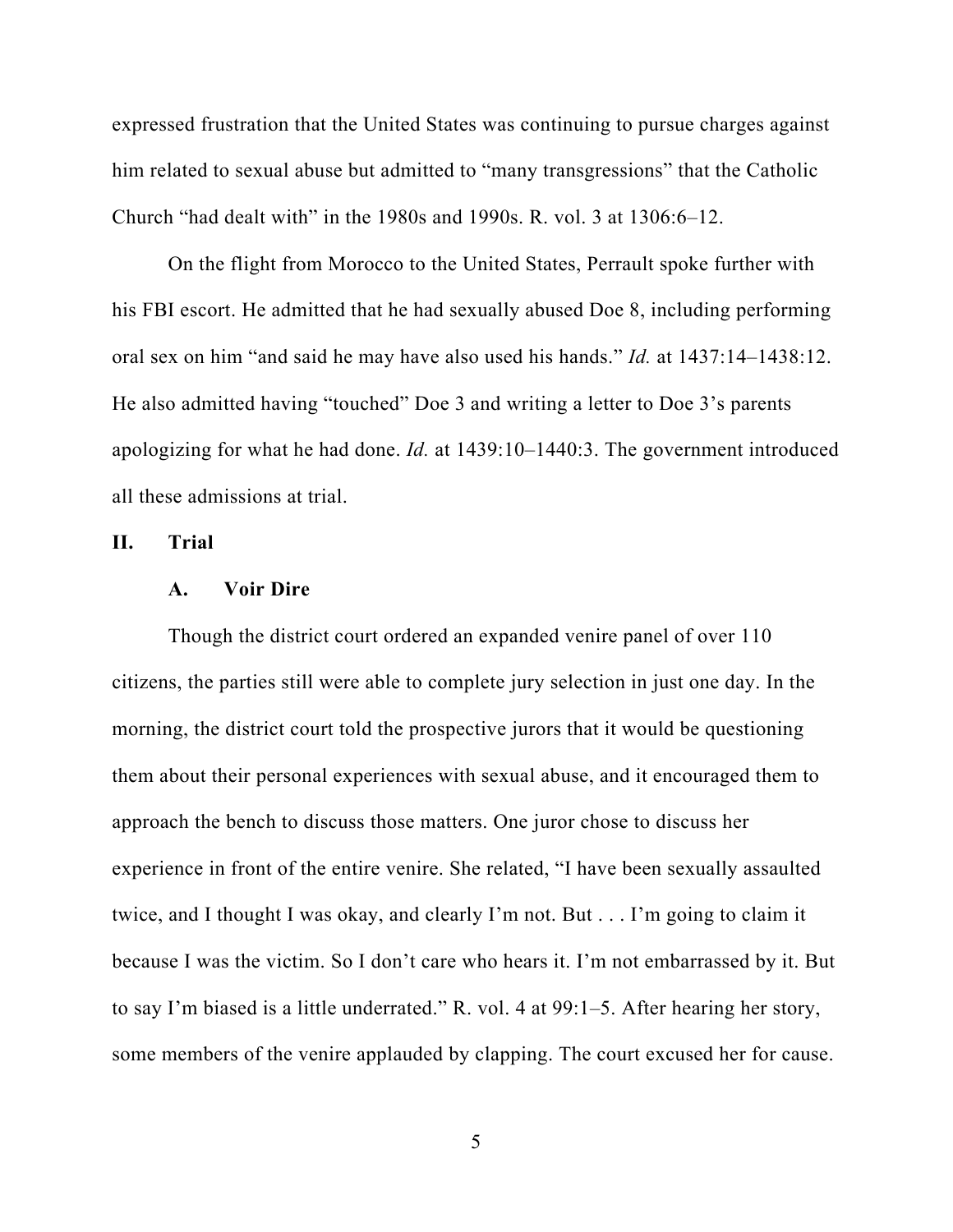expressed frustration that the United States was continuing to pursue charges against him related to sexual abuse but admitted to "many transgressions" that the Catholic Church "had dealt with" in the 1980s and 1990s. R. vol. 3 at 1306:6–12.

On the flight from Morocco to the United States, Perrault spoke further with his FBI escort. He admitted that he had sexually abused Doe 8, including performing oral sex on him "and said he may have also used his hands." *Id.* at 1437:14–1438:12. He also admitted having "touched" Doe 3 and writing a letter to Doe 3's parents apologizing for what he had done. *Id.* at 1439:10–1440:3. The government introduced all these admissions at trial.

## II. Trial

### A. Voir Dire

Though the district court ordered an expanded venire panel of over 110 citizens, the parties still were able to complete jury selection in just one day. In the morning, the district court told the prospective jurors that it would be questioning them about their personal experiences with sexual abuse, and it encouraged them to approach the bench to discuss those matters. One juror chose to discuss her experience in front of the entire venire. She related, "I have been sexually assaulted twice, and I thought I was okay, and clearly I'm not. But . . . I'm going to claim it because I was the victim. So I don't care who hears it. I'm not embarrassed by it. But to say I'm biased is a little underrated." R. vol. 4 at 99:1–5. After hearing her story, some members of the venire applauded by clapping. The court excused her for cause.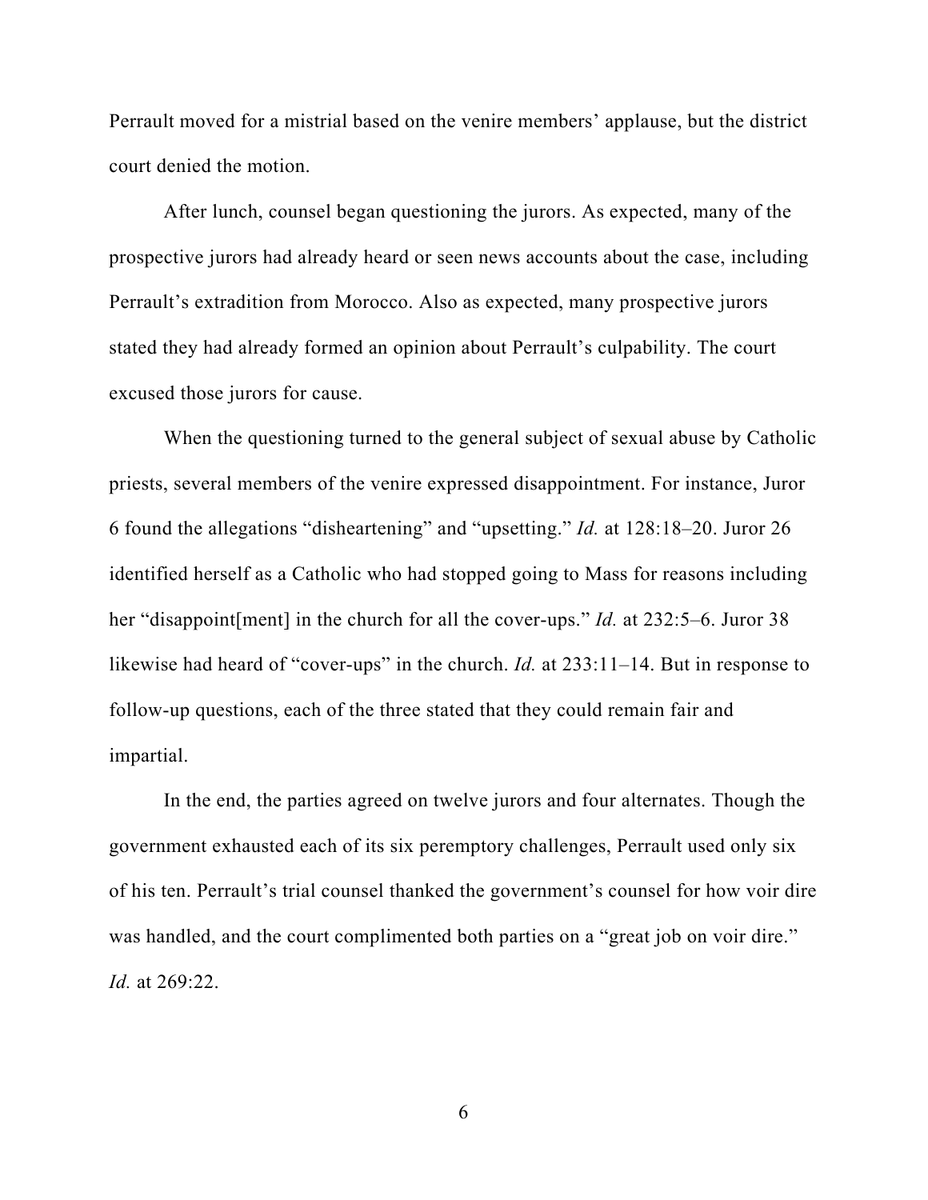Perrault moved for a mistrial based on the venire members' applause, but the district court denied the motion.

After lunch, counsel began questioning the jurors. As expected, many of the prospective jurors had already heard or seen news accounts about the case, including Perrault's extradition from Morocco. Also as expected, many prospective jurors stated they had already formed an opinion about Perrault's culpability. The court excused those jurors for cause.

When the questioning turned to the general subject of sexual abuse by Catholic priests, several members of the venire expressed disappointment. For instance, Juror 6 found the allegations "disheartening" and "upsetting." *Id.* at 128:18–20. Juror 26 identified herself as a Catholic who had stopped going to Mass for reasons including her "disappoint[ment] in the church for all the cover-ups." *Id.* at 232:5–6. Juror 38 likewise had heard of "cover-ups" in the church. *Id.* at 233:11–14. But in response to follow-up questions, each of the three stated that they could remain fair and impartial.

In the end, the parties agreed on twelve jurors and four alternates. Though the government exhausted each of its six peremptory challenges, Perrault used only six of his ten. Perrault's trial counsel thanked the government's counsel for how voir dire was handled, and the court complimented both parties on a "great job on voir dire." *Id.* at 269:22.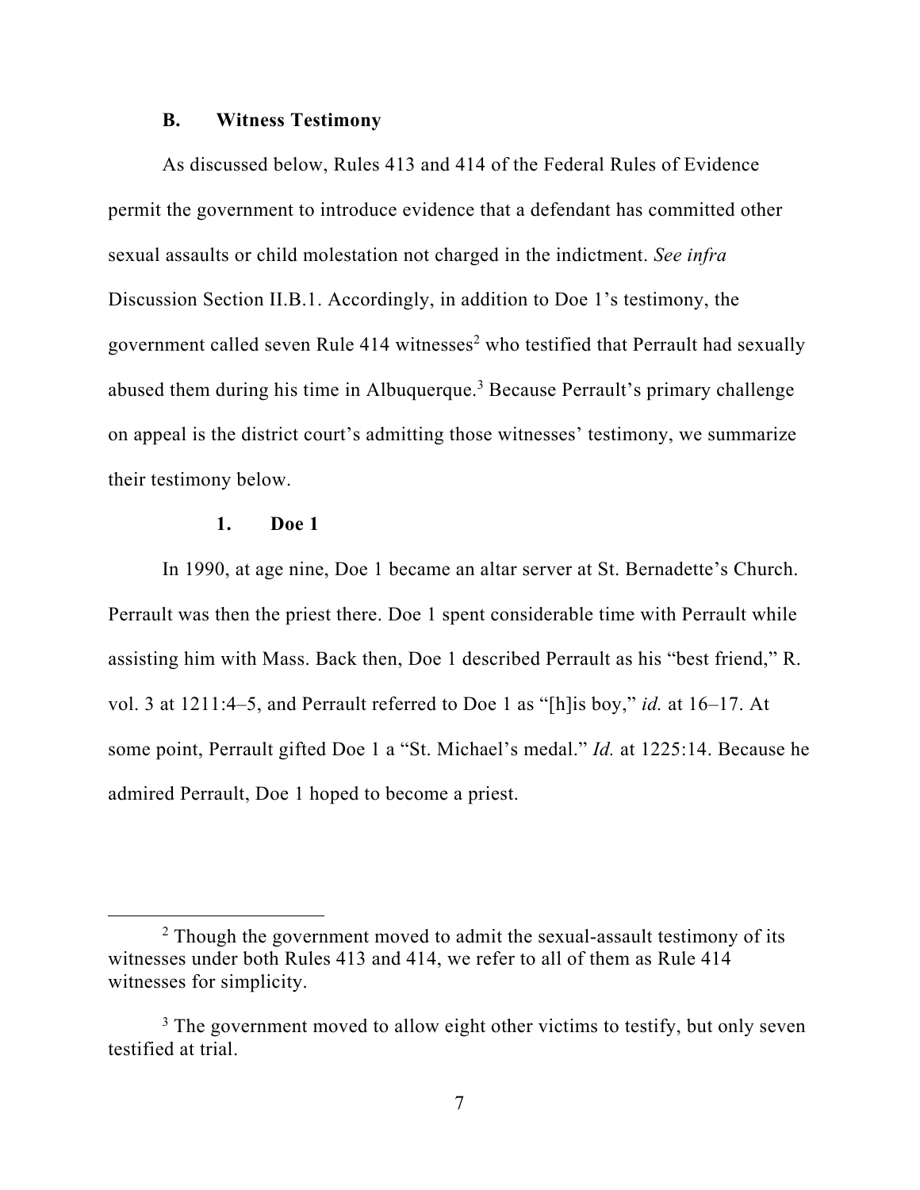### B. Witness Testimony

As discussed below, Rules 413 and 414 of the Federal Rules of Evidence permit the government to introduce evidence that a defendant has committed other sexual assaults or child molestation not charged in the indictment. *See infra* Discussion Section II.B.1. Accordingly, in addition to Doe 1's testimony, the government called seven Rule 414 witnesses[2] who testified that Perrault had sexually abused them during his time in Albuquerque.[3] Because Perrault's primary challenge on appeal is the district court's admitting those witnesses' testimony, we summarize their testimony below.

#### 1. Doe 1

In 1990, at age nine, Doe 1 became an altar server at St. Bernadette's Church. Perrault was then the priest there. Doe 1 spent considerable time with Perrault while assisting him with Mass. Back then, Doe 1 described Perrault as his "best friend," R. vol. 3 at 1211:4–5, and Perrault referred to Doe 1 as "[h]is boy," *id.* at 16–17. At some point, Perrault gifted Doe 1 a "St. Michael's medal." *Id.* at 1225:14. Because he admired Perrault, Doe 1 hoped to become a priest.

---

[2] Though the government moved to admit the sexual-assault testimony of its witnesses under both Rules 413 and 414, we refer to all of them as Rule 414 witnesses for simplicity.

[3] The government moved to allow eight other victims to testify, but only seven testified at trial.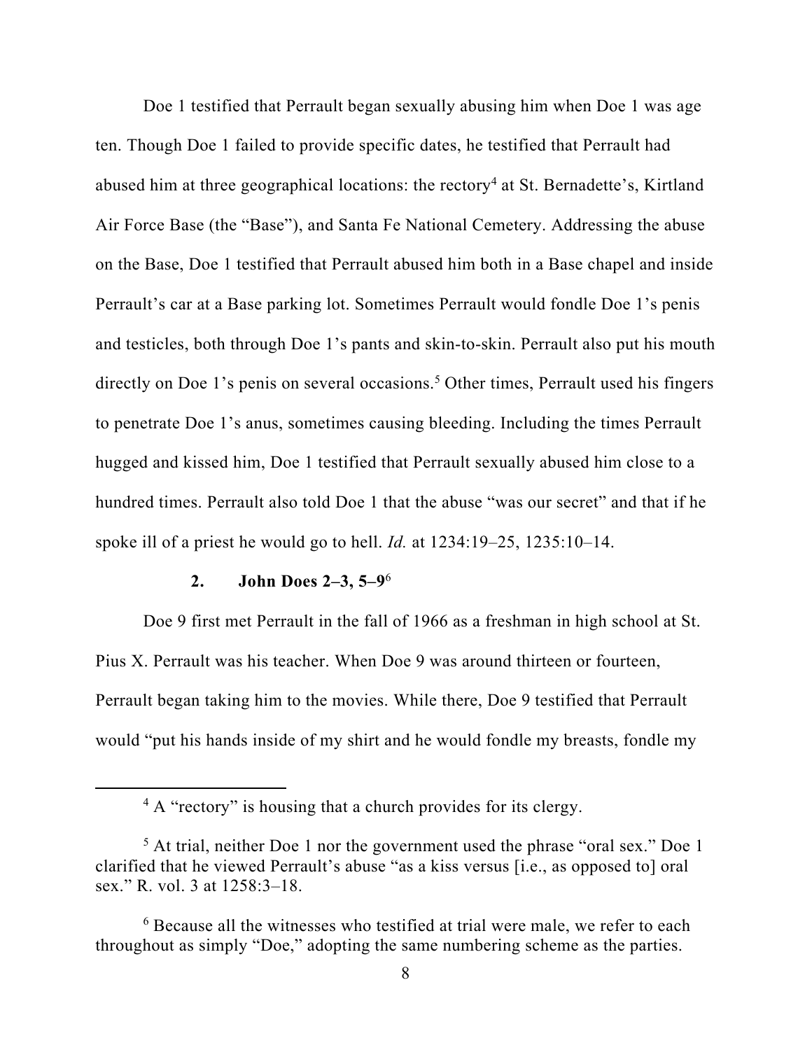Doe 1 testified that Perrault began sexually abusing him when Doe 1 was age ten. Though Doe 1 failed to provide specific dates, he testified that Perrault had abused him at three geographical locations: the rectory[4] at St. Bernadette's, Kirtland Air Force Base (the "Base"), and Santa Fe National Cemetery. Addressing the abuse on the Base, Doe 1 testified that Perrault abused him both in a Base chapel and inside Perrault's car at a Base parking lot. Sometimes Perrault would fondle Doe 1's penis and testicles, both through Doe 1's pants and skin-to-skin. Perrault also put his mouth directly on Doe 1's penis on several occasions.[5] Other times, Perrault used his fingers to penetrate Doe 1's anus, sometimes causing bleeding. Including the times Perrault hugged and kissed him, Doe 1 testified that Perrault sexually abused him close to a hundred times. Perrault also told Doe 1 that the abuse "was our secret" and that if he spoke ill of a priest he would go to hell. *Id.* at 1234:19–25, 1235:10–14.

### 2. John Does 2–3, 5–9[6]

Doe 9 first met Perrault in the fall of 1966 as a freshman in high school at St. Pius X. Perrault was his teacher. When Doe 9 was around thirteen or fourteen, Perrault began taking him to the movies. While there, Doe 9 testified that Perrault would "put his hands inside of my shirt and he would fondle my breasts, fondle my

---

[4] A "rectory" is housing that a church provides for its clergy.

[5] At trial, neither Doe 1 nor the government used the phrase "oral sex." Doe 1 clarified that he viewed Perrault's abuse "as a kiss versus [i.e., as opposed to] oral sex." R. vol. 3 at 1258:3–18.

[6] Because all the witnesses who testified at trial were male, we refer to each throughout as simply "Doe," adopting the same numbering scheme as the parties.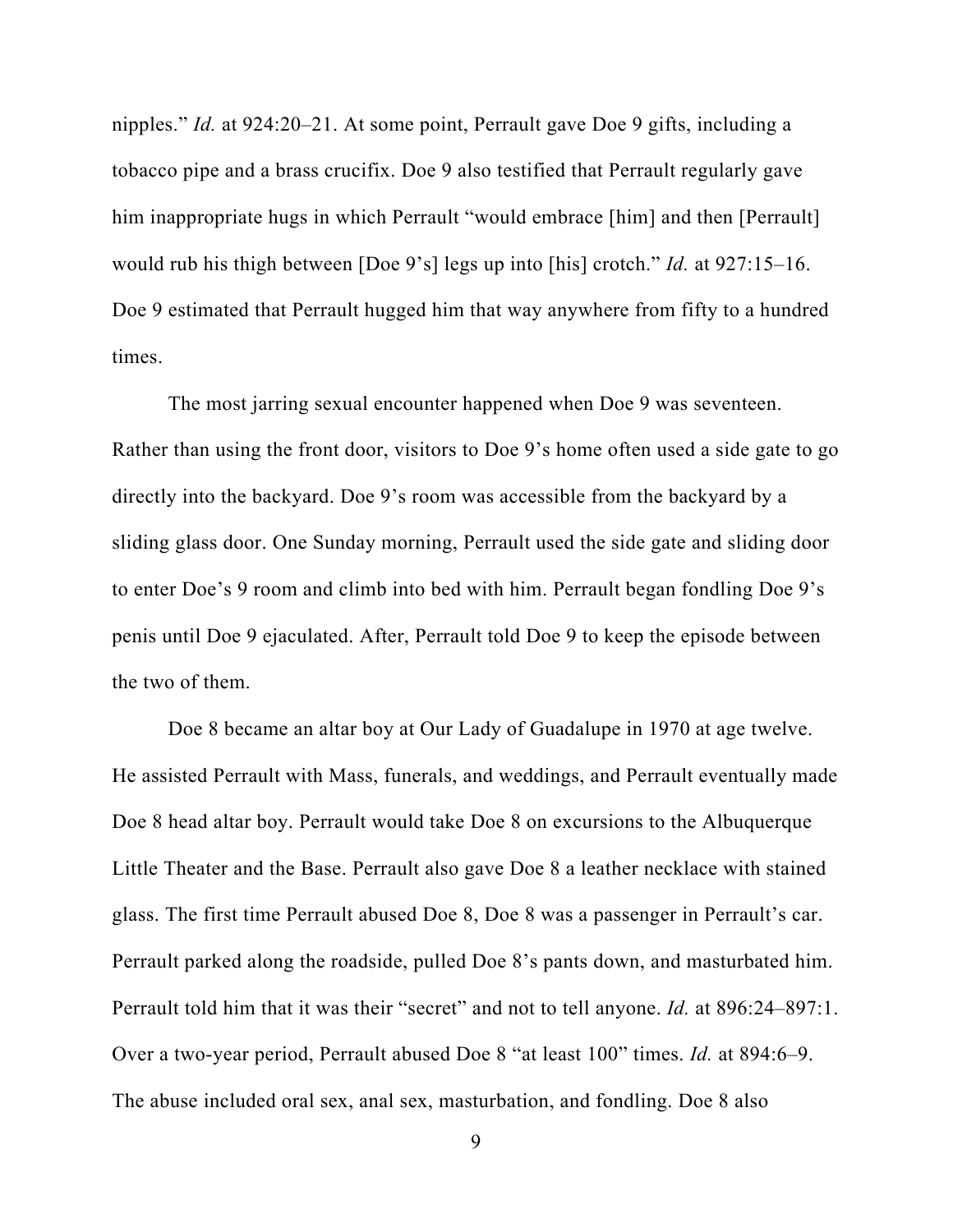nipples." *Id.* at 924:20–21. At some point, Perrault gave Doe 9 gifts, including a tobacco pipe and a brass crucifix. Doe 9 also testified that Perrault regularly gave him inappropriate hugs in which Perrault "would embrace [him] and then [Perrault] would rub his thigh between [Doe 9's] legs up into [his] crotch." *Id.* at 927:15–16. Doe 9 estimated that Perrault hugged him that way anywhere from fifty to a hundred times.

The most jarring sexual encounter happened when Doe 9 was seventeen. Rather than using the front door, visitors to Doe 9's home often used a side gate to go directly into the backyard. Doe 9's room was accessible from the backyard by a sliding glass door. One Sunday morning, Perrault used the side gate and sliding door to enter Doe's 9 room and climb into bed with him. Perrault began fondling Doe 9's penis until Doe 9 ejaculated. After, Perrault told Doe 9 to keep the episode between the two of them.

Doe 8 became an altar boy at Our Lady of Guadalupe in 1970 at age twelve. He assisted Perrault with Mass, funerals, and weddings, and Perrault eventually made Doe 8 head altar boy. Perrault would take Doe 8 on excursions to the Albuquerque Little Theater and the Base. Perrault also gave Doe 8 a leather necklace with stained glass. The first time Perrault abused Doe 8, Doe 8 was a passenger in Perrault's car. Perrault parked along the roadside, pulled Doe 8's pants down, and masturbated him. Perrault told him that it was their "secret" and not to tell anyone. *Id.* at 896:24–897:1. Over a two-year period, Perrault abused Doe 8 "at least 100" times. *Id.* at 894:6–9. The abuse included oral sex, anal sex, masturbation, and fondling. Doe 8 also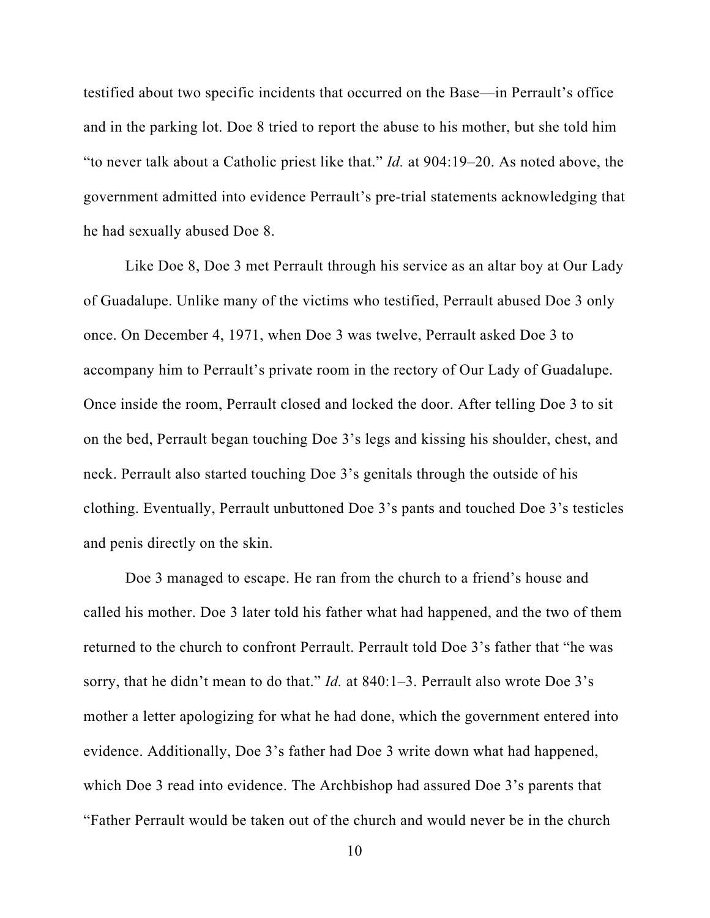testified about two specific incidents that occurred on the Base—in Perrault's office and in the parking lot. Doe 8 tried to report the abuse to his mother, but she told him "to never talk about a Catholic priest like that." *Id.* at 904:19–20. As noted above, the government admitted into evidence Perrault's pre-trial statements acknowledging that he had sexually abused Doe 8.

Like Doe 8, Doe 3 met Perrault through his service as an altar boy at Our Lady of Guadalupe. Unlike many of the victims who testified, Perrault abused Doe 3 only once. On December 4, 1971, when Doe 3 was twelve, Perrault asked Doe 3 to accompany him to Perrault's private room in the rectory of Our Lady of Guadalupe. Once inside the room, Perrault closed and locked the door. After telling Doe 3 to sit on the bed, Perrault began touching Doe 3's legs and kissing his shoulder, chest, and neck. Perrault also started touching Doe 3's genitals through the outside of his clothing. Eventually, Perrault unbuttoned Doe 3's pants and touched Doe 3's testicles and penis directly on the skin.

Doe 3 managed to escape. He ran from the church to a friend's house and called his mother. Doe 3 later told his father what had happened, and the two of them returned to the church to confront Perrault. Perrault told Doe 3's father that "he was sorry, that he didn't mean to do that." *Id.* at 840:1–3. Perrault also wrote Doe 3's mother a letter apologizing for what he had done, which the government entered into evidence. Additionally, Doe 3's father had Doe 3 write down what had happened, which Doe 3 read into evidence. The Archbishop had assured Doe 3's parents that "Father Perrault would be taken out of the church and would never be in the church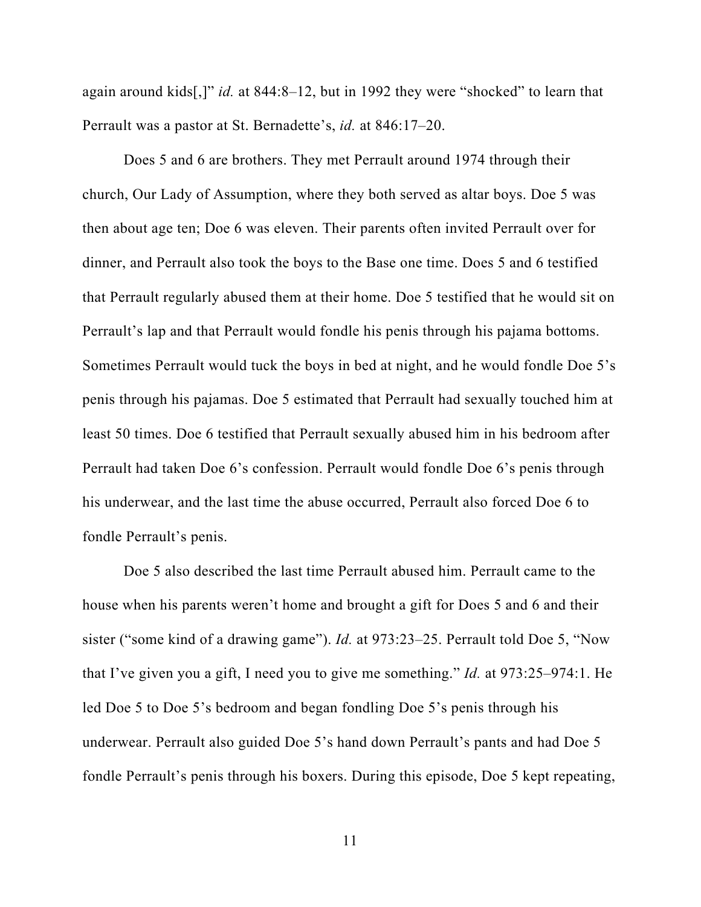again around kids[,]" *id.* at 844:8–12, but in 1992 they were "shocked" to learn that Perrault was a pastor at St. Bernadette's, *id.* at 846:17–20.

Does 5 and 6 are brothers. They met Perrault around 1974 through their church, Our Lady of Assumption, where they both served as altar boys. Doe 5 was then about age ten; Doe 6 was eleven. Their parents often invited Perrault over for dinner, and Perrault also took the boys to the Base one time. Does 5 and 6 testified that Perrault regularly abused them at their home. Doe 5 testified that he would sit on Perrault's lap and that Perrault would fondle his penis through his pajama bottoms. Sometimes Perrault would tuck the boys in bed at night, and he would fondle Doe 5's penis through his pajamas. Doe 5 estimated that Perrault had sexually touched him at least 50 times. Doe 6 testified that Perrault sexually abused him in his bedroom after Perrault had taken Doe 6's confession. Perrault would fondle Doe 6's penis through his underwear, and the last time the abuse occurred, Perrault also forced Doe 6 to fondle Perrault's penis.

Doe 5 also described the last time Perrault abused him. Perrault came to the house when his parents weren't home and brought a gift for Does 5 and 6 and their sister ("some kind of a drawing game"). *Id.* at 973:23–25. Perrault told Doe 5, "Now that I've given you a gift, I need you to give me something." *Id.* at 973:25–974:1. He led Doe 5 to Doe 5's bedroom and began fondling Doe 5's penis through his underwear. Perrault also guided Doe 5's hand down Perrault's pants and had Doe 5 fondle Perrault's penis through his boxers. During this episode, Doe 5 kept repeating,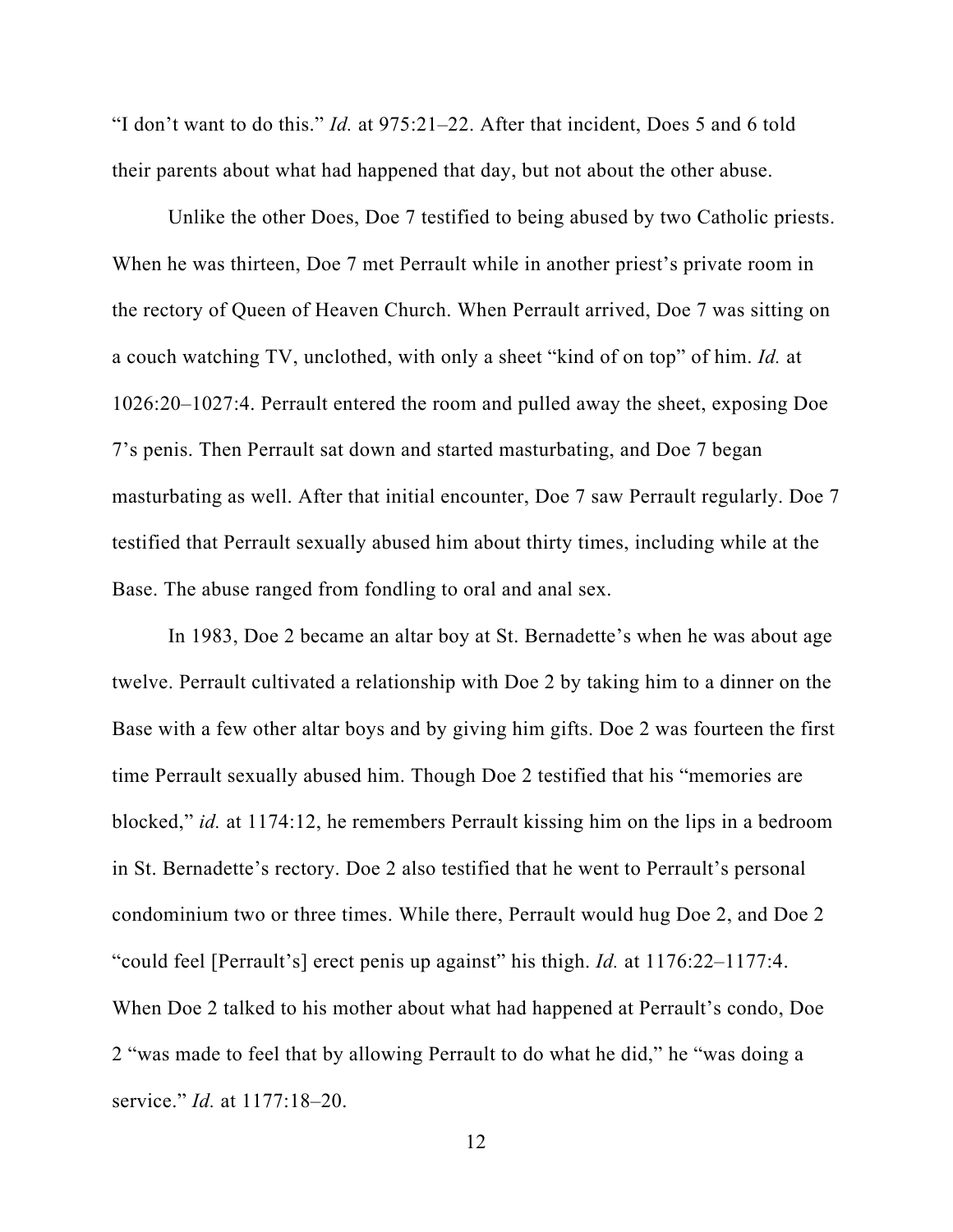"I don't want to do this." *Id.* at 975:21–22. After that incident, Does 5 and 6 told their parents about what had happened that day, but not about the other abuse.

Unlike the other Does, Doe 7 testified to being abused by two Catholic priests. When he was thirteen, Doe 7 met Perrault while in another priest's private room in the rectory of Queen of Heaven Church. When Perrault arrived, Doe 7 was sitting on a couch watching TV, unclothed, with only a sheet "kind of on top" of him. *Id.* at 1026:20–1027:4. Perrault entered the room and pulled away the sheet, exposing Doe 7's penis. Then Perrault sat down and started masturbating, and Doe 7 began masturbating as well. After that initial encounter, Doe 7 saw Perrault regularly. Doe 7 testified that Perrault sexually abused him about thirty times, including while at the Base. The abuse ranged from fondling to oral and anal sex.

In 1983, Doe 2 became an altar boy at St. Bernadette's when he was about age twelve. Perrault cultivated a relationship with Doe 2 by taking him to a dinner on the Base with a few other altar boys and by giving him gifts. Doe 2 was fourteen the first time Perrault sexually abused him. Though Doe 2 testified that his "memories are blocked," *id.* at 1174:12, he remembers Perrault kissing him on the lips in a bedroom in St. Bernadette's rectory. Doe 2 also testified that he went to Perrault's personal condominium two or three times. While there, Perrault would hug Doe 2, and Doe 2 "could feel [Perrault's] erect penis up against" his thigh. *Id.* at 1176:22–1177:4. When Doe 2 talked to his mother about what had happened at Perrault's condo, Doe 2 "was made to feel that by allowing Perrault to do what he did," he "was doing a service." *Id.* at 1177:18–20.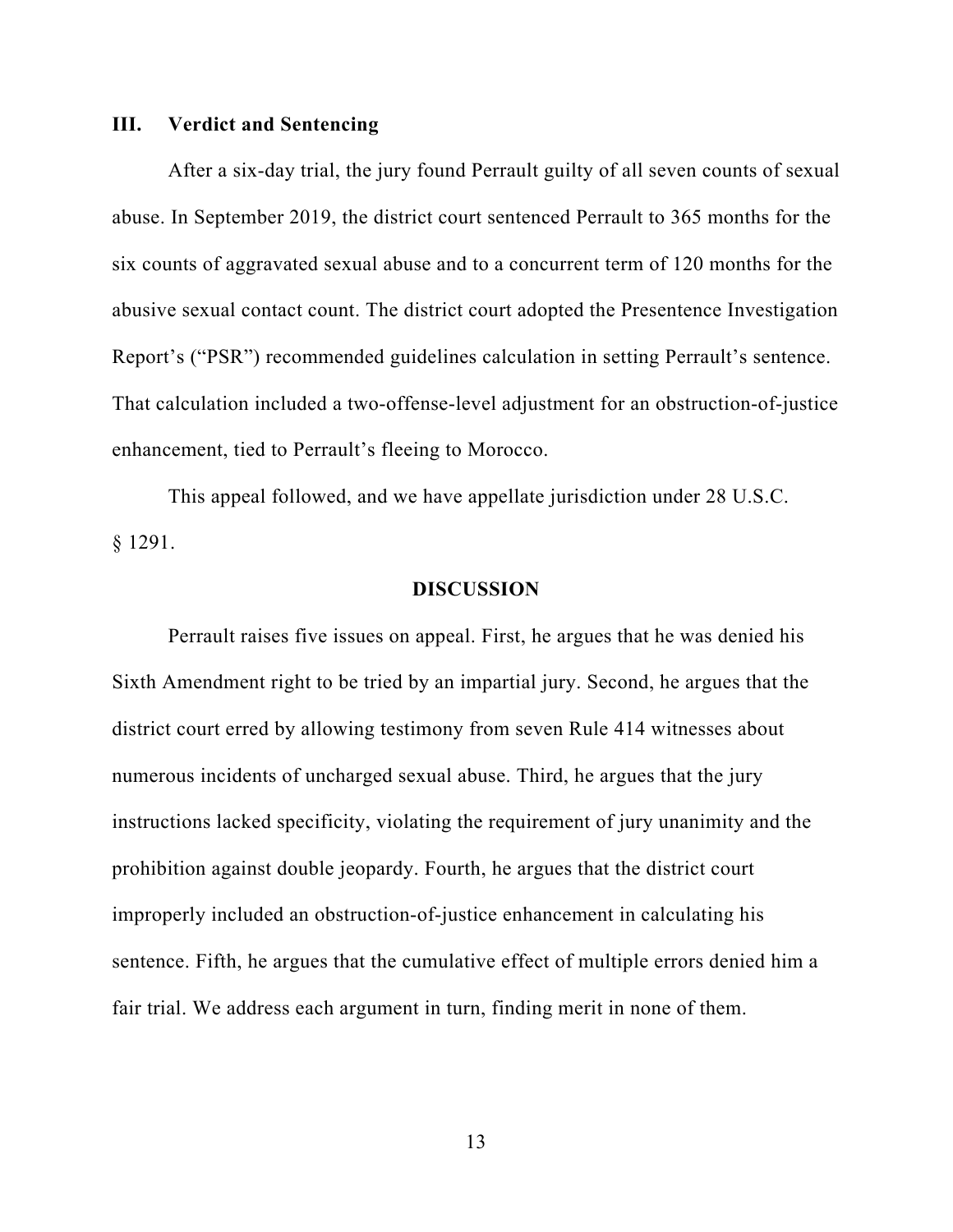### III. Verdict and Sentencing

After a six-day trial, the jury found Perrault guilty of all seven counts of sexual abuse. In September 2019, the district court sentenced Perrault to 365 months for the six counts of aggravated sexual abuse and to a concurrent term of 120 months for the abusive sexual contact count. The district court adopted the Presentence Investigation Report's ("PSR") recommended guidelines calculation in setting Perrault's sentence. That calculation included a two-offense-level adjustment for an obstruction-of-justice enhancement, tied to Perrault's fleeing to Morocco.

This appeal followed, and we have appellate jurisdiction under 28 U.S.C. § 1291.

## DISCUSSION

Perrault raises five issues on appeal. First, he argues that he was denied his Sixth Amendment right to be tried by an impartial jury. Second, he argues that the district court erred by allowing testimony from seven Rule 414 witnesses about numerous incidents of uncharged sexual abuse. Third, he argues that the jury instructions lacked specificity, violating the requirement of jury unanimity and the prohibition against double jeopardy. Fourth, he argues that the district court improperly included an obstruction-of-justice enhancement in calculating his sentence. Fifth, he argues that the cumulative effect of multiple errors denied him a fair trial. We address each argument in turn, finding merit in none of them.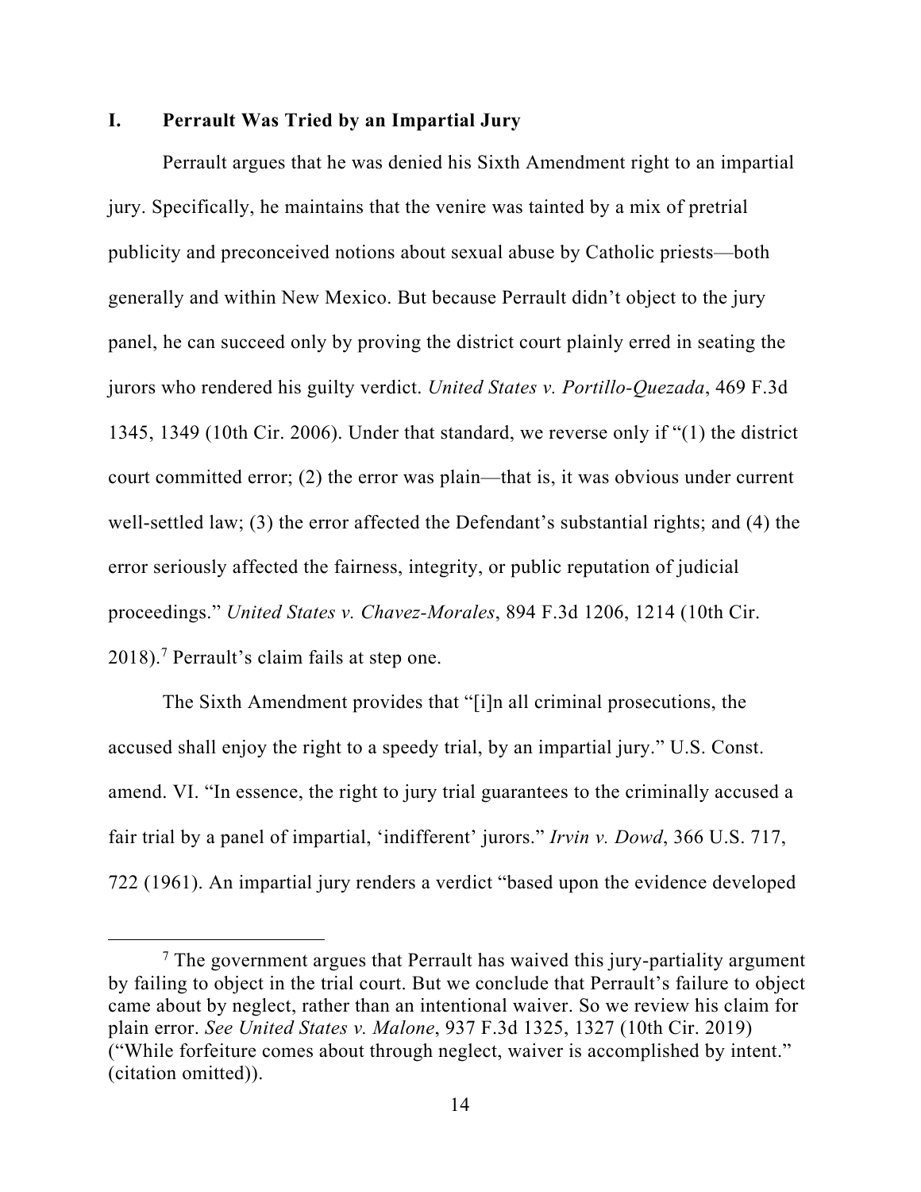## I. Perrault Was Tried by an Impartial Jury

Perrault argues that he was denied his Sixth Amendment right to an impartial jury. Specifically, he maintains that the venire was tainted by a mix of pretrial publicity and preconceived notions about sexual abuse by Catholic priests—both generally and within New Mexico. But because Perrault didn't object to the jury panel, he can succeed only by proving the district court plainly erred in seating the jurors who rendered his guilty verdict. *United States v. Portillo-Quezada*, 469 F.3d 1345, 1349 (10th Cir. 2006). Under that standard, we reverse only if "(1) the district court committed error; (2) the error was plain—that is, it was obvious under current well-settled law; (3) the error affected the Defendant's substantial rights; and (4) the error seriously affected the fairness, integrity, or public reputation of judicial proceedings." *United States v. Chavez-Morales*, 894 F.3d 1206, 1214 (10th Cir. 2018).[7] Perrault's claim fails at step one.

The Sixth Amendment provides that "[i]n all criminal prosecutions, the accused shall enjoy the right to a speedy trial, by an impartial jury." U.S. Const. amend. VI. "In essence, the right to jury trial guarantees to the criminally accused a fair trial by a panel of impartial, 'indifferent' jurors." *Irvin v. Dowd*, 366 U.S. 717, 722 (1961). An impartial jury renders a verdict "based upon the evidence developed

---

[7] The government argues that Perrault has waived this jury-partiality argument by failing to object in the trial court. But we conclude that Perrault's failure to object came about by neglect, rather than an intentional waiver. So we review his claim for plain error. *See United States v. Malone*, 937 F.3d 1325, 1327 (10th Cir. 2019) ("While forfeiture comes about through neglect, waiver is accomplished by intent." (citation omitted)).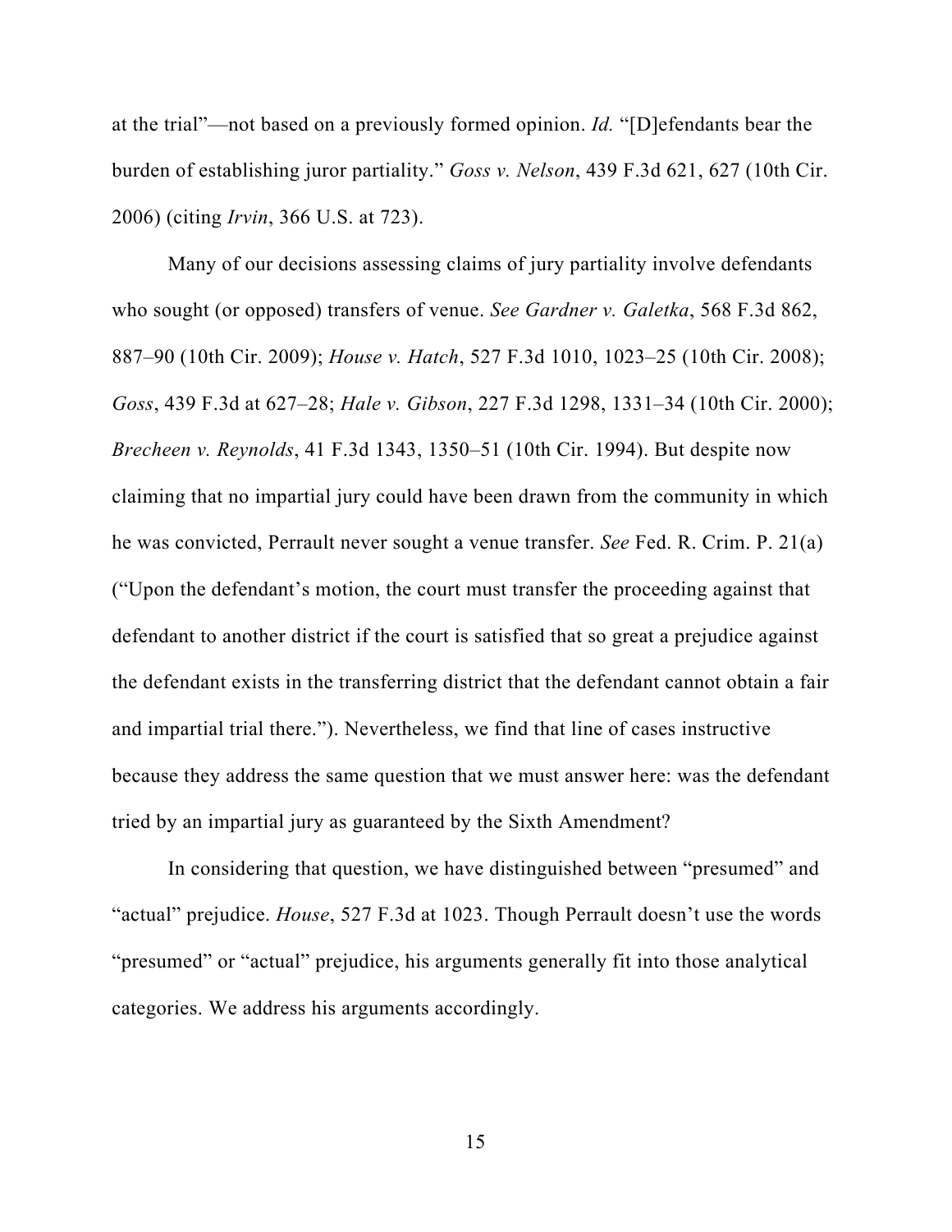at the trial"—not based on a previously formed opinion. *Id.* "[D]efendants bear the burden of establishing juror partiality." *Goss v. Nelson*, 439 F.3d 621, 627 (10th Cir. 2006) (citing *Irvin*, 366 U.S. at 723).

Many of our decisions assessing claims of jury partiality involve defendants who sought (or opposed) transfers of venue. *See Gardner v. Galetka*, 568 F.3d 862, 887–90 (10th Cir. 2009); *House v. Hatch*, 527 F.3d 1010, 1023–25 (10th Cir. 2008); *Goss*, 439 F.3d at 627–28; *Hale v. Gibson*, 227 F.3d 1298, 1331–34 (10th Cir. 2000); *Brecheen v. Reynolds*, 41 F.3d 1343, 1350–51 (10th Cir. 1994). But despite now claiming that no impartial jury could have been drawn from the community in which he was convicted, Perrault never sought a venue transfer. *See* Fed. R. Crim. P. 21(a) ("Upon the defendant's motion, the court must transfer the proceeding against that defendant to another district if the court is satisfied that so great a prejudice against the defendant exists in the transferring district that the defendant cannot obtain a fair and impartial trial there."). Nevertheless, we find that line of cases instructive because they address the same question that we must answer here: was the defendant tried by an impartial jury as guaranteed by the Sixth Amendment?

In considering that question, we have distinguished between "presumed" and "actual" prejudice. *House*, 527 F.3d at 1023. Though Perrault doesn't use the words "presumed" or "actual" prejudice, his arguments generally fit into those analytical categories. We address his arguments accordingly.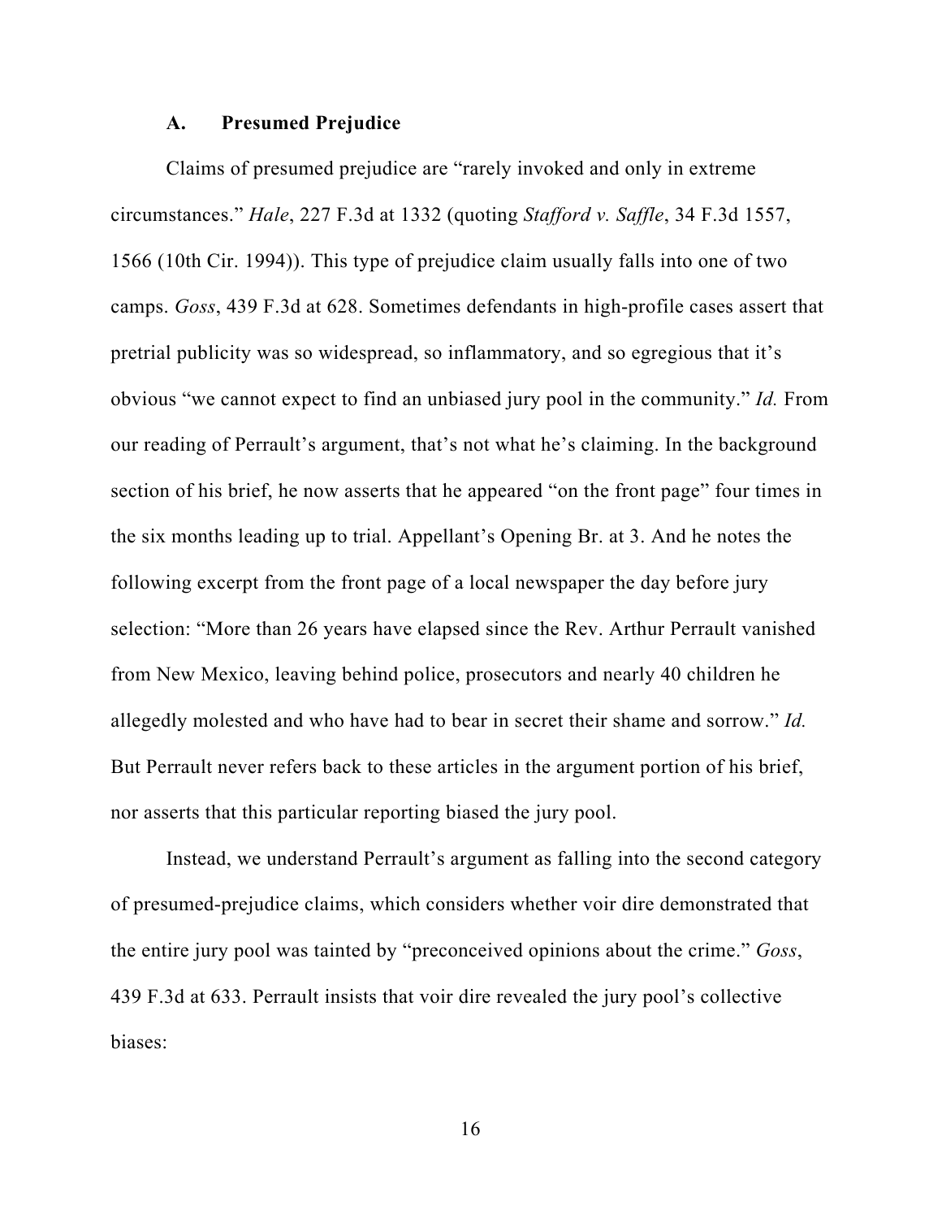### A. Presumed Prejudice

Claims of presumed prejudice are "rarely invoked and only in extreme circumstances." *Hale*, 227 F.3d at 1332 (quoting *Stafford v. Saffle*, 34 F.3d 1557, 1566 (10th Cir. 1994)). This type of prejudice claim usually falls into one of two camps. *Goss*, 439 F.3d at 628. Sometimes defendants in high-profile cases assert that pretrial publicity was so widespread, so inflammatory, and so egregious that it's obvious "we cannot expect to find an unbiased jury pool in the community." *Id.* From our reading of Perrault's argument, that's not what he's claiming. In the background section of his brief, he now asserts that he appeared "on the front page" four times in the six months leading up to trial. Appellant's Opening Br. at 3. And he notes the following excerpt from the front page of a local newspaper the day before jury selection: "More than 26 years have elapsed since the Rev. Arthur Perrault vanished from New Mexico, leaving behind police, prosecutors and nearly 40 children he allegedly molested and who have had to bear in secret their shame and sorrow." *Id.* But Perrault never refers back to these articles in the argument portion of his brief, nor asserts that this particular reporting biased the jury pool.

Instead, we understand Perrault's argument as falling into the second category of presumed-prejudice claims, which considers whether voir dire demonstrated that the entire jury pool was tainted by "preconceived opinions about the crime." *Goss*, 439 F.3d at 633. Perrault insists that voir dire revealed the jury pool's collective biases: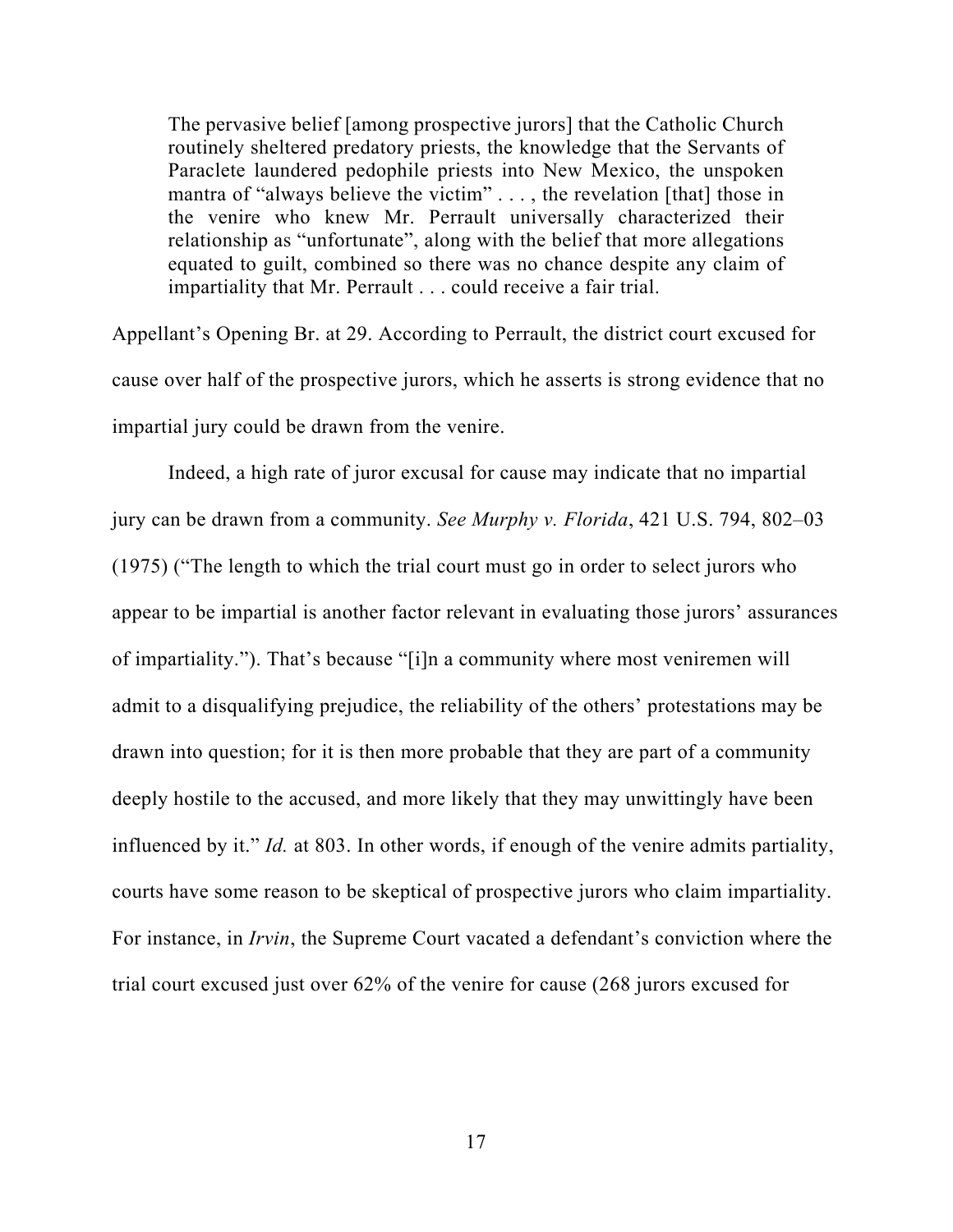> The pervasive belief [among prospective jurors] that the Catholic Church routinely sheltered predatory priests, the knowledge that the Servants of Paraclete laundered pedophile priests into New Mexico, the unspoken mantra of "always believe the victim" . . . , the revelation [that] those in the venire who knew Mr. Perrault universally characterized their relationship as "unfortunate", along with the belief that more allegations equated to guilt, combined so there was no chance despite any claim of impartiality that Mr. Perrault . . . could receive a fair trial.

Appellant's Opening Br. at 29. According to Perrault, the district court excused for cause over half of the prospective jurors, which he asserts is strong evidence that no impartial jury could be drawn from the venire.

Indeed, a high rate of juror excusal for cause may indicate that no impartial jury can be drawn from a community. *See Murphy v. Florida*, 421 U.S. 794, 802–03 (1975) ("The length to which the trial court must go in order to select jurors who appear to be impartial is another factor relevant in evaluating those jurors' assurances of impartiality."). That's because "[i]n a community where most veniremen will admit to a disqualifying prejudice, the reliability of the others' protestations may be drawn into question; for it is then more probable that they are part of a community deeply hostile to the accused, and more likely that they may unwittingly have been influenced by it." *Id.* at 803. In other words, if enough of the venire admits partiality, courts have some reason to be skeptical of prospective jurors who claim impartiality. For instance, in *Irvin*, the Supreme Court vacated a defendant's conviction where the trial court excused just over 62% of the venire for cause (268 jurors excused for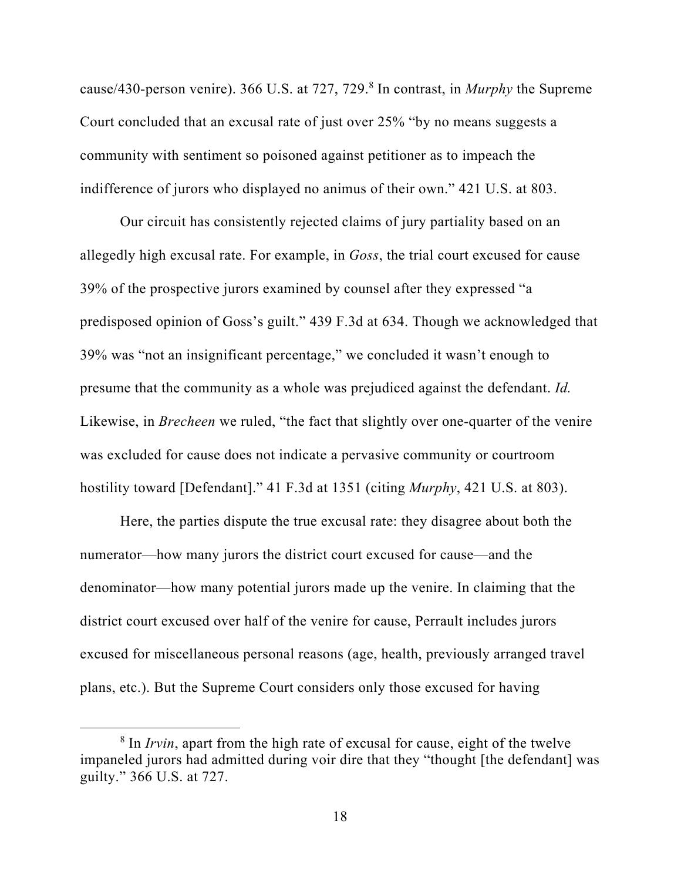cause/430-person venire). 366 U.S. at 727, 729.[8] In contrast, in *Murphy* the Supreme Court concluded that an excusal rate of just over 25% "by no means suggests a community with sentiment so poisoned against petitioner as to impeach the indifference of jurors who displayed no animus of their own." 421 U.S. at 803.

Our circuit has consistently rejected claims of jury partiality based on an allegedly high excusal rate. For example, in *Goss*, the trial court excused for cause 39% of the prospective jurors examined by counsel after they expressed "a predisposed opinion of Goss's guilt." 439 F.3d at 634. Though we acknowledged that 39% was "not an insignificant percentage," we concluded it wasn't enough to presume that the community as a whole was prejudiced against the defendant. *Id.* Likewise, in *Brecheen* we ruled, "the fact that slightly over one-quarter of the venire was excluded for cause does not indicate a pervasive community or courtroom hostility toward [Defendant]." 41 F.3d at 1351 (citing *Murphy*, 421 U.S. at 803).

Here, the parties dispute the true excusal rate: they disagree about both the numerator—how many jurors the district court excused for cause—and the denominator—how many potential jurors made up the venire. In claiming that the district court excused over half of the venire for cause, Perrault includes jurors excused for miscellaneous personal reasons (age, health, previously arranged travel plans, etc.). But the Supreme Court considers only those excused for having

[8] In *Irvin*, apart from the high rate of excusal for cause, eight of the twelve impaneled jurors had admitted during voir dire that they "thought [the defendant] was guilty." 366 U.S. at 727.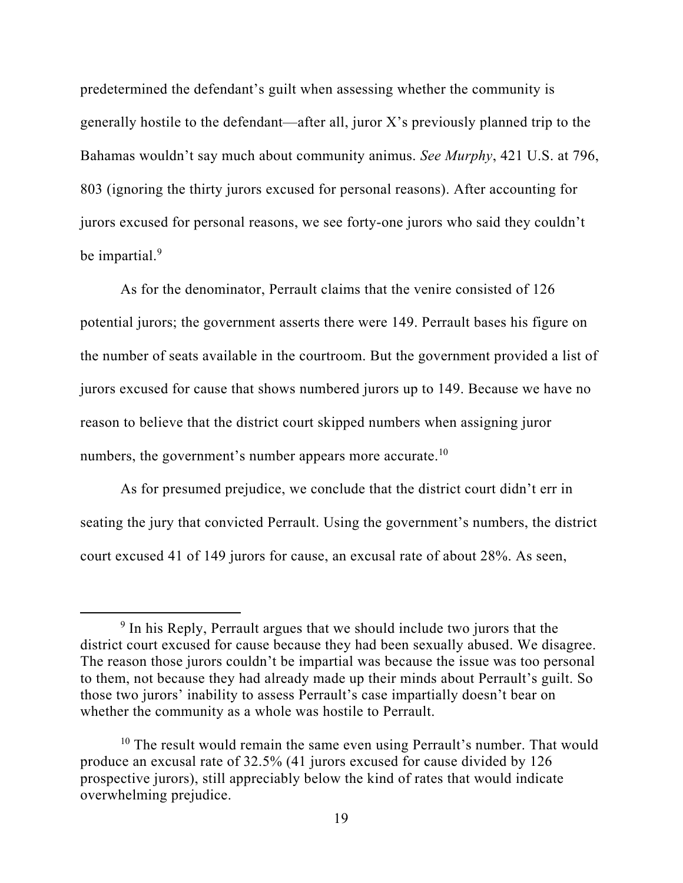predetermined the defendant's guilt when assessing whether the community is generally hostile to the defendant—after all, juror X's previously planned trip to the Bahamas wouldn't say much about community animus. *See Murphy*, 421 U.S. at 796, 803 (ignoring the thirty jurors excused for personal reasons). After accounting for jurors excused for personal reasons, we see forty-one jurors who said they couldn't be impartial.[9]

As for the denominator, Perrault claims that the venire consisted of 126 potential jurors; the government asserts there were 149. Perrault bases his figure on the number of seats available in the courtroom. But the government provided a list of jurors excused for cause that shows numbered jurors up to 149. Because we have no reason to believe that the district court skipped numbers when assigning juror numbers, the government's number appears more accurate.[10]

As for presumed prejudice, we conclude that the district court didn't err in seating the jury that convicted Perrault. Using the government's numbers, the district court excused 41 of 149 jurors for cause, an excusal rate of about 28%. As seen,

---

[9] In his Reply, Perrault argues that we should include two jurors that the district court excused for cause because they had been sexually abused. We disagree. The reason those jurors couldn't be impartial was because the issue was too personal to them, not because they had already made up their minds about Perrault's guilt. So those two jurors' inability to assess Perrault's case impartially doesn't bear on whether the community as a whole was hostile to Perrault.

[10] The result would remain the same even using Perrault's number. That would produce an excusal rate of 32.5% (41 jurors excused for cause divided by 126 prospective jurors), still appreciably below the kind of rates that would indicate overwhelming prejudice.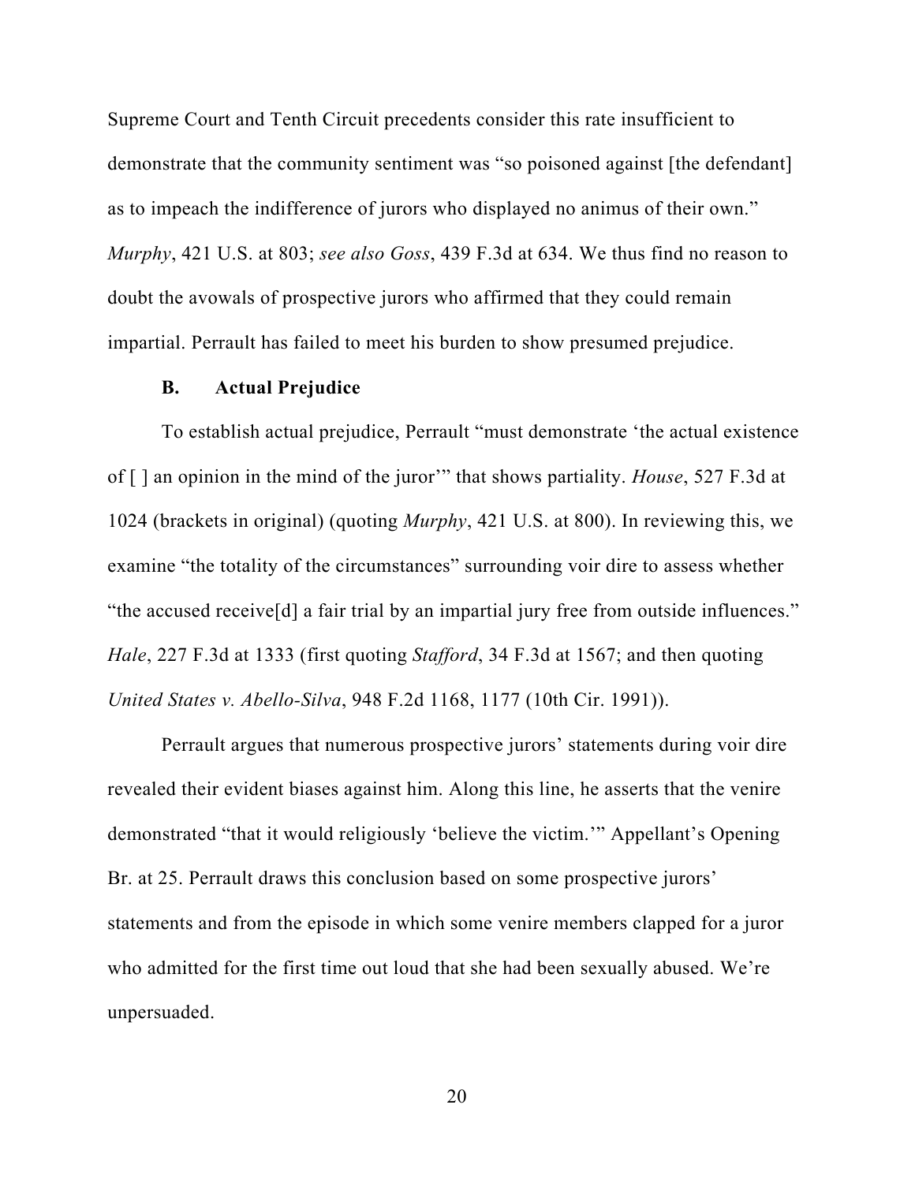Supreme Court and Tenth Circuit precedents consider this rate insufficient to demonstrate that the community sentiment was "so poisoned against [the defendant] as to impeach the indifference of jurors who displayed no animus of their own." *Murphy*, 421 U.S. at 803; *see also Goss*, 439 F.3d at 634. We thus find no reason to doubt the avowals of prospective jurors who affirmed that they could remain impartial. Perrault has failed to meet his burden to show presumed prejudice.

### B. Actual Prejudice

To establish actual prejudice, Perrault "must demonstrate 'the actual existence of [ ] an opinion in the mind of the juror'" that shows partiality. *House*, 527 F.3d at 1024 (brackets in original) (quoting *Murphy*, 421 U.S. at 800). In reviewing this, we examine "the totality of the circumstances" surrounding voir dire to assess whether "the accused receive[d] a fair trial by an impartial jury free from outside influences." *Hale*, 227 F.3d at 1333 (first quoting *Stafford*, 34 F.3d at 1567; and then quoting *United States v. Abello-Silva*, 948 F.2d 1168, 1177 (10th Cir. 1991)).

Perrault argues that numerous prospective jurors' statements during voir dire revealed their evident biases against him. Along this line, he asserts that the venire demonstrated "that it would religiously 'believe the victim.'" Appellant's Opening Br. at 25. Perrault draws this conclusion based on some prospective jurors' statements and from the episode in which some venire members clapped for a juror who admitted for the first time out loud that she had been sexually abused. We're unpersuaded.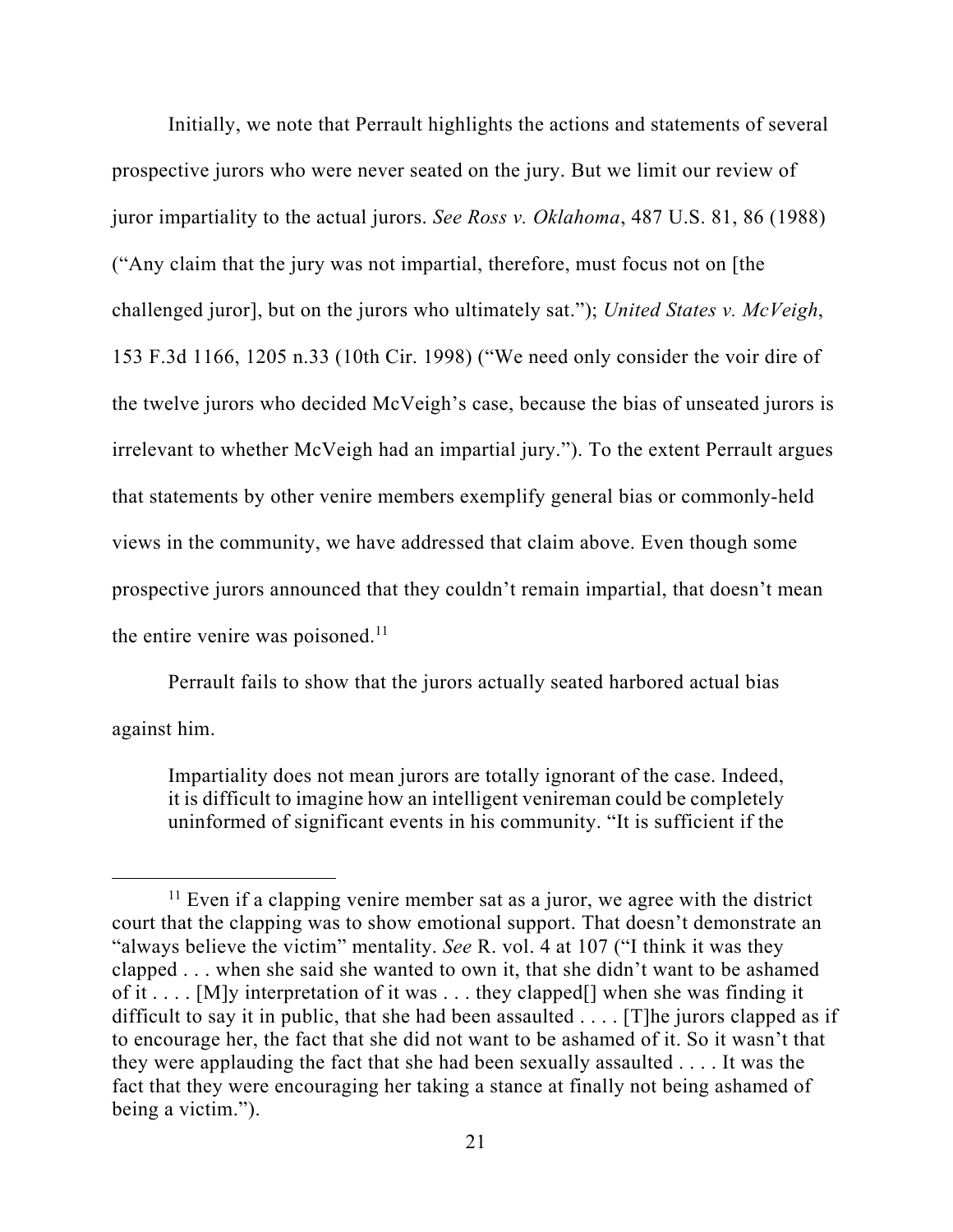Initially, we note that Perrault highlights the actions and statements of several prospective jurors who were never seated on the jury. But we limit our review of juror impartiality to the actual jurors. *See Ross v. Oklahoma*, 487 U.S. 81, 86 (1988) ("Any claim that the jury was not impartial, therefore, must focus not on [the challenged juror], but on the jurors who ultimately sat."); *United States v. McVeigh*, 153 F.3d 1166, 1205 n.33 (10th Cir. 1998) ("We need only consider the voir dire of the twelve jurors who decided McVeigh's case, because the bias of unseated jurors is irrelevant to whether McVeigh had an impartial jury."). To the extent Perrault argues that statements by other venire members exemplify general bias or commonly-held views in the community, we have addressed that claim above. Even though some prospective jurors announced that they couldn't remain impartial, that doesn't mean the entire venire was poisoned.[11]

Perrault fails to show that the jurors actually seated harbored actual bias against him.

> Impartiality does not mean jurors are totally ignorant of the case. Indeed, it is difficult to imagine how an intelligent venireman could be completely uninformed of significant events in his community. "It is sufficient if the

---

[11] Even if a clapping venire member sat as a juror, we agree with the district court that the clapping was to show emotional support. That doesn't demonstrate an "always believe the victim" mentality. *See* R. vol. 4 at 107 ("I think it was they clapped . . . when she said she wanted to own it, that she didn't want to be ashamed of it . . . . [M]y interpretation of it was . . . they clapped[] when she was finding it difficult to say it in public, that she had been assaulted . . . . [T]he jurors clapped as if to encourage her, the fact that she did not want to be ashamed of it. So it wasn't that they were applauding the fact that she had been sexually assaulted . . . . It was the fact that they were encouraging her taking a stance at finally not being ashamed of being a victim.").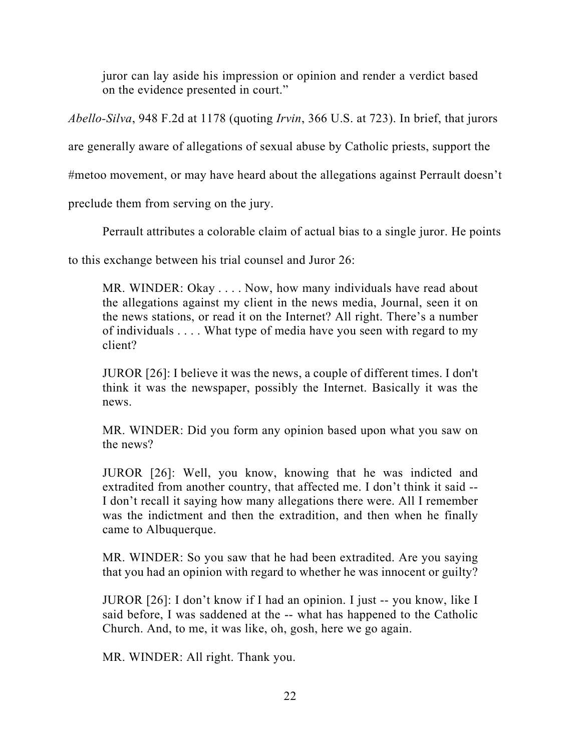> juror can lay aside his impression or opinion and render a verdict based on the evidence presented in court."

*Abello-Silva*, 948 F.2d at 1178 (quoting *Irvin*, 366 U.S. at 723). In brief, that jurors are generally aware of allegations of sexual abuse by Catholic priests, support the #metoo movement, or may have heard about the allegations against Perrault doesn't preclude them from serving on the jury.

Perrault attributes a colorable claim of actual bias to a single juror. He points to this exchange between his trial counsel and Juror 26:

> MR. WINDER: Okay . . . . Now, how many individuals have read about the allegations against my client in the news media, Journal, seen it on the news stations, or read it on the Internet? All right. There's a number of individuals . . . . What type of media have you seen with regard to my client?
>
> JUROR [26]: I believe it was the news, a couple of different times. I don't think it was the newspaper, possibly the Internet. Basically it was the news.
>
> MR. WINDER: Did you form any opinion based upon what you saw on the news?
>
> JUROR [26]: Well, you know, knowing that he was indicted and extradited from another country, that affected me. I don't think it said -- I don't recall it saying how many allegations there were. All I remember was the indictment and then the extradition, and then when he finally came to Albuquerque.
>
> MR. WINDER: So you saw that he had been extradited. Are you saying that you had an opinion with regard to whether he was innocent or guilty?
>
> JUROR [26]: I don't know if I had an opinion. I just -- you know, like I said before, I was saddened at the -- what has happened to the Catholic Church. And, to me, it was like, oh, gosh, here we go again.
>
> MR. WINDER: All right. Thank you.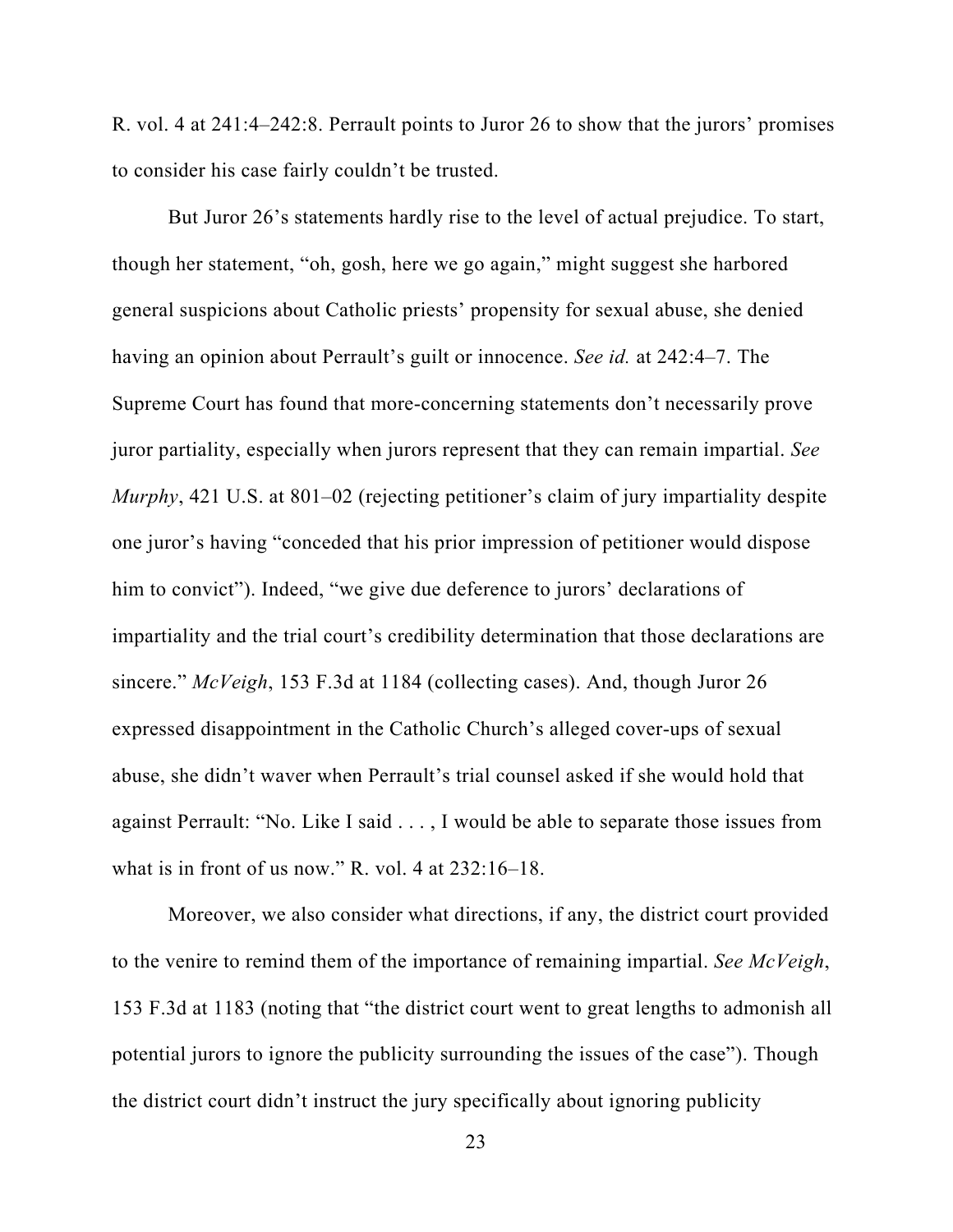R. vol. 4 at 241:4–242:8. Perrault points to Juror 26 to show that the jurors' promises to consider his case fairly couldn't be trusted.

But Juror 26's statements hardly rise to the level of actual prejudice. To start, though her statement, "oh, gosh, here we go again," might suggest she harbored general suspicions about Catholic priests' propensity for sexual abuse, she denied having an opinion about Perrault's guilt or innocence. *See id.* at 242:4–7. The Supreme Court has found that more-concerning statements don't necessarily prove juror partiality, especially when jurors represent that they can remain impartial. *See Murphy*, 421 U.S. at 801–02 (rejecting petitioner's claim of jury impartiality despite one juror's having "conceded that his prior impression of petitioner would dispose him to convict"). Indeed, "we give due deference to jurors' declarations of impartiality and the trial court's credibility determination that those declarations are sincere." *McVeigh*, 153 F.3d at 1184 (collecting cases). And, though Juror 26 expressed disappointment in the Catholic Church's alleged cover-ups of sexual abuse, she didn't waver when Perrault's trial counsel asked if she would hold that against Perrault: "No. Like I said . . . , I would be able to separate those issues from what is in front of us now." R. vol. 4 at 232:16–18.

Moreover, we also consider what directions, if any, the district court provided to the venire to remind them of the importance of remaining impartial. *See McVeigh*, 153 F.3d at 1183 (noting that "the district court went to great lengths to admonish all potential jurors to ignore the publicity surrounding the issues of the case"). Though the district court didn't instruct the jury specifically about ignoring publicity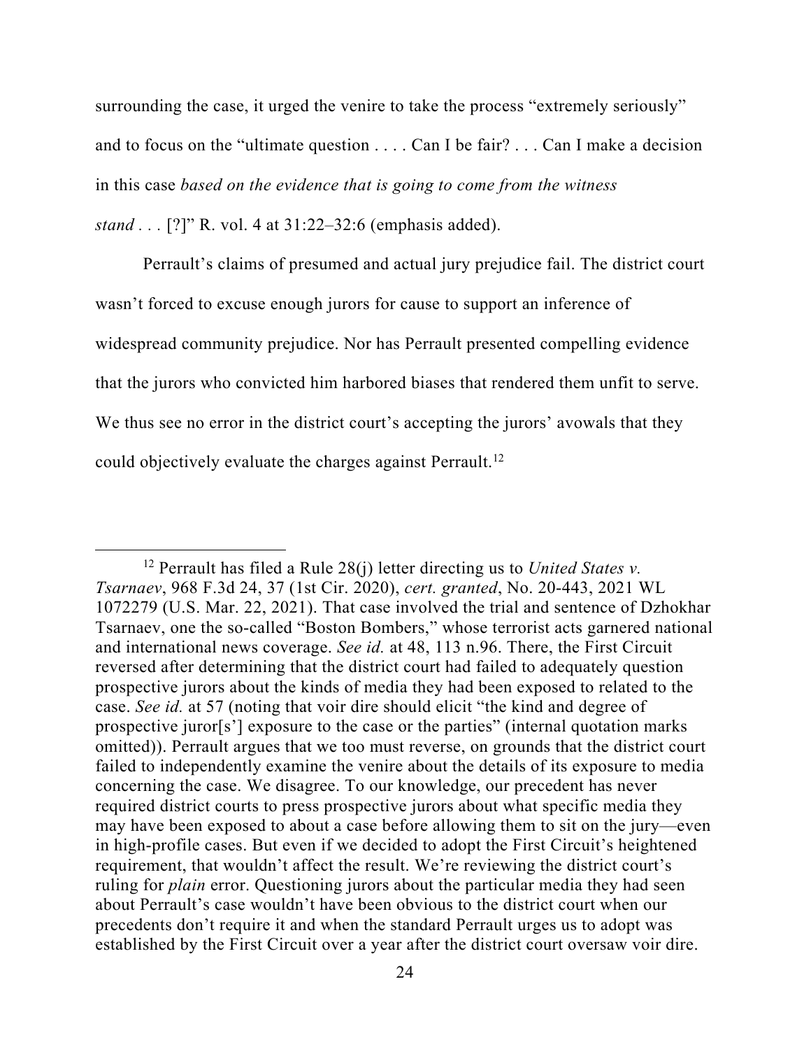surrounding the case, it urged the venire to take the process "extremely seriously" and to focus on the "ultimate question . . . . Can I be fair? . . . Can I make a decision in this case *based on the evidence that is going to come from the witness stand* . . . [?]" R. vol. 4 at 31:22–32:6 (emphasis added).

Perrault's claims of presumed and actual jury prejudice fail. The district court wasn't forced to excuse enough jurors for cause to support an inference of widespread community prejudice. Nor has Perrault presented compelling evidence that the jurors who convicted him harbored biases that rendered them unfit to serve. We thus see no error in the district court's accepting the jurors' avowals that they could objectively evaluate the charges against Perrault.[12]

---

[12] Perrault has filed a Rule 28(j) letter directing us to *United States v. Tsarnaev*, 968 F.3d 24, 37 (1st Cir. 2020), *cert. granted*, No. 20-443, 2021 WL 1072279 (U.S. Mar. 22, 2021). That case involved the trial and sentence of Dzhokhar Tsarnaev, one the so-called "Boston Bombers," whose terrorist acts garnered national and international news coverage. *See id.* at 48, 113 n.96. There, the First Circuit reversed after determining that the district court had failed to adequately question prospective jurors about the kinds of media they had been exposed to related to the case. *See id.* at 57 (noting that voir dire should elicit "the kind and degree of prospective juror[s'] exposure to the case or the parties" (internal quotation marks omitted)). Perrault argues that we too must reverse, on grounds that the district court failed to independently examine the venire about the details of its exposure to media concerning the case. We disagree. To our knowledge, our precedent has never required district courts to press prospective jurors about what specific media they may have been exposed to about a case before allowing them to sit on the jury—even in high-profile cases. But even if we decided to adopt the First Circuit's heightened requirement, that wouldn't affect the result. We're reviewing the district court's ruling for *plain* error. Questioning jurors about the particular media they had seen about Perrault's case wouldn't have been obvious to the district court when our precedents don't require it and when the standard Perrault urges us to adopt was established by the First Circuit over a year after the district court oversaw voir dire.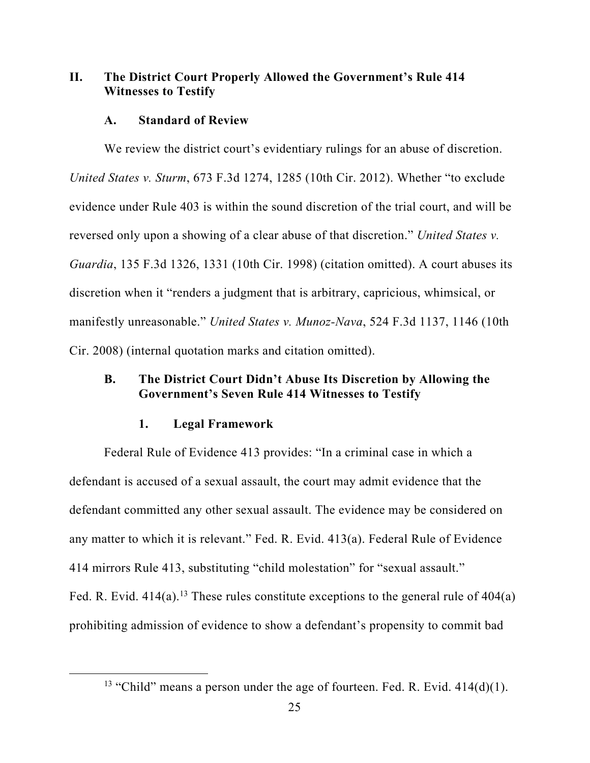## II. The District Court Properly Allowed the Government's Rule 414 Witnesses to Testify

### A. Standard of Review

We review the district court's evidentiary rulings for an abuse of discretion. *United States v. Sturm*, 673 F.3d 1274, 1285 (10th Cir. 2012). Whether "to exclude evidence under Rule 403 is within the sound discretion of the trial court, and will be reversed only upon a showing of a clear abuse of that discretion." *United States v. Guardia*, 135 F.3d 1326, 1331 (10th Cir. 1998) (citation omitted). A court abuses its discretion when it "renders a judgment that is arbitrary, capricious, whimsical, or manifestly unreasonable." *United States v. Munoz-Nava*, 524 F.3d 1137, 1146 (10th Cir. 2008) (internal quotation marks and citation omitted).

### B. The District Court Didn't Abuse Its Discretion by Allowing the Government's Seven Rule 414 Witnesses to Testify

#### 1. Legal Framework

Federal Rule of Evidence 413 provides: "In a criminal case in which a defendant is accused of a sexual assault, the court may admit evidence that the defendant committed any other sexual assault. The evidence may be considered on any matter to which it is relevant." Fed. R. Evid. 413(a). Federal Rule of Evidence 414 mirrors Rule 413, substituting "child molestation" for "sexual assault." Fed. R. Evid. 414(a).[13] These rules constitute exceptions to the general rule of 404(a) prohibiting admission of evidence to show a defendant's propensity to commit bad

[13] "Child" means a person under the age of fourteen. Fed. R. Evid. 414(d)(1).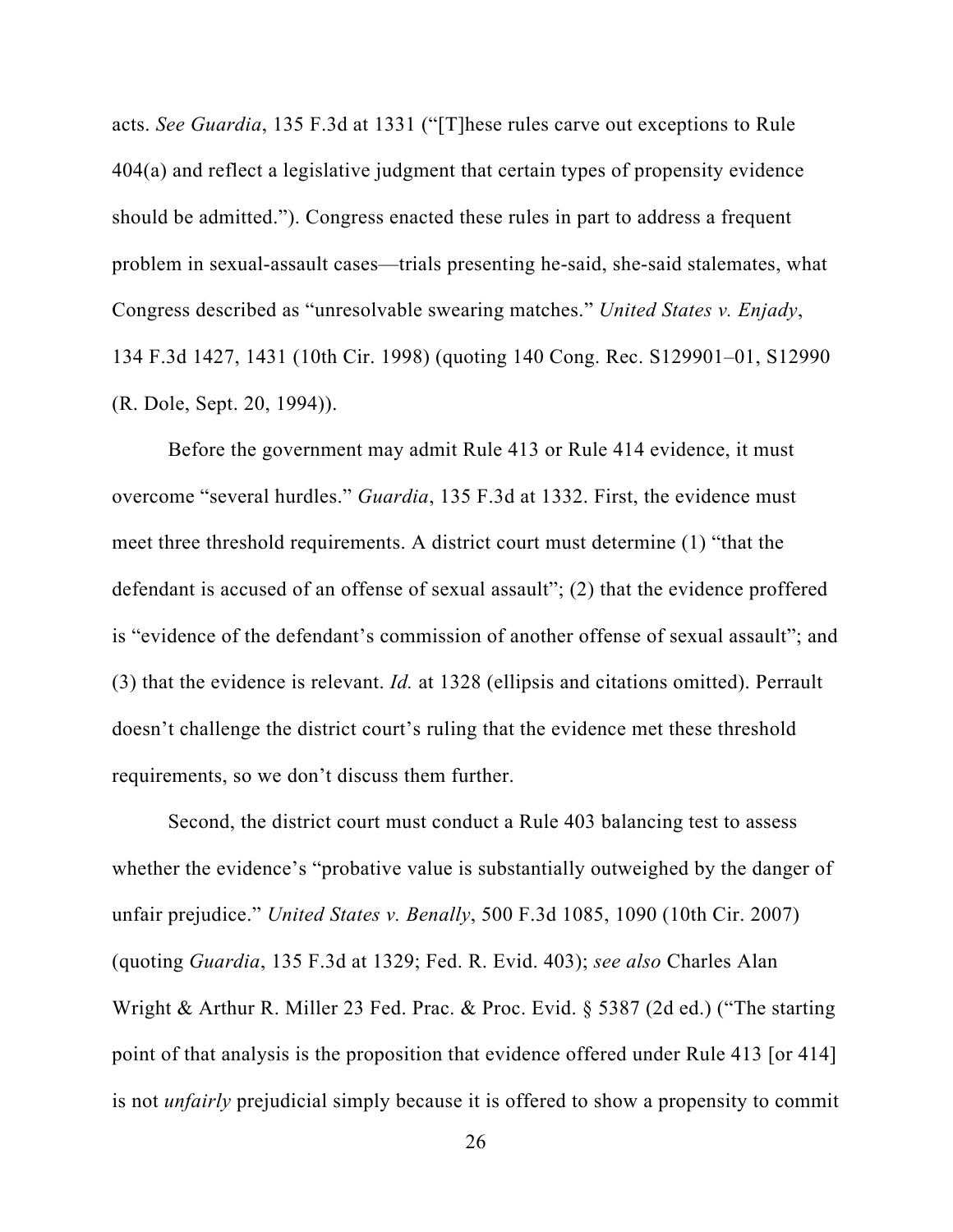acts. *See Guardia*, 135 F.3d at 1331 ("[T]hese rules carve out exceptions to Rule 404(a) and reflect a legislative judgment that certain types of propensity evidence should be admitted."). Congress enacted these rules in part to address a frequent problem in sexual-assault cases—trials presenting he-said, she-said stalemates, what Congress described as "unresolvable swearing matches." *United States v. Enjady*, 134 F.3d 1427, 1431 (10th Cir. 1998) (quoting 140 Cong. Rec. S129901–01, S12990 (R. Dole, Sept. 20, 1994)).

Before the government may admit Rule 413 or Rule 414 evidence, it must overcome "several hurdles." *Guardia*, 135 F.3d at 1332. First, the evidence must meet three threshold requirements. A district court must determine (1) "that the defendant is accused of an offense of sexual assault"; (2) that the evidence proffered is "evidence of the defendant's commission of another offense of sexual assault"; and (3) that the evidence is relevant. *Id.* at 1328 (ellipsis and citations omitted). Perrault doesn't challenge the district court's ruling that the evidence met these threshold requirements, so we don't discuss them further.

Second, the district court must conduct a Rule 403 balancing test to assess whether the evidence's "probative value is substantially outweighed by the danger of unfair prejudice." *United States v. Benally*, 500 F.3d 1085, 1090 (10th Cir. 2007) (quoting *Guardia*, 135 F.3d at 1329; Fed. R. Evid. 403); *see also* Charles Alan Wright & Arthur R. Miller 23 Fed. Prac. & Proc. Evid. § 5387 (2d ed.) ("The starting point of that analysis is the proposition that evidence offered under Rule 413 [or 414] is not *unfairly* prejudicial simply because it is offered to show a propensity to commit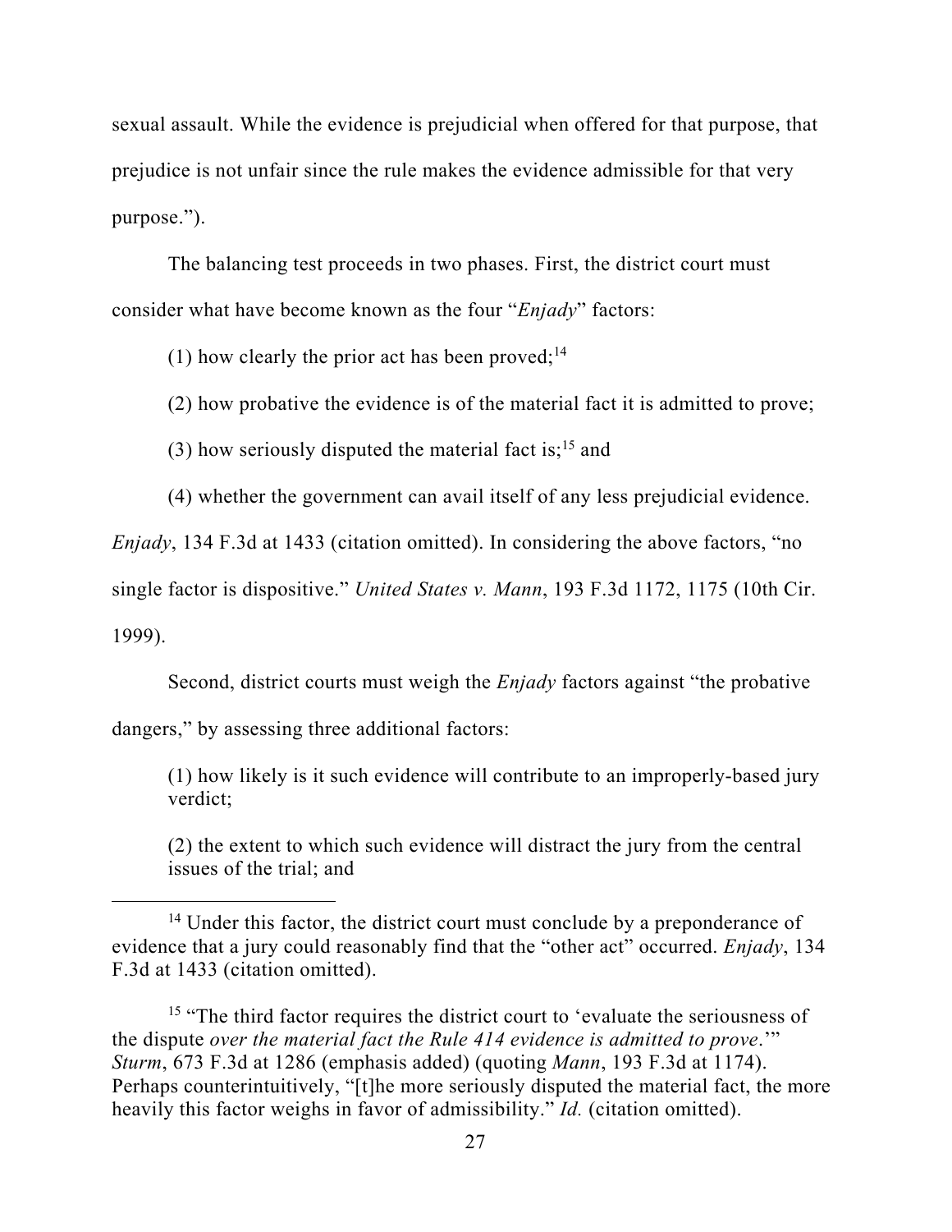sexual assault. While the evidence is prejudicial when offered for that purpose, that prejudice is not unfair since the rule makes the evidence admissible for that very purpose.").

The balancing test proceeds in two phases. First, the district court must consider what have become known as the four "*Enjady*" factors:

(1) how clearly the prior act has been proved;[14]

(2) how probative the evidence is of the material fact it is admitted to prove;

(3) how seriously disputed the material fact is;[15] and

(4) whether the government can avail itself of any less prejudicial evidence.

*Enjady*, 134 F.3d at 1433 (citation omitted). In considering the above factors, "no single factor is dispositive." *United States v. Mann*, 193 F.3d 1172, 1175 (10th Cir. 1999).

Second, district courts must weigh the *Enjady* factors against "the probative dangers," by assessing three additional factors:

> (1) how likely is it such evidence will contribute to an improperly-based jury verdict;
>
> (2) the extent to which such evidence will distract the jury from the central issues of the trial; and

---

[14] Under this factor, the district court must conclude by a preponderance of evidence that a jury could reasonably find that the "other act" occurred. *Enjady*, 134 F.3d at 1433 (citation omitted).

[15] "The third factor requires the district court to 'evaluate the seriousness of the dispute *over the material fact the Rule 414 evidence is admitted to prove*.'" *Sturm*, 673 F.3d at 1286 (emphasis added) (quoting *Mann*, 193 F.3d at 1174). Perhaps counterintuitively, "[t]he more seriously disputed the material fact, the more heavily this factor weighs in favor of admissibility." *Id.* (citation omitted).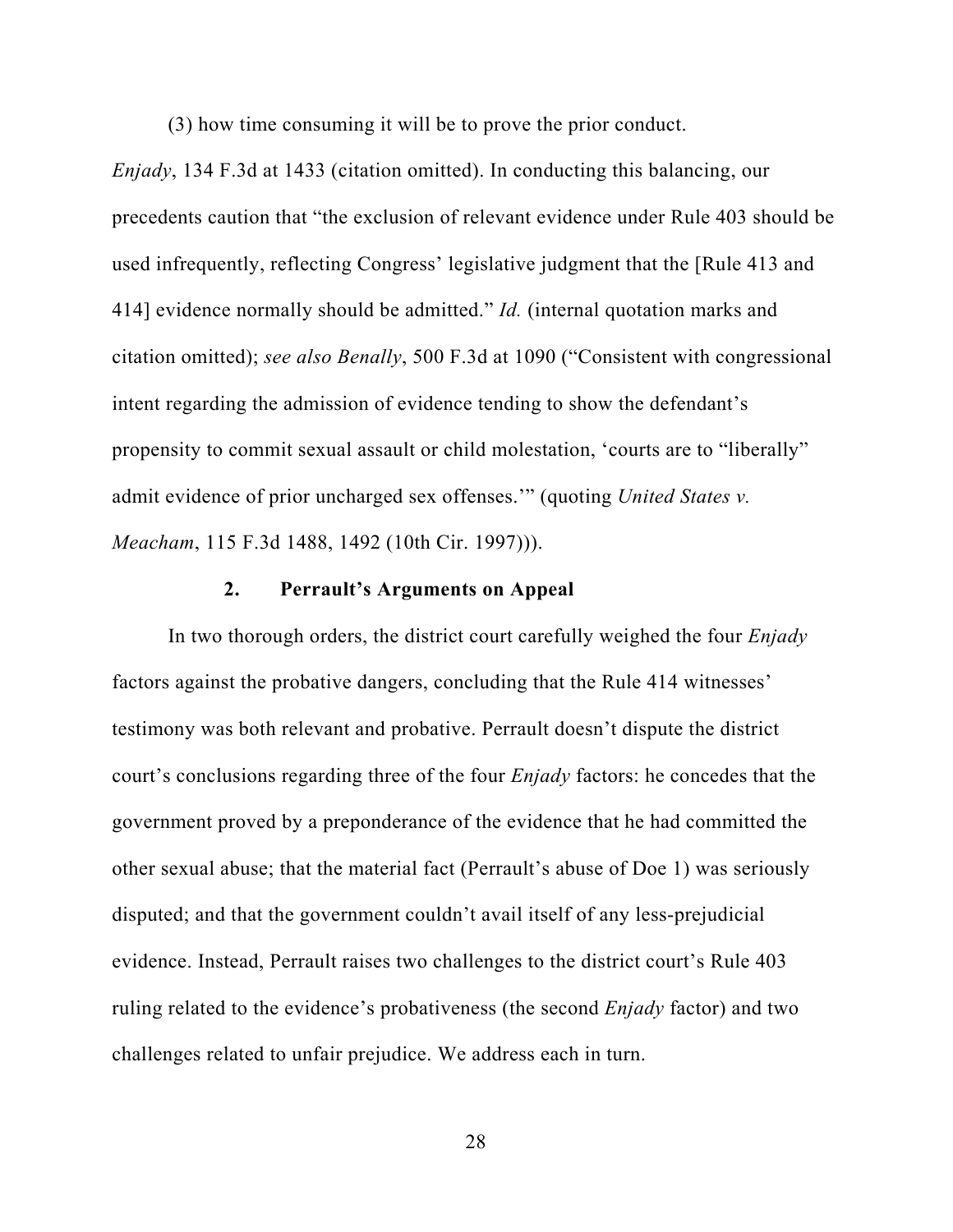(3) how time consuming it will be to prove the prior conduct.

*Enjady*, 134 F.3d at 1433 (citation omitted). In conducting this balancing, our precedents caution that "the exclusion of relevant evidence under Rule 403 should be used infrequently, reflecting Congress' legislative judgment that the [Rule 413 and 414] evidence normally should be admitted." *Id.* (internal quotation marks and citation omitted); *see also Benally*, 500 F.3d at 1090 ("Consistent with congressional intent regarding the admission of evidence tending to show the defendant's propensity to commit sexual assault or child molestation, 'courts are to "liberally" admit evidence of prior uncharged sex offenses.'" (quoting *United States v. Meacham*, 115 F.3d 1488, 1492 (10th Cir. 1997))).

### 2. Perrault's Arguments on Appeal

In two thorough orders, the district court carefully weighed the four *Enjady* factors against the probative dangers, concluding that the Rule 414 witnesses' testimony was both relevant and probative. Perrault doesn't dispute the district court's conclusions regarding three of the four *Enjady* factors: he concedes that the government proved by a preponderance of the evidence that he had committed the other sexual abuse; that the material fact (Perrault's abuse of Doe 1) was seriously disputed; and that the government couldn't avail itself of any less-prejudicial evidence. Instead, Perrault raises two challenges to the district court's Rule 403 ruling related to the evidence's probativeness (the second *Enjady* factor) and two challenges related to unfair prejudice. We address each in turn.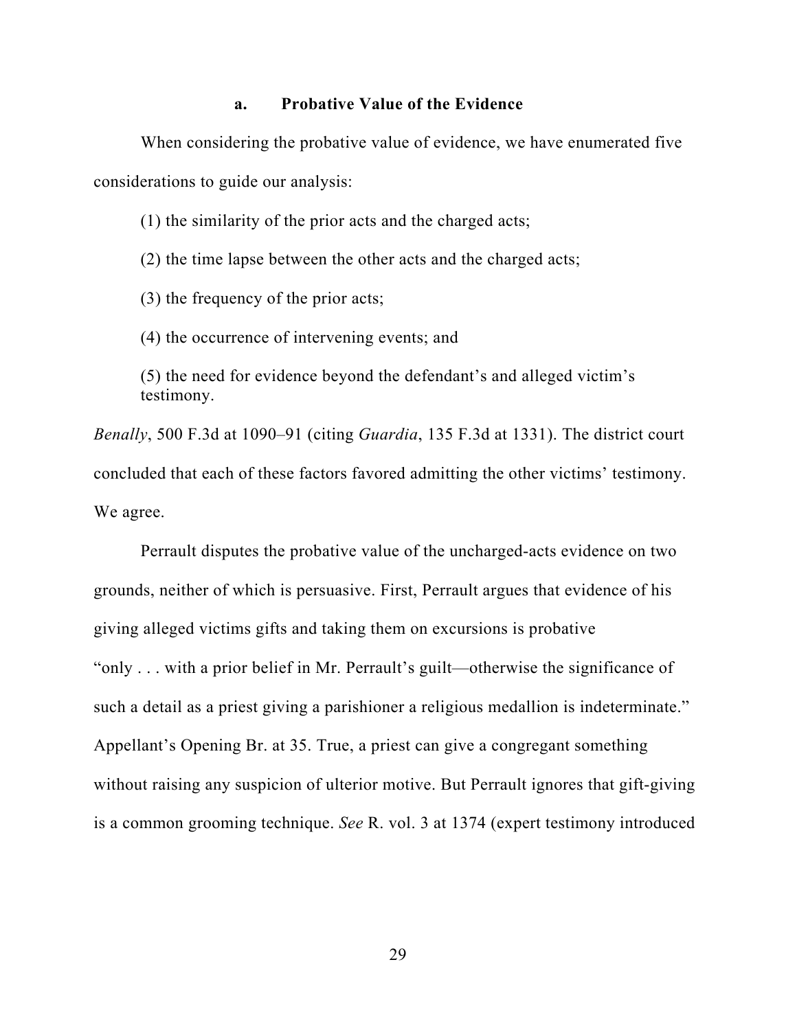#### a. Probative Value of the Evidence

When considering the probative value of evidence, we have enumerated five considerations to guide our analysis:

> (1) the similarity of the prior acts and the charged acts;
>
> (2) the time lapse between the other acts and the charged acts;
>
> (3) the frequency of the prior acts;
>
> (4) the occurrence of intervening events; and
>
> (5) the need for evidence beyond the defendant's and alleged victim's testimony.

*Benally*, 500 F.3d at 1090–91 (citing *Guardia*, 135 F.3d at 1331). The district court concluded that each of these factors favored admitting the other victims' testimony. We agree.

Perrault disputes the probative value of the uncharged-acts evidence on two grounds, neither of which is persuasive. First, Perrault argues that evidence of his giving alleged victims gifts and taking them on excursions is probative "only . . . with a prior belief in Mr. Perrault's guilt—otherwise the significance of such a detail as a priest giving a parishioner a religious medallion is indeterminate." Appellant's Opening Br. at 35. True, a priest can give a congregant something without raising any suspicion of ulterior motive. But Perrault ignores that gift-giving is a common grooming technique. *See* R. vol. 3 at 1374 (expert testimony introduced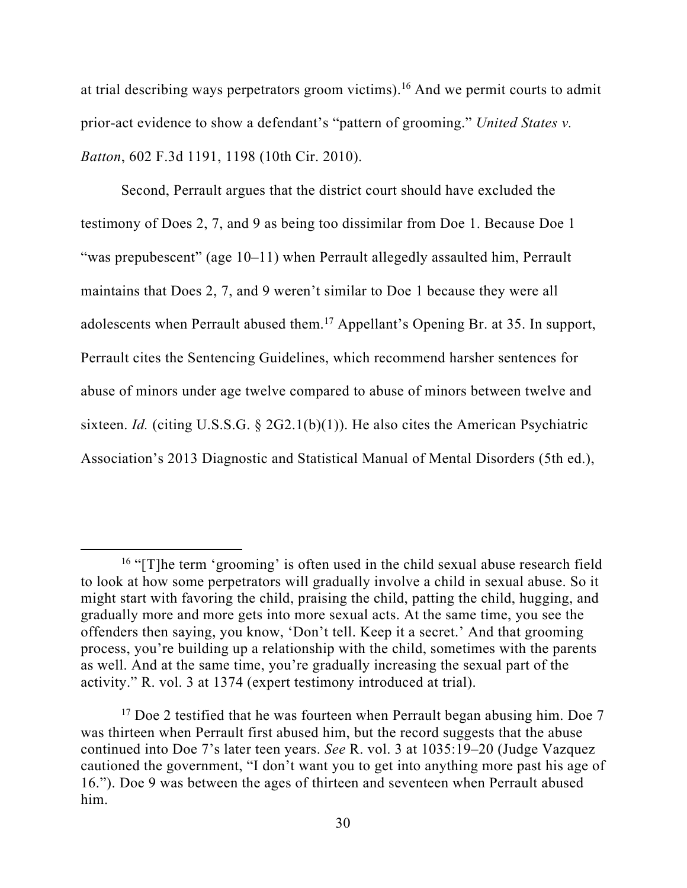at trial describing ways perpetrators groom victims).[16] And we permit courts to admit prior-act evidence to show a defendant's "pattern of grooming." *United States v. Batton*, 602 F.3d 1191, 1198 (10th Cir. 2010).

Second, Perrault argues that the district court should have excluded the testimony of Does 2, 7, and 9 as being too dissimilar from Doe 1. Because Doe 1 "was prepubescent" (age 10–11) when Perrault allegedly assaulted him, Perrault maintains that Does 2, 7, and 9 weren't similar to Doe 1 because they were all adolescents when Perrault abused them.[17] Appellant's Opening Br. at 35. In support, Perrault cites the Sentencing Guidelines, which recommend harsher sentences for abuse of minors under age twelve compared to abuse of minors between twelve and sixteen. *Id.* (citing U.S.S.G. § 2G2.1(b)(1)). He also cites the American Psychiatric Association's 2013 Diagnostic and Statistical Manual of Mental Disorders (5th ed.),

---

[16] "[T]he term 'grooming' is often used in the child sexual abuse research field to look at how some perpetrators will gradually involve a child in sexual abuse. So it might start with favoring the child, praising the child, patting the child, hugging, and gradually more and more gets into more sexual acts. At the same time, you see the offenders then saying, you know, 'Don't tell. Keep it a secret.' And that grooming process, you're building up a relationship with the child, sometimes with the parents as well. And at the same time, you're gradually increasing the sexual part of the activity." R. vol. 3 at 1374 (expert testimony introduced at trial).

[17] Doe 2 testified that he was fourteen when Perrault began abusing him. Doe 7 was thirteen when Perrault first abused him, but the record suggests that the abuse continued into Doe 7's later teen years. *See* R. vol. 3 at 1035:19–20 (Judge Vazquez cautioned the government, "I don't want you to get into anything more past his age of 16."). Doe 9 was between the ages of thirteen and seventeen when Perrault abused him.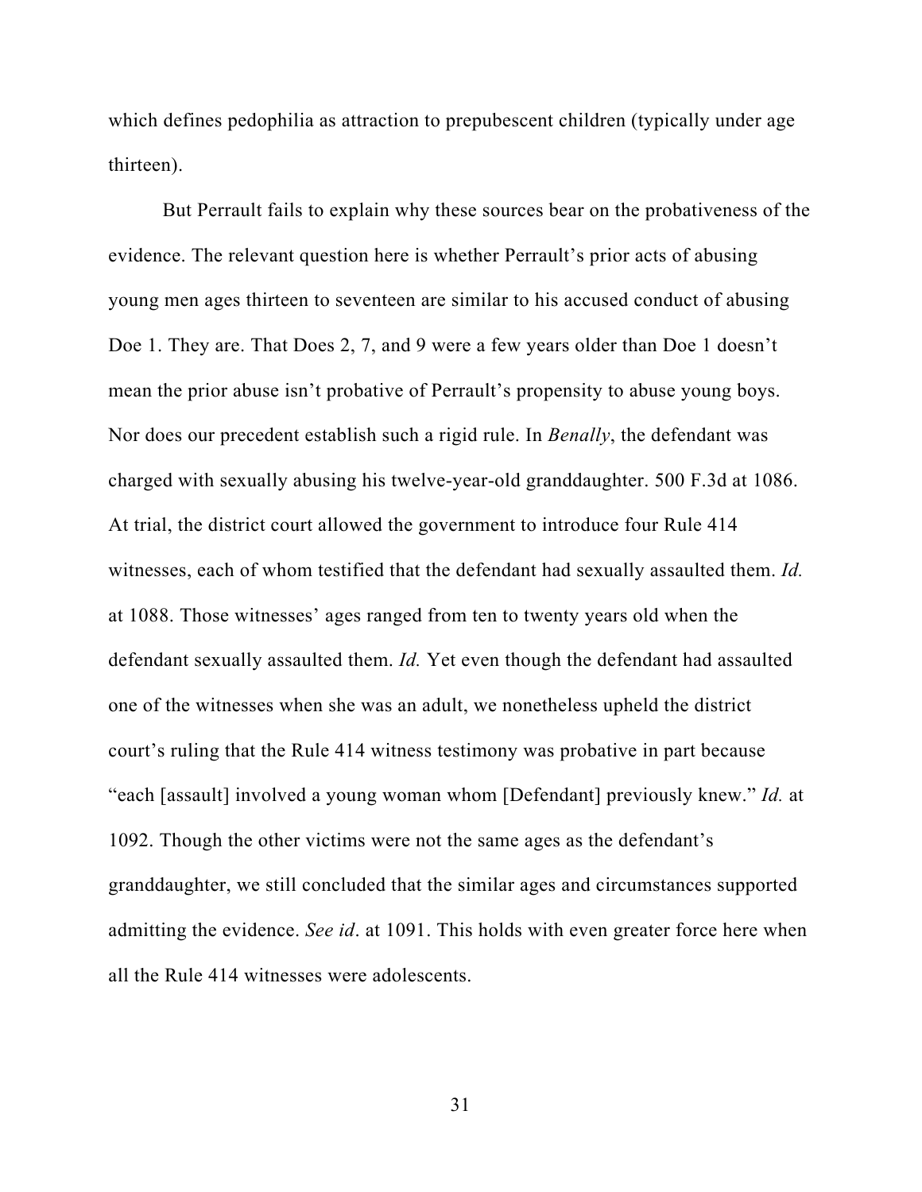which defines pedophilia as attraction to prepubescent children (typically under age thirteen).

But Perrault fails to explain why these sources bear on the probativeness of the evidence. The relevant question here is whether Perrault's prior acts of abusing young men ages thirteen to seventeen are similar to his accused conduct of abusing Doe 1. They are. That Does 2, 7, and 9 were a few years older than Doe 1 doesn't mean the prior abuse isn't probative of Perrault's propensity to abuse young boys. Nor does our precedent establish such a rigid rule. In *Benally*, the defendant was charged with sexually abusing his twelve-year-old granddaughter. 500 F.3d at 1086. At trial, the district court allowed the government to introduce four Rule 414 witnesses, each of whom testified that the defendant had sexually assaulted them. *Id.* at 1088. Those witnesses' ages ranged from ten to twenty years old when the defendant sexually assaulted them. *Id.* Yet even though the defendant had assaulted one of the witnesses when she was an adult, we nonetheless upheld the district court's ruling that the Rule 414 witness testimony was probative in part because "each [assault] involved a young woman whom [Defendant] previously knew." *Id.* at 1092. Though the other victims were not the same ages as the defendant's granddaughter, we still concluded that the similar ages and circumstances supported admitting the evidence. *See id*. at 1091. This holds with even greater force here when all the Rule 414 witnesses were adolescents.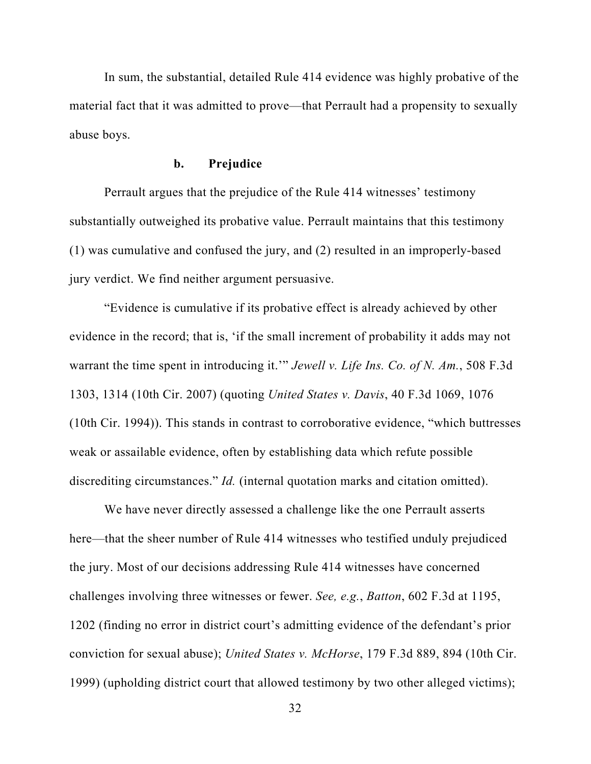In sum, the substantial, detailed Rule 414 evidence was highly probative of the material fact that it was admitted to prove—that Perrault had a propensity to sexually abuse boys.

#### b. Prejudice

Perrault argues that the prejudice of the Rule 414 witnesses' testimony substantially outweighed its probative value. Perrault maintains that this testimony (1) was cumulative and confused the jury, and (2) resulted in an improperly-based jury verdict. We find neither argument persuasive.

"Evidence is cumulative if its probative effect is already achieved by other evidence in the record; that is, 'if the small increment of probability it adds may not warrant the time spent in introducing it.'" *Jewell v. Life Ins. Co. of N. Am.*, 508 F.3d 1303, 1314 (10th Cir. 2007) (quoting *United States v. Davis*, 40 F.3d 1069, 1076 (10th Cir. 1994)). This stands in contrast to corroborative evidence, "which buttresses weak or assailable evidence, often by establishing data which refute possible discrediting circumstances." *Id.* (internal quotation marks and citation omitted).

We have never directly assessed a challenge like the one Perrault asserts here—that the sheer number of Rule 414 witnesses who testified unduly prejudiced the jury. Most of our decisions addressing Rule 414 witnesses have concerned challenges involving three witnesses or fewer. *See, e.g.*, *Batton*, 602 F.3d at 1195, 1202 (finding no error in district court's admitting evidence of the defendant's prior conviction for sexual abuse); *United States v. McHorse*, 179 F.3d 889, 894 (10th Cir. 1999) (upholding district court that allowed testimony by two other alleged victims);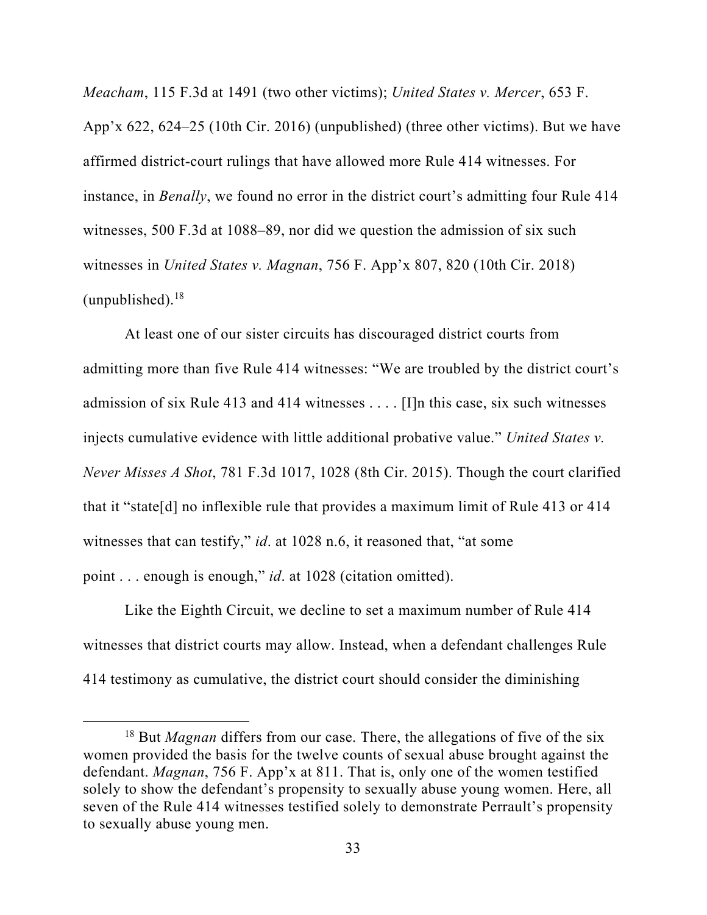*Meacham*, 115 F.3d at 1491 (two other victims); *United States v. Mercer*, 653 F. App'x 622, 624–25 (10th Cir. 2016) (unpublished) (three other victims). But we have affirmed district-court rulings that have allowed more Rule 414 witnesses. For instance, in *Benally*, we found no error in the district court's admitting four Rule 414 witnesses, 500 F.3d at 1088–89, nor did we question the admission of six such witnesses in *United States v. Magnan*, 756 F. App'x 807, 820 (10th Cir. 2018) (unpublished).[18]

At least one of our sister circuits has discouraged district courts from admitting more than five Rule 414 witnesses: "We are troubled by the district court's admission of six Rule 413 and 414 witnesses . . . . [I]n this case, six such witnesses injects cumulative evidence with little additional probative value." *United States v. Never Misses A Shot*, 781 F.3d 1017, 1028 (8th Cir. 2015). Though the court clarified that it "state[d] no inflexible rule that provides a maximum limit of Rule 413 or 414 witnesses that can testify," *id*. at 1028 n.6, it reasoned that, "at some point . . . enough is enough," *id*. at 1028 (citation omitted).

Like the Eighth Circuit, we decline to set a maximum number of Rule 414 witnesses that district courts may allow. Instead, when a defendant challenges Rule 414 testimony as cumulative, the district court should consider the diminishing

---

[18] But *Magnan* differs from our case. There, the allegations of five of the six women provided the basis for the twelve counts of sexual abuse brought against the defendant. *Magnan*, 756 F. App'x at 811. That is, only one of the women testified solely to show the defendant's propensity to sexually abuse young women. Here, all seven of the Rule 414 witnesses testified solely to demonstrate Perrault's propensity to sexually abuse young men.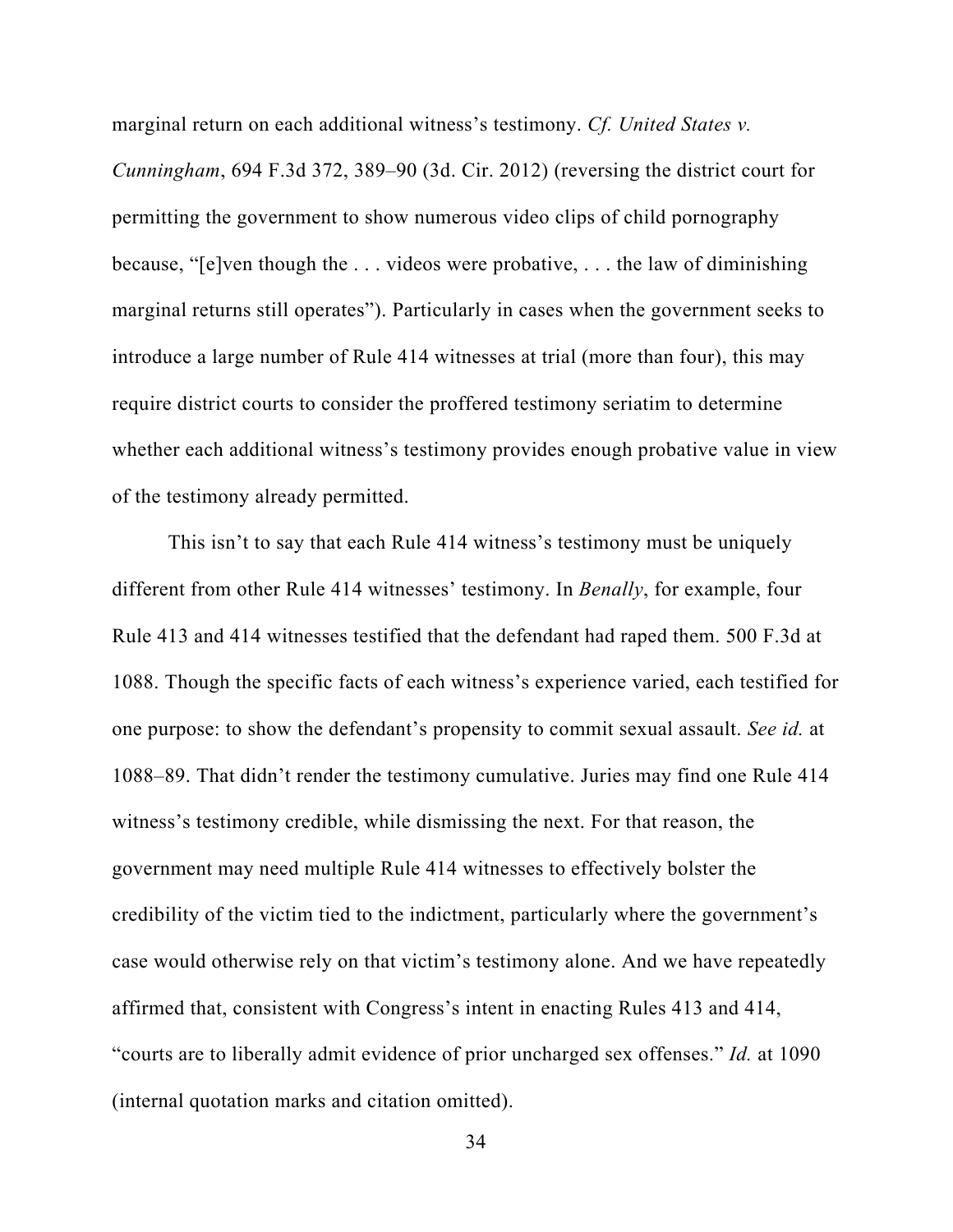marginal return on each additional witness's testimony. *Cf. United States v. Cunningham*, 694 F.3d 372, 389–90 (3d. Cir. 2012) (reversing the district court for permitting the government to show numerous video clips of child pornography because, "[e]ven though the . . . videos were probative, . . . the law of diminishing marginal returns still operates"). Particularly in cases when the government seeks to introduce a large number of Rule 414 witnesses at trial (more than four), this may require district courts to consider the proffered testimony seriatim to determine whether each additional witness's testimony provides enough probative value in view of the testimony already permitted.

This isn't to say that each Rule 414 witness's testimony must be uniquely different from other Rule 414 witnesses' testimony. In *Benally*, for example, four Rule 413 and 414 witnesses testified that the defendant had raped them. 500 F.3d at 1088. Though the specific facts of each witness's experience varied, each testified for one purpose: to show the defendant's propensity to commit sexual assault. *See id.* at 1088–89. That didn't render the testimony cumulative. Juries may find one Rule 414 witness's testimony credible, while dismissing the next. For that reason, the government may need multiple Rule 414 witnesses to effectively bolster the credibility of the victim tied to the indictment, particularly where the government's case would otherwise rely on that victim's testimony alone. And we have repeatedly affirmed that, consistent with Congress's intent in enacting Rules 413 and 414, "courts are to liberally admit evidence of prior uncharged sex offenses." *Id.* at 1090 (internal quotation marks and citation omitted).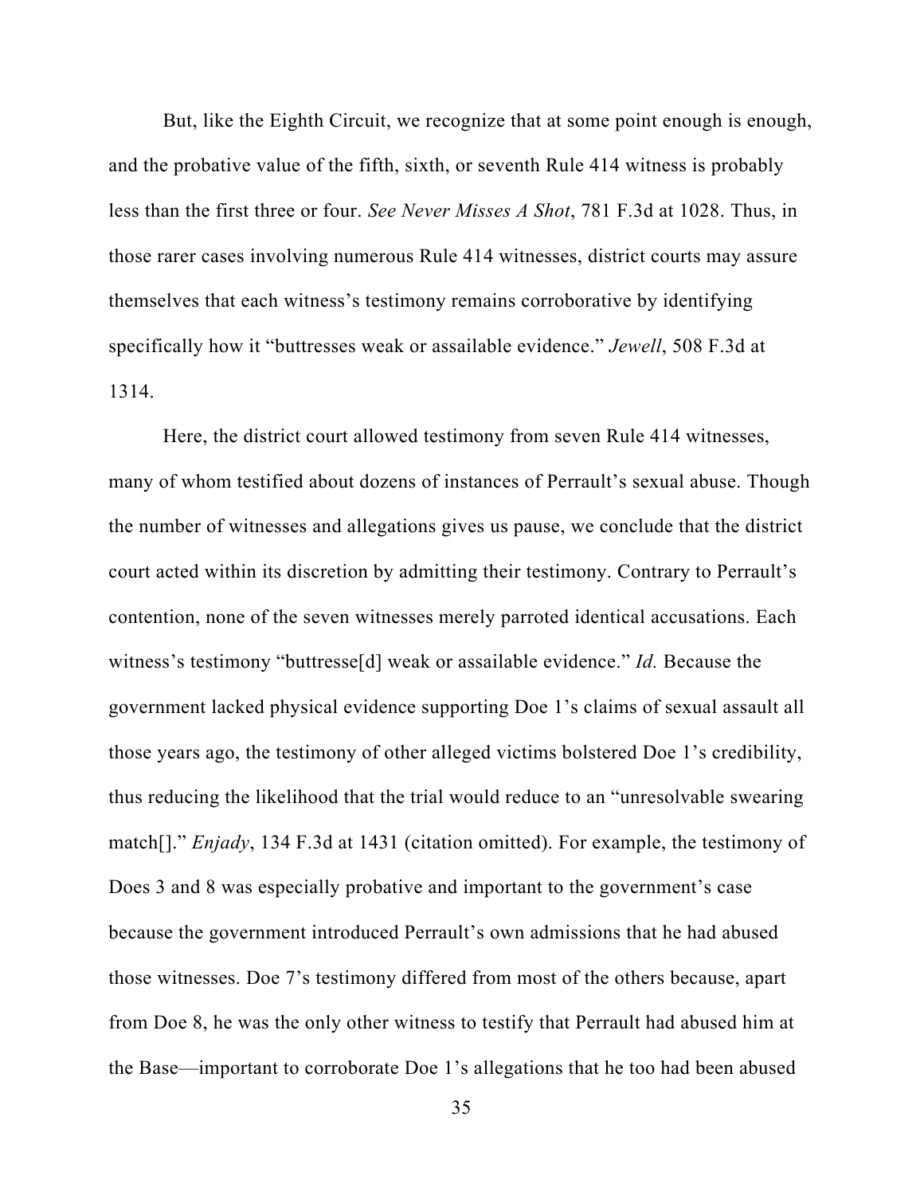But, like the Eighth Circuit, we recognize that at some point enough is enough, and the probative value of the fifth, sixth, or seventh Rule 414 witness is probably less than the first three or four. *See Never Misses A Shot*, 781 F.3d at 1028. Thus, in those rarer cases involving numerous Rule 414 witnesses, district courts may assure themselves that each witness's testimony remains corroborative by identifying specifically how it "buttresses weak or assailable evidence." *Jewell*, 508 F.3d at 1314.

Here, the district court allowed testimony from seven Rule 414 witnesses, many of whom testified about dozens of instances of Perrault's sexual abuse. Though the number of witnesses and allegations gives us pause, we conclude that the district court acted within its discretion by admitting their testimony. Contrary to Perrault's contention, none of the seven witnesses merely parroted identical accusations. Each witness's testimony "buttresse[d] weak or assailable evidence." *Id.* Because the government lacked physical evidence supporting Doe 1's claims of sexual assault all those years ago, the testimony of other alleged victims bolstered Doe 1's credibility, thus reducing the likelihood that the trial would reduce to an "unresolvable swearing match[]." *Enjady*, 134 F.3d at 1431 (citation omitted). For example, the testimony of Does 3 and 8 was especially probative and important to the government's case because the government introduced Perrault's own admissions that he had abused those witnesses. Doe 7's testimony differed from most of the others because, apart from Doe 8, he was the only other witness to testify that Perrault had abused him at the Base—important to corroborate Doe 1's allegations that he too had been abused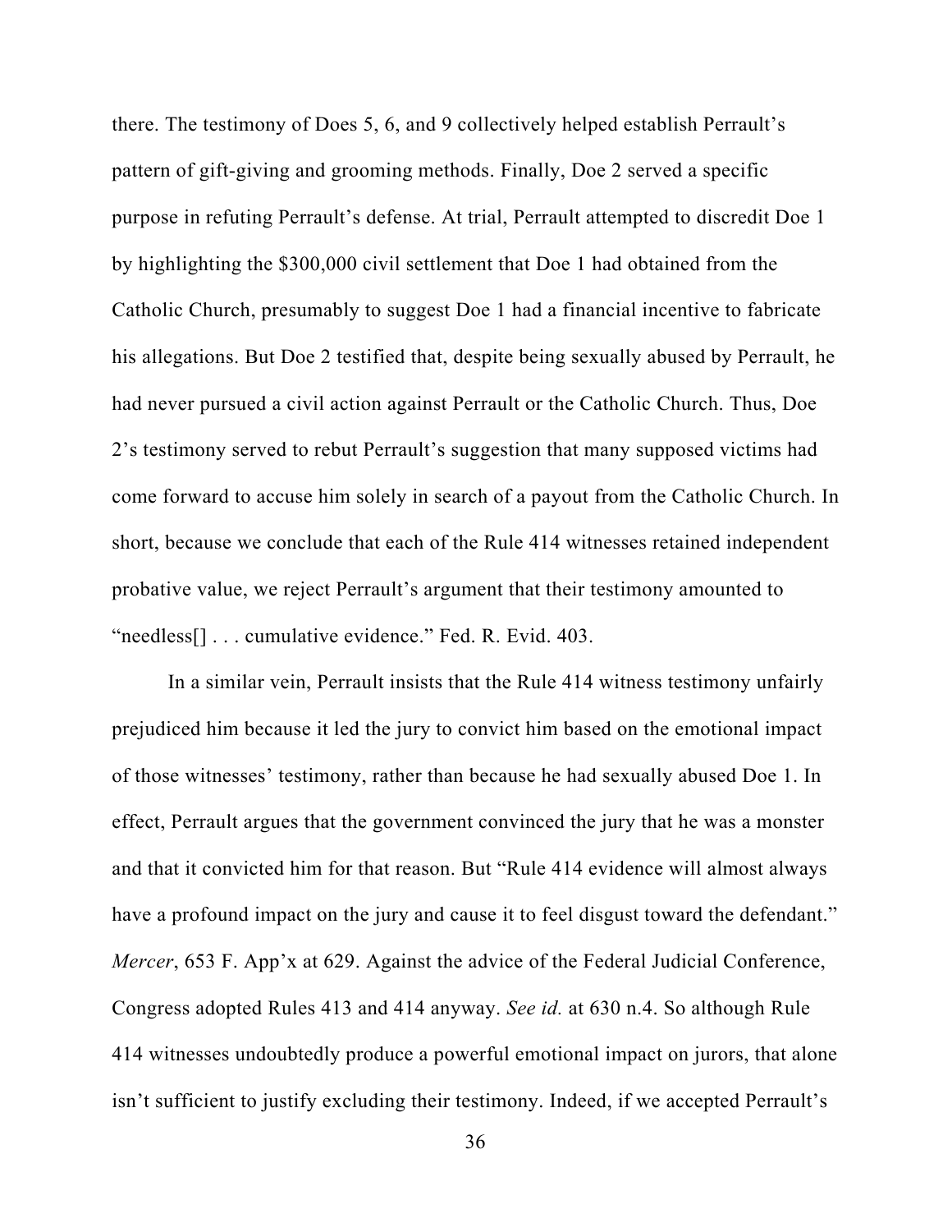there. The testimony of Does 5, 6, and 9 collectively helped establish Perrault's pattern of gift-giving and grooming methods. Finally, Doe 2 served a specific purpose in refuting Perrault's defense. At trial, Perrault attempted to discredit Doe 1 by highlighting the $300,000 civil settlement that Doe 1 had obtained from the Catholic Church, presumably to suggest Doe 1 had a financial incentive to fabricate his allegations. But Doe 2 testified that, despite being sexually abused by Perrault, he had never pursued a civil action against Perrault or the Catholic Church. Thus, Doe 2's testimony served to rebut Perrault's suggestion that many supposed victims had come forward to accuse him solely in search of a payout from the Catholic Church. In short, because we conclude that each of the Rule 414 witnesses retained independent probative value, we reject Perrault's argument that their testimony amounted to "needless[] . . . cumulative evidence." Fed. R. Evid. 403.

In a similar vein, Perrault insists that the Rule 414 witness testimony unfairly prejudiced him because it led the jury to convict him based on the emotional impact of those witnesses' testimony, rather than because he had sexually abused Doe 1. In effect, Perrault argues that the government convinced the jury that he was a monster and that it convicted him for that reason. But "Rule 414 evidence will almost always have a profound impact on the jury and cause it to feel disgust toward the defendant." *Mercer*, 653 F. App'x at 629. Against the advice of the Federal Judicial Conference, Congress adopted Rules 413 and 414 anyway. *See id.* at 630 n.4. So although Rule 414 witnesses undoubtedly produce a powerful emotional impact on jurors, that alone isn't sufficient to justify excluding their testimony. Indeed, if we accepted Perrault's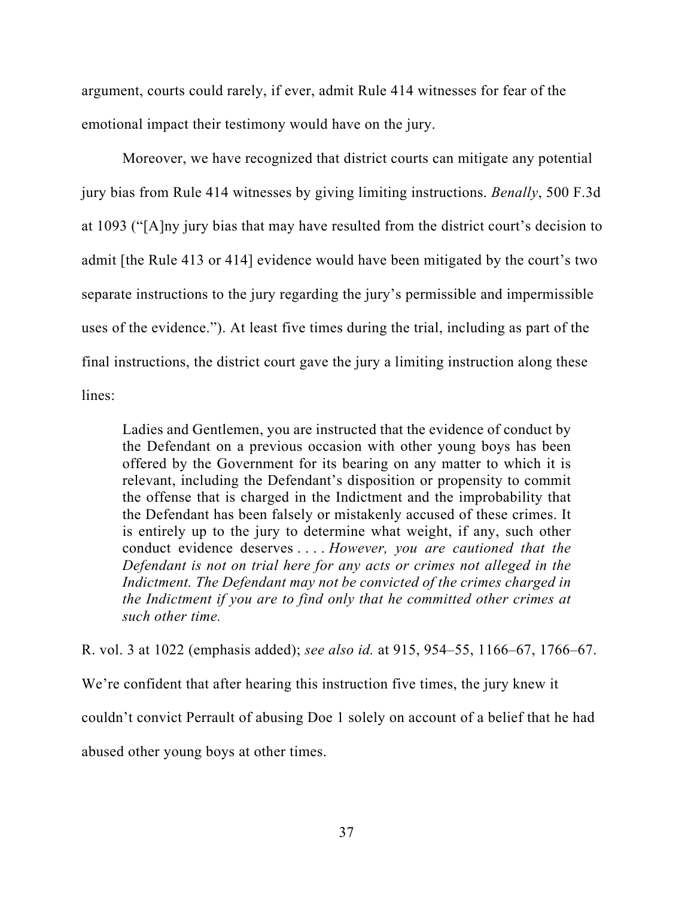argument, courts could rarely, if ever, admit Rule 414 witnesses for fear of the emotional impact their testimony would have on the jury.

Moreover, we have recognized that district courts can mitigate any potential jury bias from Rule 414 witnesses by giving limiting instructions. *Benally*, 500 F.3d at 1093 ("[A]ny jury bias that may have resulted from the district court's decision to admit [the Rule 413 or 414] evidence would have been mitigated by the court's two separate instructions to the jury regarding the jury's permissible and impermissible uses of the evidence."). At least five times during the trial, including as part of the final instructions, the district court gave the jury a limiting instruction along these lines:

> Ladies and Gentlemen, you are instructed that the evidence of conduct by the Defendant on a previous occasion with other young boys has been offered by the Government for its bearing on any matter to which it is relevant, including the Defendant's disposition or propensity to commit the offense that is charged in the Indictment and the improbability that the Defendant has been falsely or mistakenly accused of these crimes. It is entirely up to the jury to determine what weight, if any, such other conduct evidence deserves . . . . *However, you are cautioned that the Defendant is not on trial here for any acts or crimes not alleged in the Indictment. The Defendant may not be convicted of the crimes charged in the Indictment if you are to find only that he committed other crimes at such other time.*

R. vol. 3 at 1022 (emphasis added); *see also id.* at 915, 954–55, 1166–67, 1766–67. We're confident that after hearing this instruction five times, the jury knew it couldn't convict Perrault of abusing Doe 1 solely on account of a belief that he had abused other young boys at other times.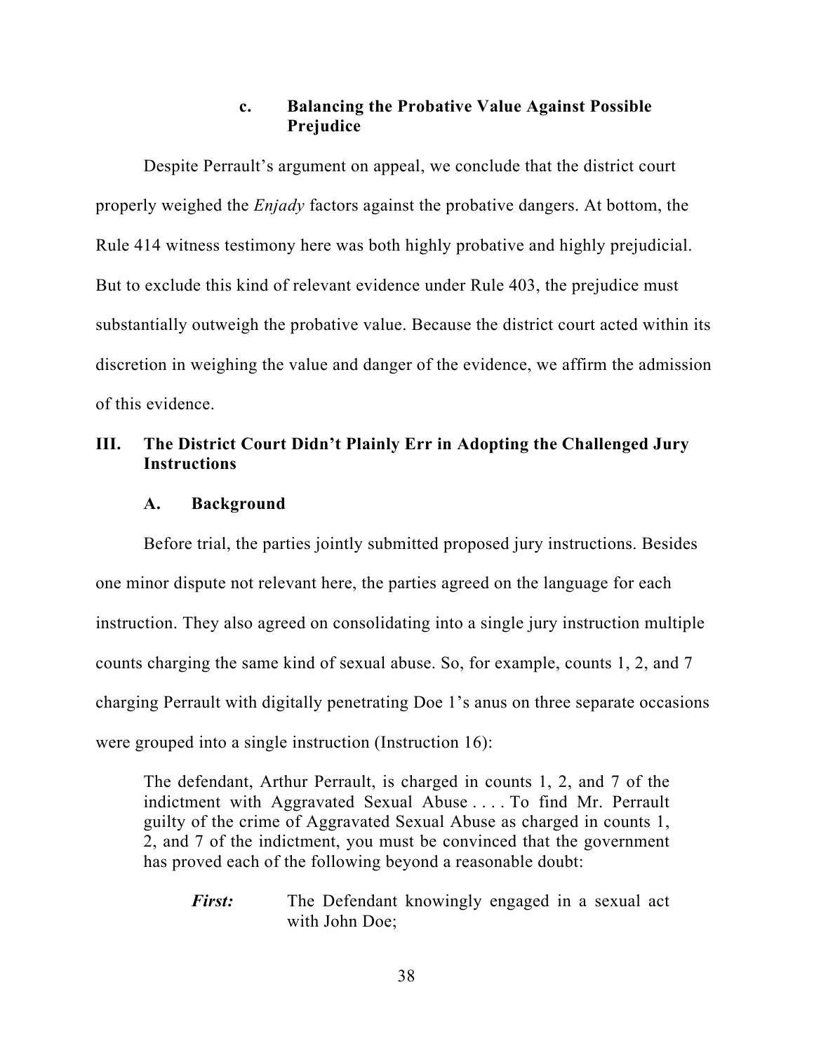### c. Balancing the Probative Value Against Possible Prejudice

Despite Perrault's argument on appeal, we conclude that the district court properly weighed the *Enjady* factors against the probative dangers. At bottom, the Rule 414 witness testimony here was both highly probative and highly prejudicial. But to exclude this kind of relevant evidence under Rule 403, the prejudice must substantially outweigh the probative value. Because the district court acted within its discretion in weighing the value and danger of the evidence, we affirm the admission of this evidence.

## III. The District Court Didn't Plainly Err in Adopting the Challenged Jury Instructions

### A. Background

Before trial, the parties jointly submitted proposed jury instructions. Besides one minor dispute not relevant here, the parties agreed on the language for each instruction. They also agreed on consolidating into a single jury instruction multiple counts charging the same kind of sexual abuse. So, for example, counts 1, 2, and 7 charging Perrault with digitally penetrating Doe 1's anus on three separate occasions were grouped into a single instruction (Instruction 16):

> The defendant, Arthur Perrault, is charged in counts 1, 2, and 7 of the indictment with Aggravated Sexual Abuse . . . . To find Mr. Perrault guilty of the crime of Aggravated Sexual Abuse as charged in counts 1, 2, and 7 of the indictment, you must be convinced that the government has proved each of the following beyond a reasonable doubt:
>
> ***First:*** The Defendant knowingly engaged in a sexual act with John Doe;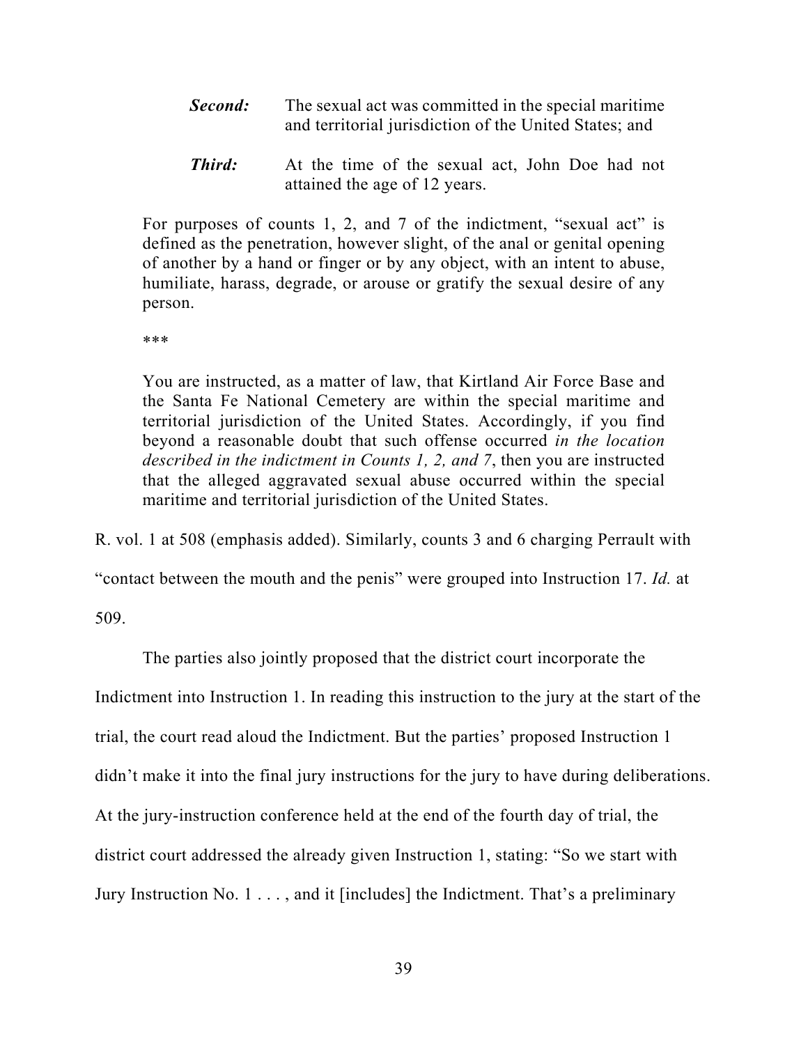> ***Second:*** The sexual act was committed in the special maritime and territorial jurisdiction of the United States; and
>
> ***Third:*** At the time of the sexual act, John Doe had not attained the age of 12 years.
>
> For purposes of counts 1, 2, and 7 of the indictment, "sexual act" is defined as the penetration, however slight, of the anal or genital opening of another by a hand or finger or by any object, with an intent to abuse, humiliate, harass, degrade, or arouse or gratify the sexual desire of any person.
>
> ***
>
> You are instructed, as a matter of law, that Kirtland Air Force Base and the Santa Fe National Cemetery are within the special maritime and territorial jurisdiction of the United States. Accordingly, if you find beyond a reasonable doubt that such offense occurred *in the location described in the indictment in Counts 1, 2, and 7*, then you are instructed that the alleged aggravated sexual abuse occurred within the special maritime and territorial jurisdiction of the United States.

R. vol. 1 at 508 (emphasis added). Similarly, counts 3 and 6 charging Perrault with "contact between the mouth and the penis" were grouped into Instruction 17. *Id.* at 509.

The parties also jointly proposed that the district court incorporate the Indictment into Instruction 1. In reading this instruction to the jury at the start of the trial, the court read aloud the Indictment. But the parties' proposed Instruction 1 didn't make it into the final jury instructions for the jury to have during deliberations. At the jury-instruction conference held at the end of the fourth day of trial, the district court addressed the already given Instruction 1, stating: "So we start with Jury Instruction No. 1 . . . , and it [includes] the Indictment. That's a preliminary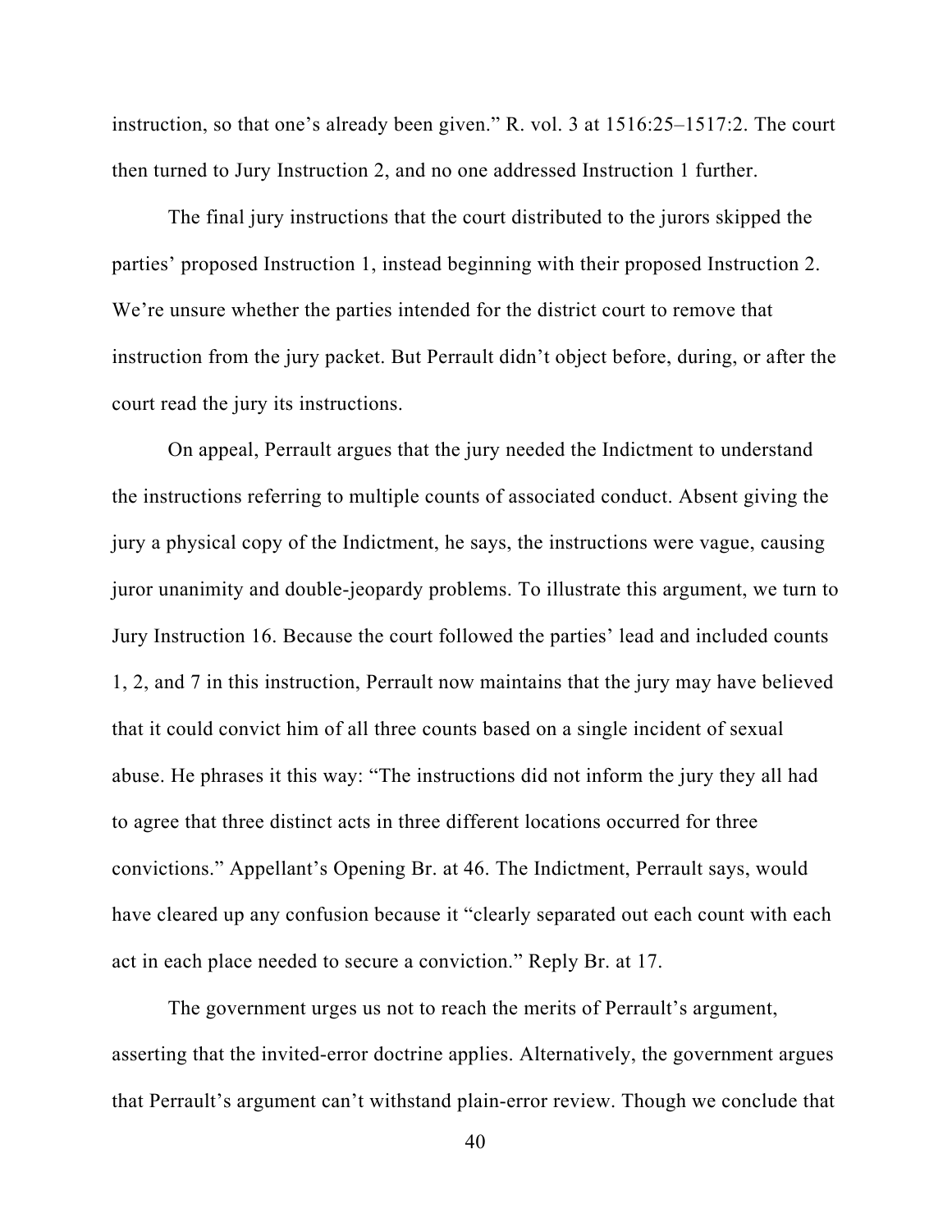instruction, so that one's already been given." R. vol. 3 at 1516:25–1517:2. The court then turned to Jury Instruction 2, and no one addressed Instruction 1 further.

The final jury instructions that the court distributed to the jurors skipped the parties' proposed Instruction 1, instead beginning with their proposed Instruction 2. We're unsure whether the parties intended for the district court to remove that instruction from the jury packet. But Perrault didn't object before, during, or after the court read the jury its instructions.

On appeal, Perrault argues that the jury needed the Indictment to understand the instructions referring to multiple counts of associated conduct. Absent giving the jury a physical copy of the Indictment, he says, the instructions were vague, causing juror unanimity and double-jeopardy problems. To illustrate this argument, we turn to Jury Instruction 16. Because the court followed the parties' lead and included counts 1, 2, and 7 in this instruction, Perrault now maintains that the jury may have believed that it could convict him of all three counts based on a single incident of sexual abuse. He phrases it this way: "The instructions did not inform the jury they all had to agree that three distinct acts in three different locations occurred for three convictions." Appellant's Opening Br. at 46. The Indictment, Perrault says, would have cleared up any confusion because it "clearly separated out each count with each act in each place needed to secure a conviction." Reply Br. at 17.

The government urges us not to reach the merits of Perrault's argument, asserting that the invited-error doctrine applies. Alternatively, the government argues that Perrault's argument can't withstand plain-error review. Though we conclude that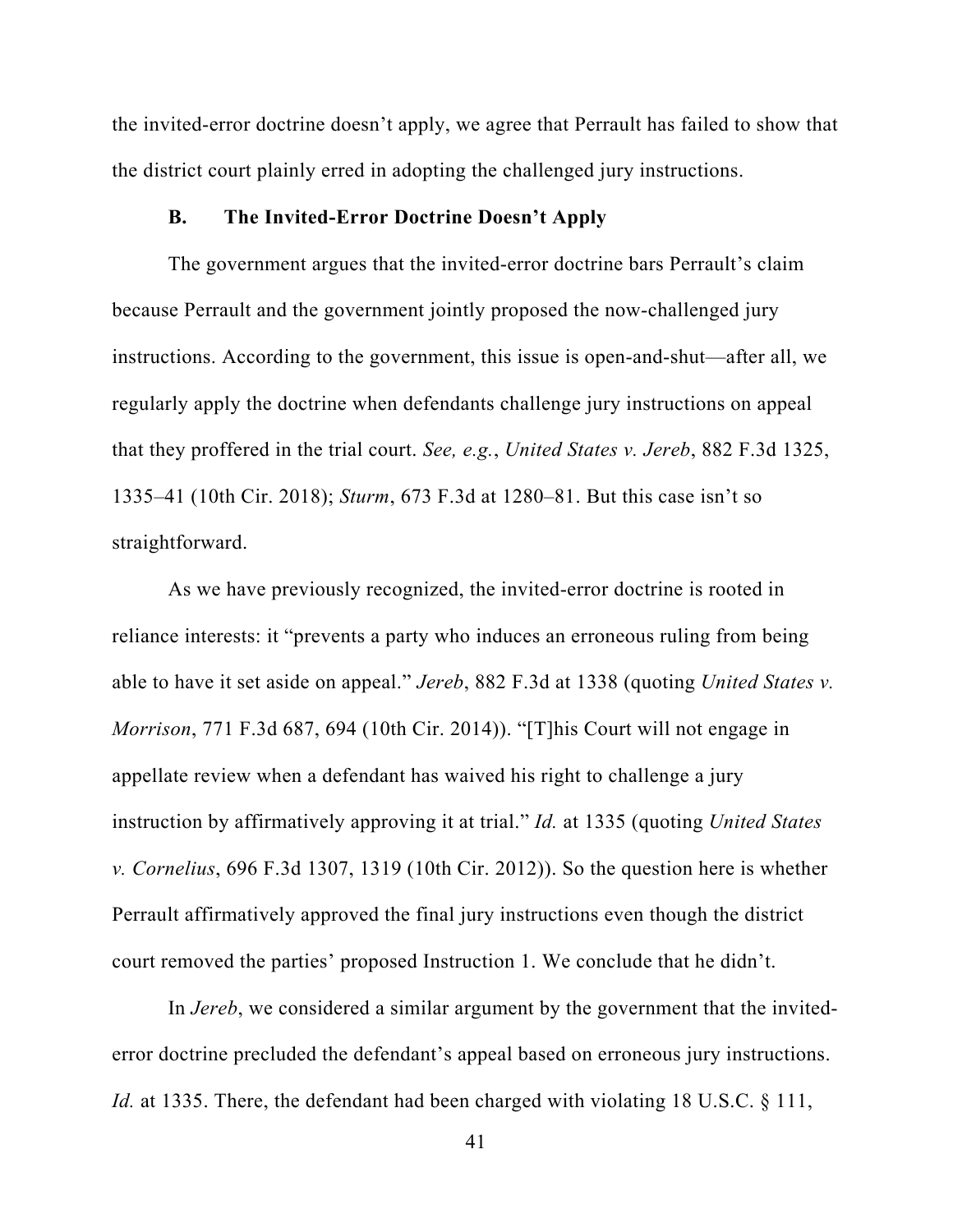the invited-error doctrine doesn't apply, we agree that Perrault has failed to show that the district court plainly erred in adopting the challenged jury instructions.

### B. The Invited-Error Doctrine Doesn't Apply

The government argues that the invited-error doctrine bars Perrault's claim because Perrault and the government jointly proposed the now-challenged jury instructions. According to the government, this issue is open-and-shut—after all, we regularly apply the doctrine when defendants challenge jury instructions on appeal that they proffered in the trial court. *See, e.g.*, *United States v. Jereb*, 882 F.3d 1325, 1335–41 (10th Cir. 2018); *Sturm*, 673 F.3d at 1280–81. But this case isn't so straightforward.

As we have previously recognized, the invited-error doctrine is rooted in reliance interests: it "prevents a party who induces an erroneous ruling from being able to have it set aside on appeal." *Jereb*, 882 F.3d at 1338 (quoting *United States v. Morrison*, 771 F.3d 687, 694 (10th Cir. 2014)). "[T]his Court will not engage in appellate review when a defendant has waived his right to challenge a jury instruction by affirmatively approving it at trial." *Id.* at 1335 (quoting *United States v. Cornelius*, 696 F.3d 1307, 1319 (10th Cir. 2012)). So the question here is whether Perrault affirmatively approved the final jury instructions even though the district court removed the parties' proposed Instruction 1. We conclude that he didn't.

In *Jereb*, we considered a similar argument by the government that the invited-error doctrine precluded the defendant's appeal based on erroneous jury instructions. *Id.* at 1335. There, the defendant had been charged with violating 18 U.S.C. § 111,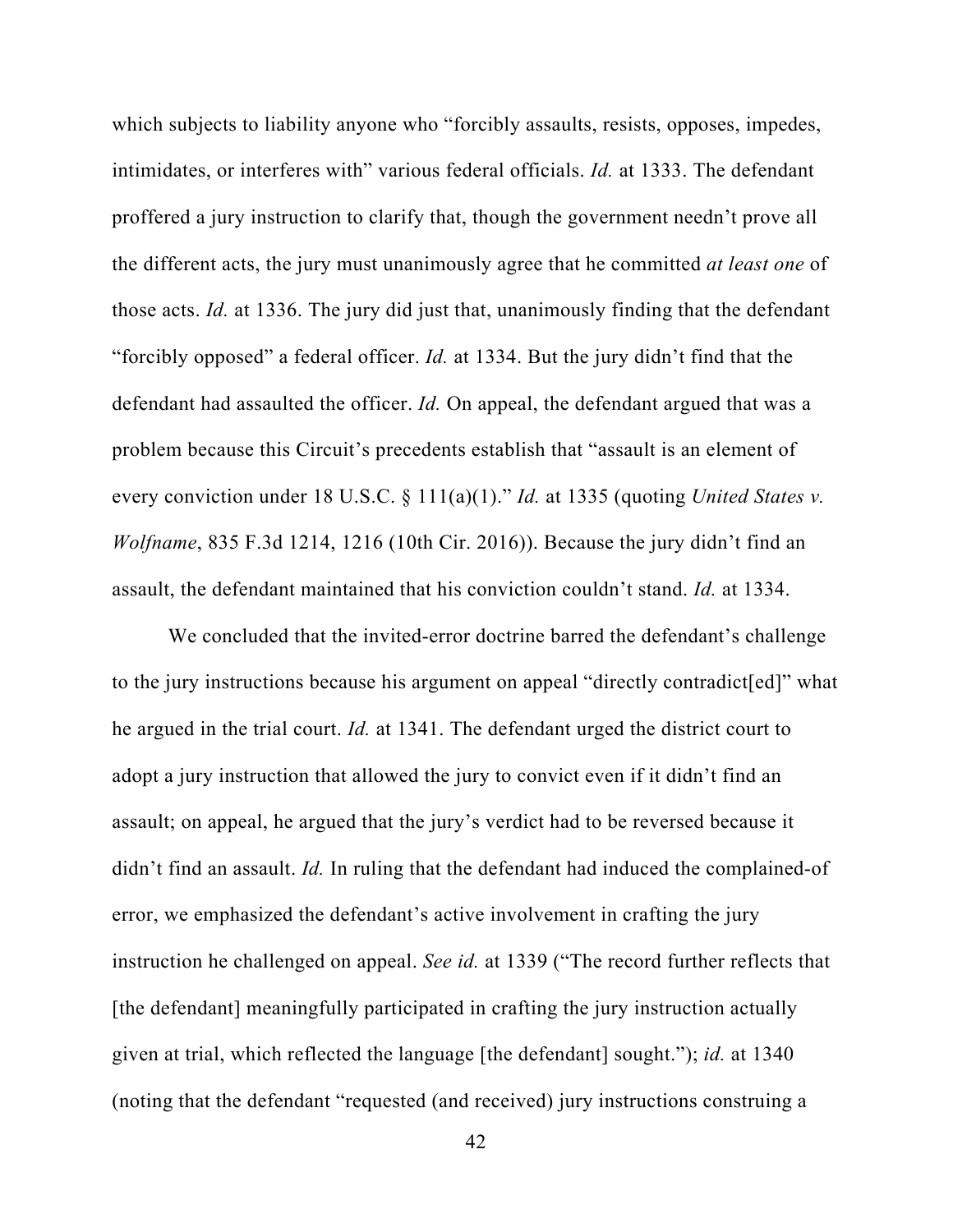which subjects to liability anyone who "forcibly assaults, resists, opposes, impedes, intimidates, or interferes with" various federal officials. *Id.* at 1333. The defendant proffered a jury instruction to clarify that, though the government needn't prove all the different acts, the jury must unanimously agree that he committed *at least one* of those acts. *Id.* at 1336. The jury did just that, unanimously finding that the defendant "forcibly opposed" a federal officer. *Id.* at 1334. But the jury didn't find that the defendant had assaulted the officer. *Id.* On appeal, the defendant argued that was a problem because this Circuit's precedents establish that "assault is an element of every conviction under 18 U.S.C. § 111(a)(1)." *Id.* at 1335 (quoting *United States v. Wolfname*, 835 F.3d 1214, 1216 (10th Cir. 2016)). Because the jury didn't find an assault, the defendant maintained that his conviction couldn't stand. *Id.* at 1334.

We concluded that the invited-error doctrine barred the defendant's challenge to the jury instructions because his argument on appeal "directly contradict[ed]" what he argued in the trial court. *Id.* at 1341. The defendant urged the district court to adopt a jury instruction that allowed the jury to convict even if it didn't find an assault; on appeal, he argued that the jury's verdict had to be reversed because it didn't find an assault. *Id.* In ruling that the defendant had induced the complained-of error, we emphasized the defendant's active involvement in crafting the jury instruction he challenged on appeal. *See id.* at 1339 ("The record further reflects that [the defendant] meaningfully participated in crafting the jury instruction actually given at trial, which reflected the language [the defendant] sought."); *id.* at 1340 (noting that the defendant "requested (and received) jury instructions construing a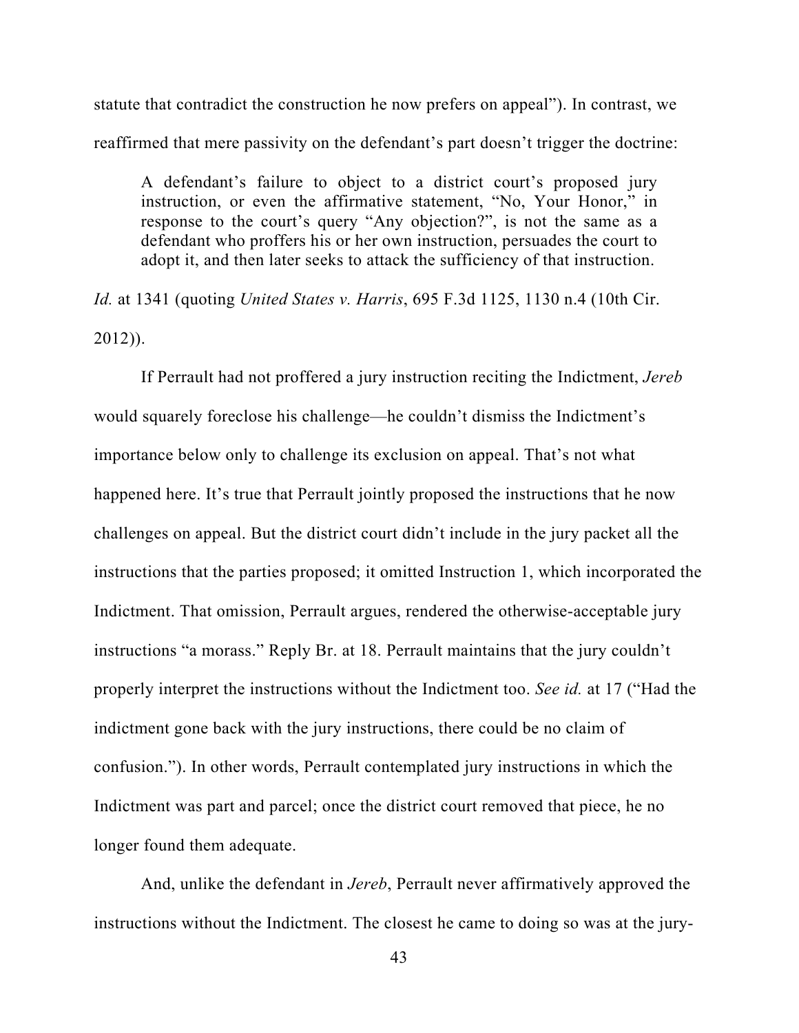statute that contradict the construction he now prefers on appeal”). In contrast, we reaffirmed that mere passivity on the defendant’s part doesn’t trigger the doctrine:

> A defendant’s failure to object to a district court’s proposed jury instruction, or even the affirmative statement, “No, Your Honor,” in response to the court’s query “Any objection?”, is not the same as a defendant who proffers his or her own instruction, persuades the court to adopt it, and then later seeks to attack the sufficiency of that instruction.

*Id.* at 1341 (quoting *United States v. Harris*, 695 F.3d 1125, 1130 n.4 (10th Cir. 2012)).

If Perrault had not proffered a jury instruction reciting the Indictment, *Jereb* would squarely foreclose his challenge—he couldn’t dismiss the Indictment’s importance below only to challenge its exclusion on appeal. That’s not what happened here. It’s true that Perrault jointly proposed the instructions that he now challenges on appeal. But the district court didn’t include in the jury packet all the instructions that the parties proposed; it omitted Instruction 1, which incorporated the Indictment. That omission, Perrault argues, rendered the otherwise-acceptable jury instructions “a morass.” Reply Br. at 18. Perrault maintains that the jury couldn’t properly interpret the instructions without the Indictment too. *See id.* at 17 (“Had the indictment gone back with the jury instructions, there could be no claim of confusion.”). In other words, Perrault contemplated jury instructions in which the Indictment was part and parcel; once the district court removed that piece, he no longer found them adequate.

And, unlike the defendant in *Jereb*, Perrault never affirmatively approved the instructions without the Indictment. The closest he came to doing so was at the jury-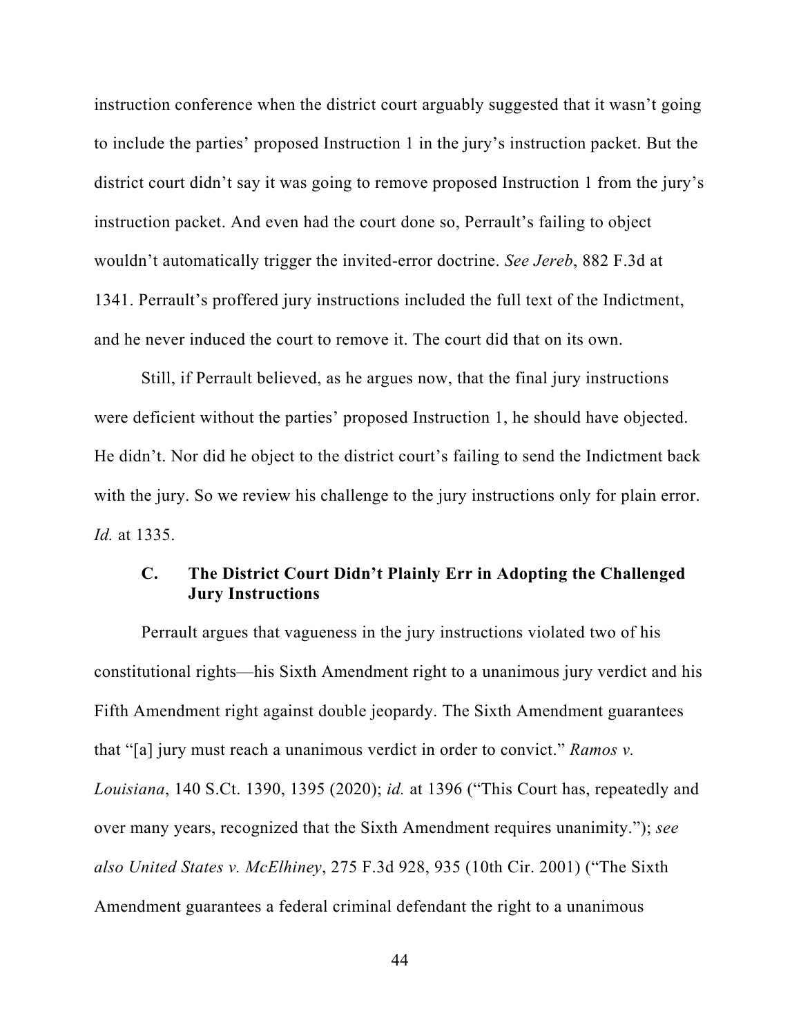instruction conference when the district court arguably suggested that it wasn't going to include the parties' proposed Instruction 1 in the jury's instruction packet. But the district court didn't say it was going to remove proposed Instruction 1 from the jury's instruction packet. And even had the court done so, Perrault's failing to object wouldn't automatically trigger the invited-error doctrine. *See Jereb*, 882 F.3d at 1341. Perrault's proffered jury instructions included the full text of the Indictment, and he never induced the court to remove it. The court did that on its own.

Still, if Perrault believed, as he argues now, that the final jury instructions were deficient without the parties' proposed Instruction 1, he should have objected. He didn't. Nor did he object to the district court's failing to send the Indictment back with the jury. So we review his challenge to the jury instructions only for plain error. *Id.* at 1335.

### C. The District Court Didn't Plainly Err in Adopting the Challenged Jury Instructions

Perrault argues that vagueness in the jury instructions violated two of his constitutional rights—his Sixth Amendment right to a unanimous jury verdict and his Fifth Amendment right against double jeopardy. The Sixth Amendment guarantees that "[a] jury must reach a unanimous verdict in order to convict." *Ramos v. Louisiana*, 140 S.Ct. 1390, 1395 (2020); *id.* at 1396 ("This Court has, repeatedly and over many years, recognized that the Sixth Amendment requires unanimity."); *see also United States v. McElhiney*, 275 F.3d 928, 935 (10th Cir. 2001) ("The Sixth Amendment guarantees a federal criminal defendant the right to a unanimous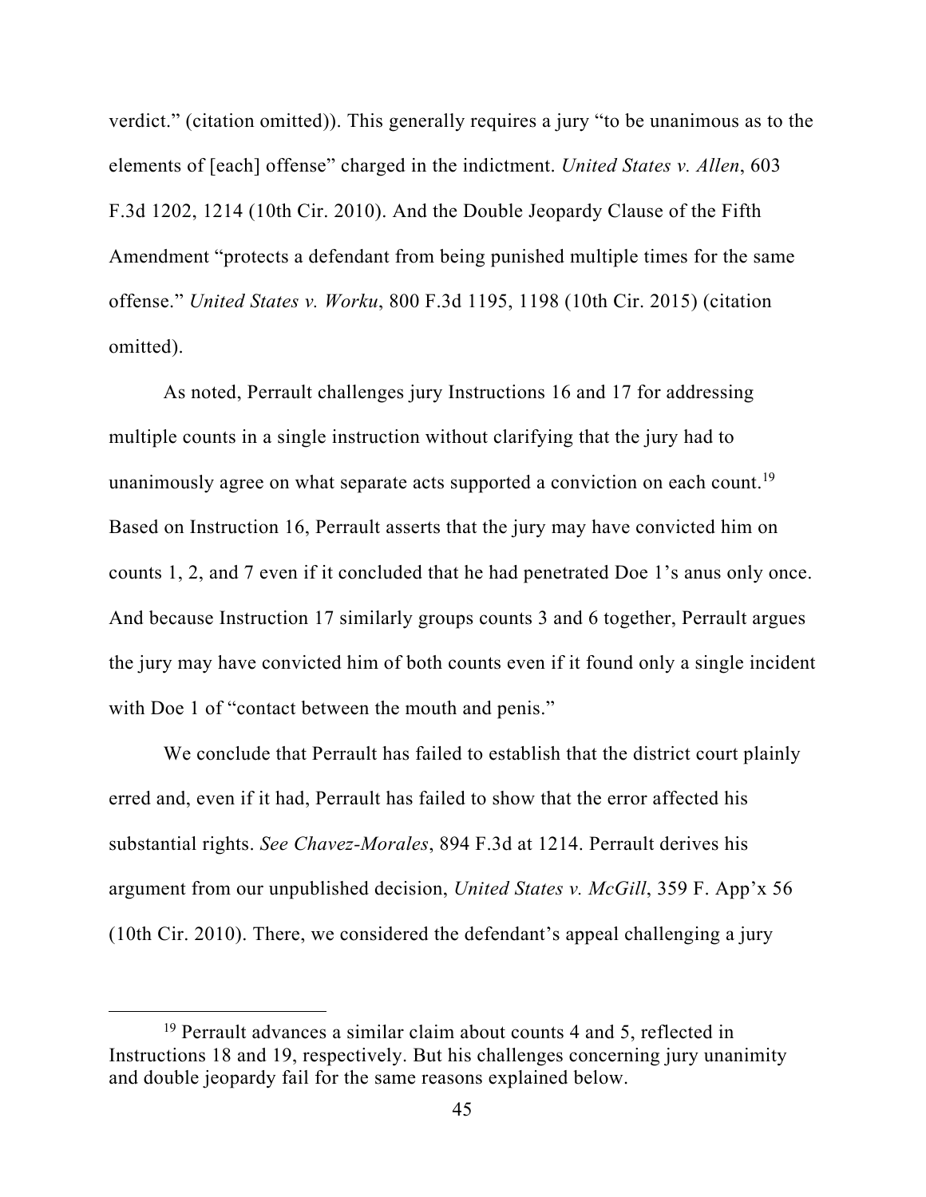verdict." (citation omitted)). This generally requires a jury "to be unanimous as to the elements of [each] offense" charged in the indictment. *United States v. Allen*, 603 F.3d 1202, 1214 (10th Cir. 2010). And the Double Jeopardy Clause of the Fifth Amendment "protects a defendant from being punished multiple times for the same offense." *United States v. Worku*, 800 F.3d 1195, 1198 (10th Cir. 2015) (citation omitted).

As noted, Perrault challenges jury Instructions 16 and 17 for addressing multiple counts in a single instruction without clarifying that the jury had to unanimously agree on what separate acts supported a conviction on each count.[19] Based on Instruction 16, Perrault asserts that the jury may have convicted him on counts 1, 2, and 7 even if it concluded that he had penetrated Doe 1's anus only once. And because Instruction 17 similarly groups counts 3 and 6 together, Perrault argues the jury may have convicted him of both counts even if it found only a single incident with Doe 1 of "contact between the mouth and penis."

We conclude that Perrault has failed to establish that the district court plainly erred and, even if it had, Perrault has failed to show that the error affected his substantial rights. *See Chavez-Morales*, 894 F.3d at 1214. Perrault derives his argument from our unpublished decision, *United States v. McGill*, 359 F. App'x 56 (10th Cir. 2010). There, we considered the defendant's appeal challenging a jury

[19] Perrault advances a similar claim about counts 4 and 5, reflected in Instructions 18 and 19, respectively. But his challenges concerning jury unanimity and double jeopardy fail for the same reasons explained below.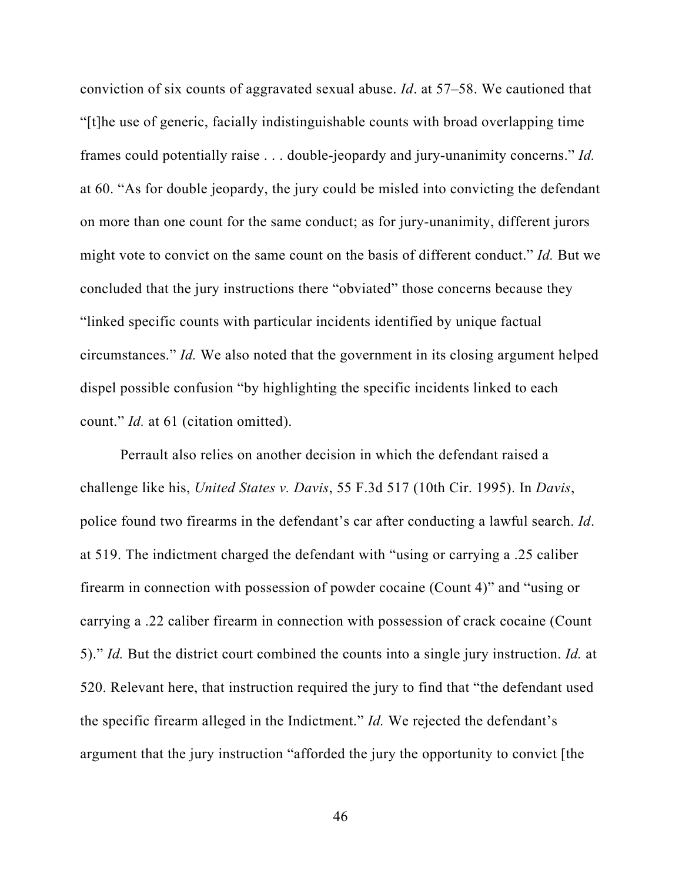conviction of six counts of aggravated sexual abuse. *Id*. at 57–58. We cautioned that "[t]he use of generic, facially indistinguishable counts with broad overlapping time frames could potentially raise . . . double-jeopardy and jury-unanimity concerns." *Id.* at 60. "As for double jeopardy, the jury could be misled into convicting the defendant on more than one count for the same conduct; as for jury-unanimity, different jurors might vote to convict on the same count on the basis of different conduct." *Id.* But we concluded that the jury instructions there "obviated" those concerns because they "linked specific counts with particular incidents identified by unique factual circumstances." *Id.* We also noted that the government in its closing argument helped dispel possible confusion "by highlighting the specific incidents linked to each count." *Id.* at 61 (citation omitted).

Perrault also relies on another decision in which the defendant raised a challenge like his, *United States v. Davis*, 55 F.3d 517 (10th Cir. 1995). In *Davis*, police found two firearms in the defendant's car after conducting a lawful search. *Id*. at 519. The indictment charged the defendant with "using or carrying a .25 caliber firearm in connection with possession of powder cocaine (Count 4)" and "using or carrying a .22 caliber firearm in connection with possession of crack cocaine (Count 5)." *Id.* But the district court combined the counts into a single jury instruction. *Id.* at 520. Relevant here, that instruction required the jury to find that "the defendant used the specific firearm alleged in the Indictment." *Id.* We rejected the defendant's argument that the jury instruction "afforded the jury the opportunity to convict [the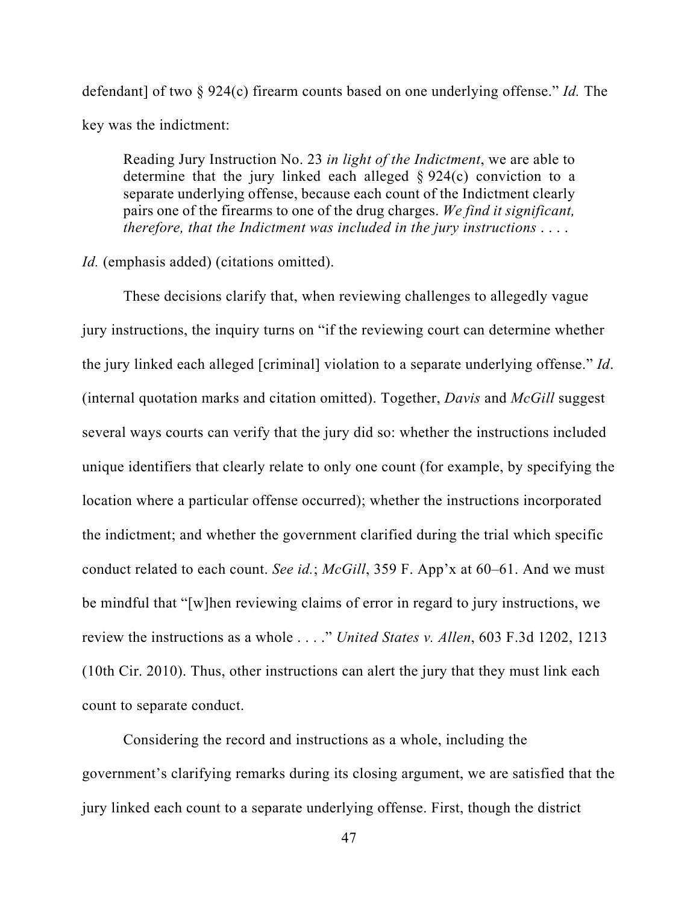defendant] of two § 924(c) firearm counts based on one underlying offense." *Id.* The key was the indictment:

> Reading Jury Instruction No. 23 *in light of the Indictment*, we are able to determine that the jury linked each alleged § 924(c) conviction to a separate underlying offense, because each count of the Indictment clearly pairs one of the firearms to one of the drug charges. *We find it significant, therefore, that the Indictment was included in the jury instructions* . . . .

*Id.* (emphasis added) (citations omitted).

These decisions clarify that, when reviewing challenges to allegedly vague jury instructions, the inquiry turns on "if the reviewing court can determine whether the jury linked each alleged [criminal] violation to a separate underlying offense." *Id*. (internal quotation marks and citation omitted). Together, *Davis* and *McGill* suggest several ways courts can verify that the jury did so: whether the instructions included unique identifiers that clearly relate to only one count (for example, by specifying the location where a particular offense occurred); whether the instructions incorporated the indictment; and whether the government clarified during the trial which specific conduct related to each count. *See id.*; *McGill*, 359 F. App'x at 60–61. And we must be mindful that "[w]hen reviewing claims of error in regard to jury instructions, we review the instructions as a whole . . . ." *United States v. Allen*, 603 F.3d 1202, 1213 (10th Cir. 2010). Thus, other instructions can alert the jury that they must link each count to separate conduct.

Considering the record and instructions as a whole, including the government's clarifying remarks during its closing argument, we are satisfied that the jury linked each count to a separate underlying offense. First, though the district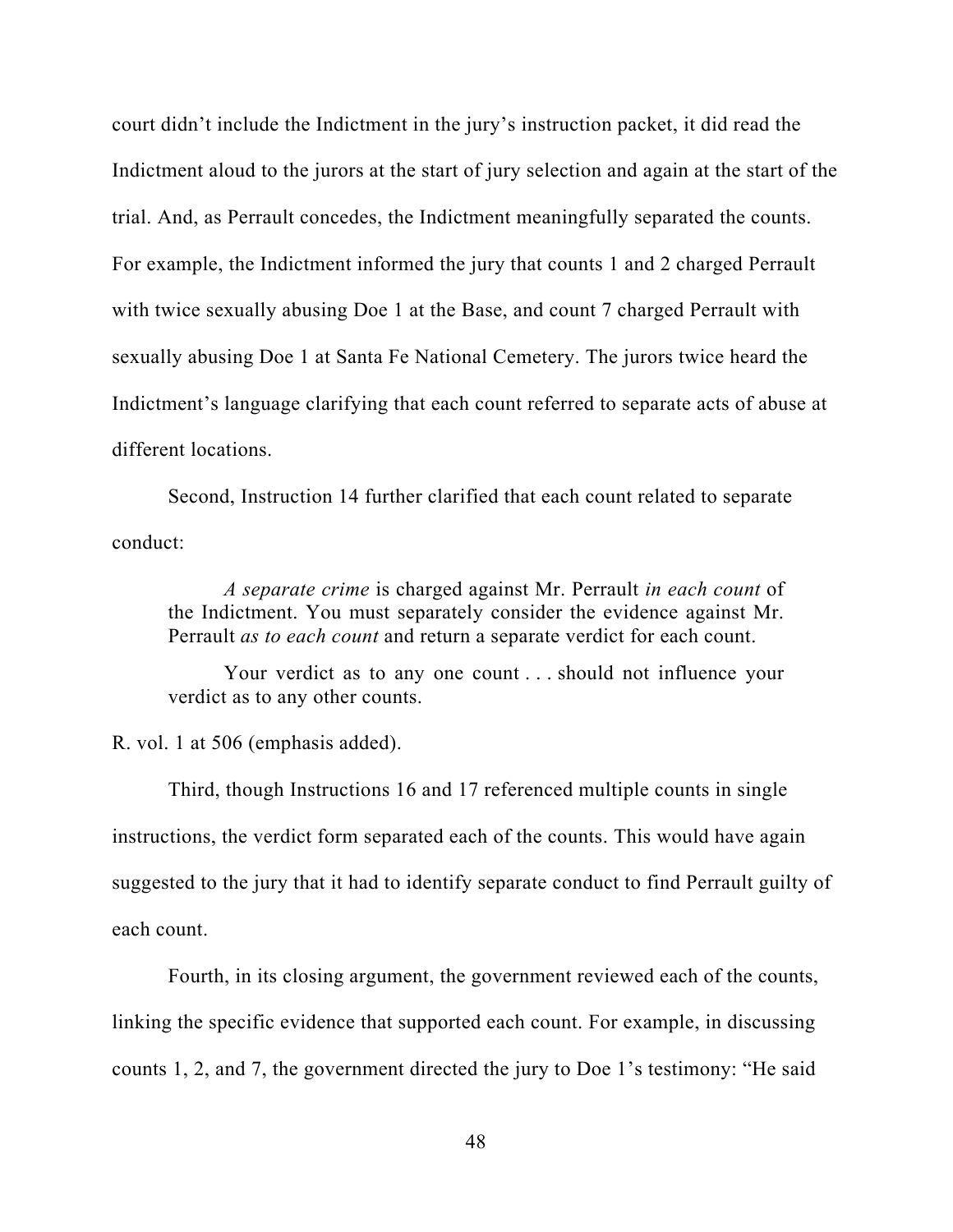court didn't include the Indictment in the jury's instruction packet, it did read the Indictment aloud to the jurors at the start of jury selection and again at the start of the trial. And, as Perrault concedes, the Indictment meaningfully separated the counts. For example, the Indictment informed the jury that counts 1 and 2 charged Perrault with twice sexually abusing Doe 1 at the Base, and count 7 charged Perrault with sexually abusing Doe 1 at Santa Fe National Cemetery. The jurors twice heard the Indictment's language clarifying that each count referred to separate acts of abuse at different locations.

Second, Instruction 14 further clarified that each count related to separate conduct:

> *A separate crime* is charged against Mr. Perrault *in each count* of the Indictment. You must separately consider the evidence against Mr. Perrault *as to each count* and return a separate verdict for each count.
>
> Your verdict as to any one count . . . should not influence your verdict as to any other counts.

R. vol. 1 at 506 (emphasis added).

Third, though Instructions 16 and 17 referenced multiple counts in single instructions, the verdict form separated each of the counts. This would have again suggested to the jury that it had to identify separate conduct to find Perrault guilty of each count.

Fourth, in its closing argument, the government reviewed each of the counts, linking the specific evidence that supported each count. For example, in discussing counts 1, 2, and 7, the government directed the jury to Doe 1's testimony: "He said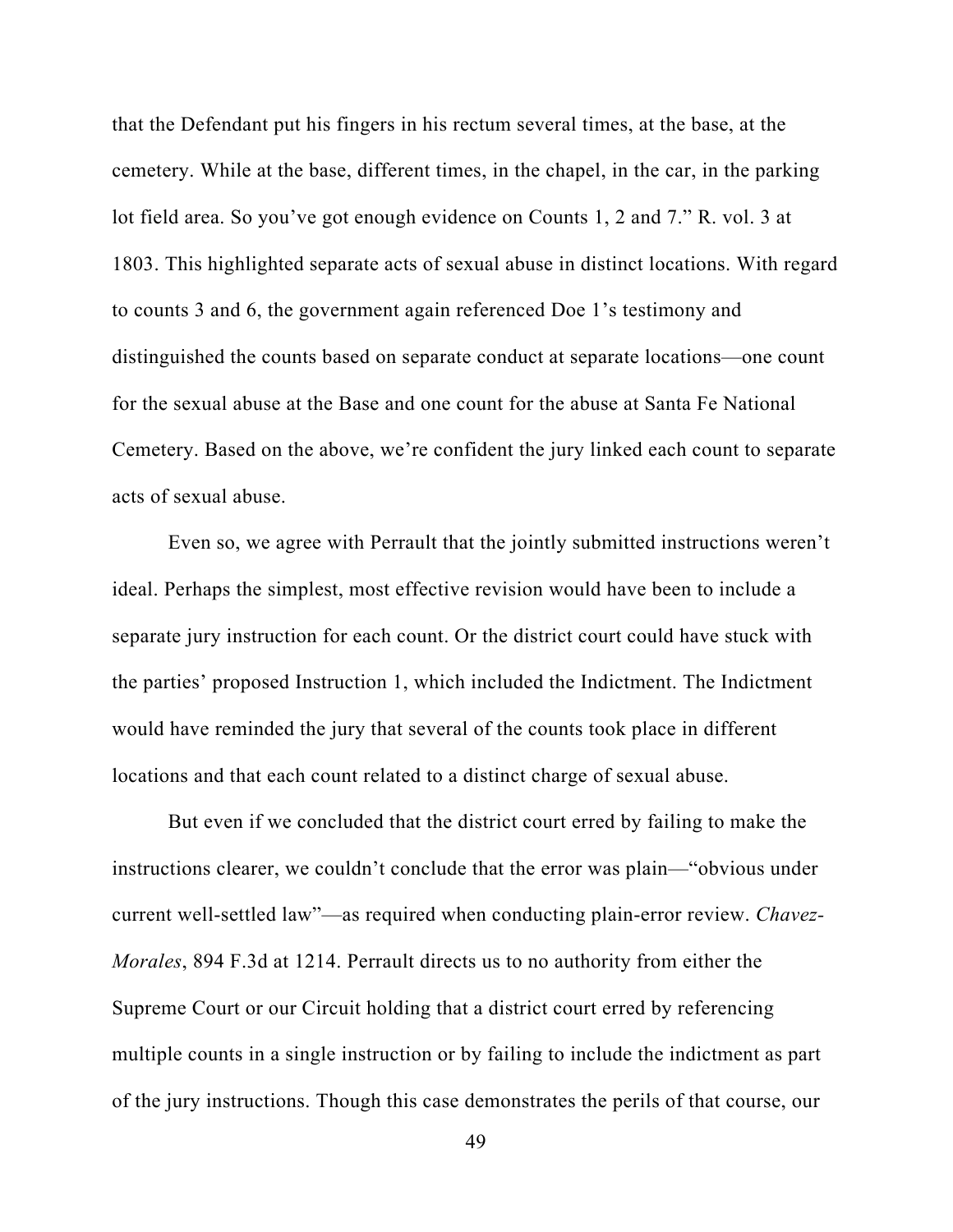that the Defendant put his fingers in his rectum several times, at the base, at the cemetery. While at the base, different times, in the chapel, in the car, in the parking lot field area. So you've got enough evidence on Counts 1, 2 and 7." R. vol. 3 at 1803. This highlighted separate acts of sexual abuse in distinct locations. With regard to counts 3 and 6, the government again referenced Doe 1's testimony and distinguished the counts based on separate conduct at separate locations—one count for the sexual abuse at the Base and one count for the abuse at Santa Fe National Cemetery. Based on the above, we're confident the jury linked each count to separate acts of sexual abuse.

Even so, we agree with Perrault that the jointly submitted instructions weren't ideal. Perhaps the simplest, most effective revision would have been to include a separate jury instruction for each count. Or the district court could have stuck with the parties' proposed Instruction 1, which included the Indictment. The Indictment would have reminded the jury that several of the counts took place in different locations and that each count related to a distinct charge of sexual abuse.

But even if we concluded that the district court erred by failing to make the instructions clearer, we couldn't conclude that the error was plain—"obvious under current well-settled law"—as required when conducting plain-error review. *Chavez-Morales*, 894 F.3d at 1214. Perrault directs us to no authority from either the Supreme Court or our Circuit holding that a district court erred by referencing multiple counts in a single instruction or by failing to include the indictment as part of the jury instructions. Though this case demonstrates the perils of that course, our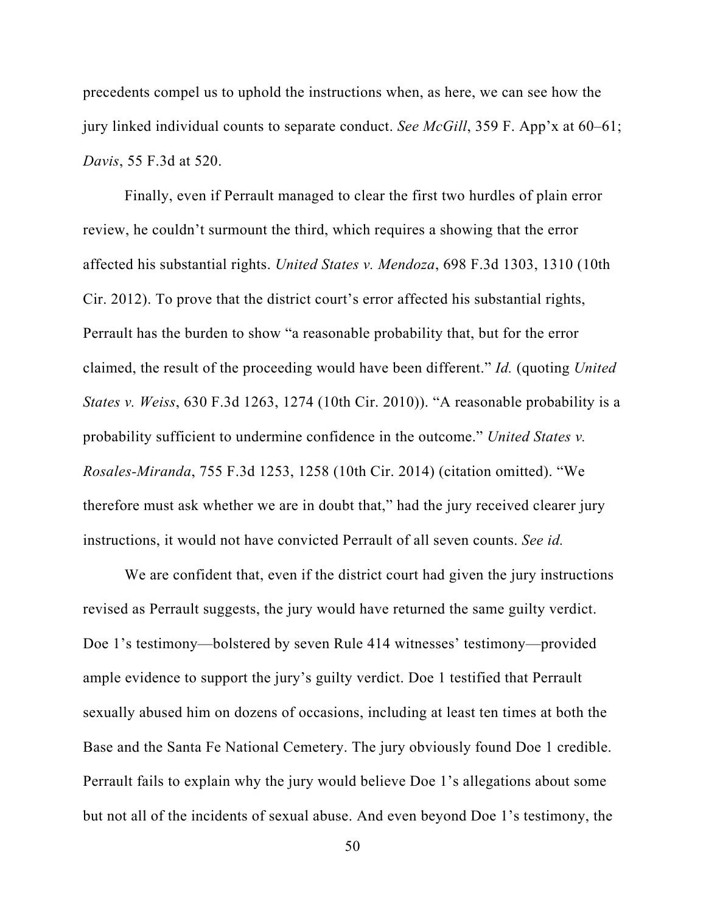precedents compel us to uphold the instructions when, as here, we can see how the jury linked individual counts to separate conduct. *See McGill*, 359 F. App'x at 60–61; *Davis*, 55 F.3d at 520.

Finally, even if Perrault managed to clear the first two hurdles of plain error review, he couldn't surmount the third, which requires a showing that the error affected his substantial rights. *United States v. Mendoza*, 698 F.3d 1303, 1310 (10th Cir. 2012). To prove that the district court's error affected his substantial rights, Perrault has the burden to show "a reasonable probability that, but for the error claimed, the result of the proceeding would have been different." *Id.* (quoting *United States v. Weiss*, 630 F.3d 1263, 1274 (10th Cir. 2010)). "A reasonable probability is a probability sufficient to undermine confidence in the outcome." *United States v. Rosales-Miranda*, 755 F.3d 1253, 1258 (10th Cir. 2014) (citation omitted). "We therefore must ask whether we are in doubt that," had the jury received clearer jury instructions, it would not have convicted Perrault of all seven counts. *See id.*

We are confident that, even if the district court had given the jury instructions revised as Perrault suggests, the jury would have returned the same guilty verdict. Doe 1's testimony—bolstered by seven Rule 414 witnesses' testimony—provided ample evidence to support the jury's guilty verdict. Doe 1 testified that Perrault sexually abused him on dozens of occasions, including at least ten times at both the Base and the Santa Fe National Cemetery. The jury obviously found Doe 1 credible. Perrault fails to explain why the jury would believe Doe 1's allegations about some but not all of the incidents of sexual abuse. And even beyond Doe 1's testimony, the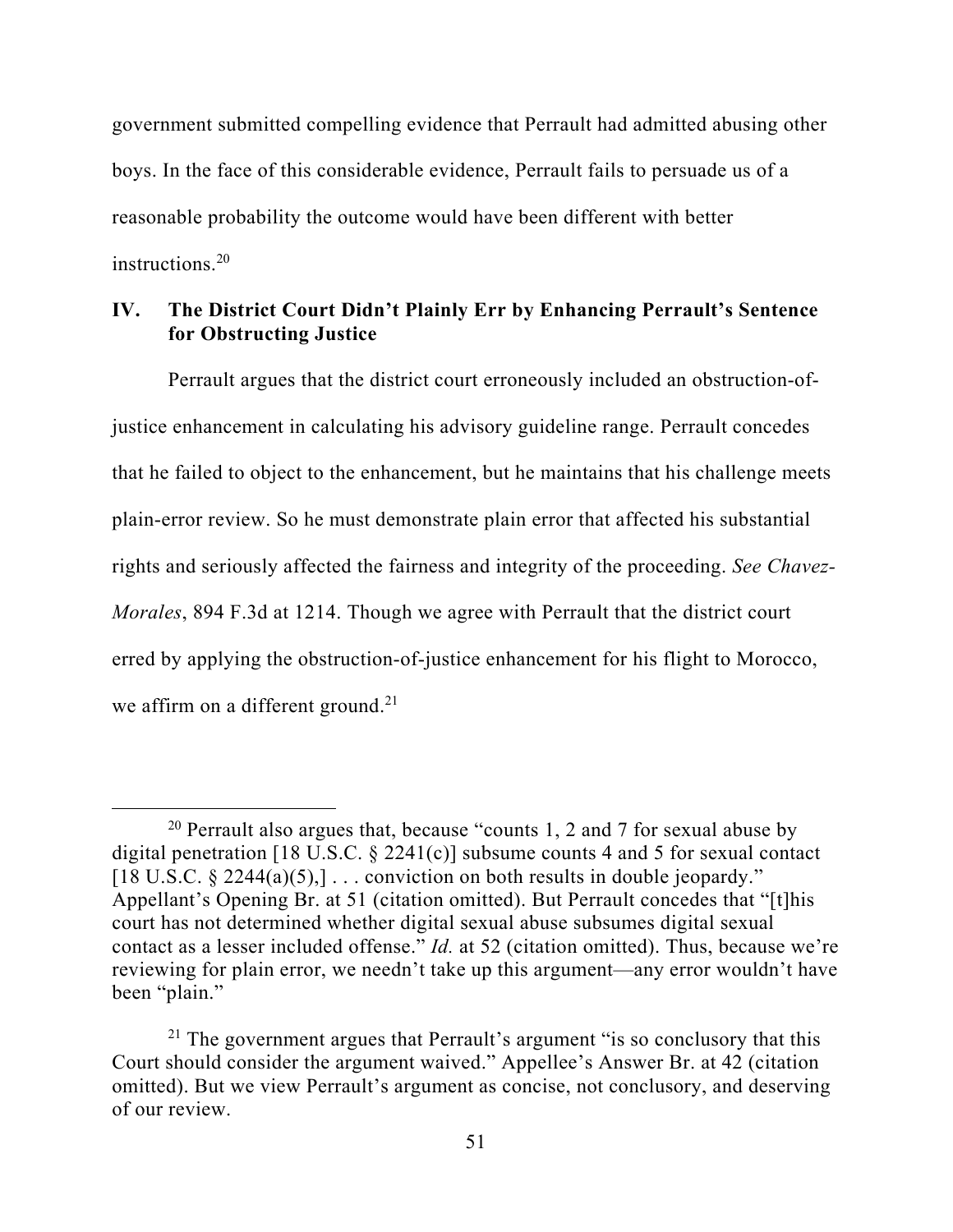government submitted compelling evidence that Perrault had admitted abusing other boys. In the face of this considerable evidence, Perrault fails to persuade us of a reasonable probability the outcome would have been different with better instructions.[20]

## IV. The District Court Didn't Plainly Err by Enhancing Perrault's Sentence for Obstructing Justice

Perrault argues that the district court erroneously included an obstruction-of-justice enhancement in calculating his advisory guideline range. Perrault concedes that he failed to object to the enhancement, but he maintains that his challenge meets plain-error review. So he must demonstrate plain error that affected his substantial rights and seriously affected the fairness and integrity of the proceeding. *See Chavez-Morales*, 894 F.3d at 1214. Though we agree with Perrault that the district court erred by applying the obstruction-of-justice enhancement for his flight to Morocco, we affirm on a different ground.[21]

---

[20] Perrault also argues that, because "counts 1, 2 and 7 for sexual abuse by digital penetration [18 U.S.C. § 2241(c)] subsume counts 4 and 5 for sexual contact [18 U.S.C. § 2244(a)(5),] . . . conviction on both results in double jeopardy." Appellant's Opening Br. at 51 (citation omitted). But Perrault concedes that "[t]his court has not determined whether digital sexual abuse subsumes digital sexual contact as a lesser included offense." *Id.* at 52 (citation omitted). Thus, because we're reviewing for plain error, we needn't take up this argument—any error wouldn't have been "plain."

[21] The government argues that Perrault's argument "is so conclusory that this Court should consider the argument waived." Appellee's Answer Br. at 42 (citation omitted). But we view Perrault's argument as concise, not conclusory, and deserving of our review.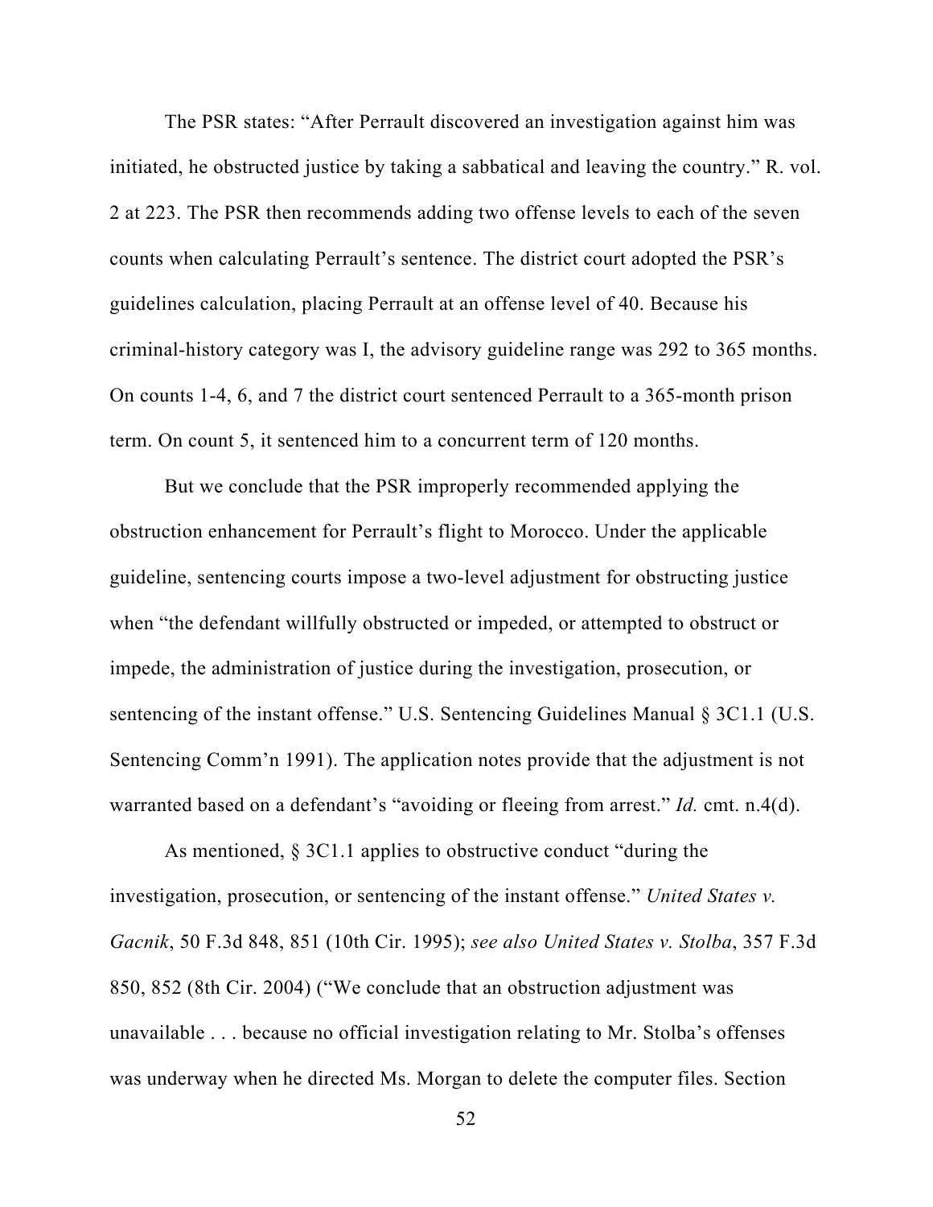The PSR states: "After Perrault discovered an investigation against him was initiated, he obstructed justice by taking a sabbatical and leaving the country." R. vol. 2 at 223. The PSR then recommends adding two offense levels to each of the seven counts when calculating Perrault's sentence. The district court adopted the PSR's guidelines calculation, placing Perrault at an offense level of 40. Because his criminal-history category was I, the advisory guideline range was 292 to 365 months. On counts 1-4, 6, and 7 the district court sentenced Perrault to a 365-month prison term. On count 5, it sentenced him to a concurrent term of 120 months.

But we conclude that the PSR improperly recommended applying the obstruction enhancement for Perrault's flight to Morocco. Under the applicable guideline, sentencing courts impose a two-level adjustment for obstructing justice when "the defendant willfully obstructed or impeded, or attempted to obstruct or impede, the administration of justice during the investigation, prosecution, or sentencing of the instant offense." U.S. Sentencing Guidelines Manual § 3C1.1 (U.S. Sentencing Comm'n 1991). The application notes provide that the adjustment is not warranted based on a defendant's "avoiding or fleeing from arrest." *Id.* cmt. n.4(d).

As mentioned, § 3C1.1 applies to obstructive conduct "during the investigation, prosecution, or sentencing of the instant offense." *United States v. Gacnik*, 50 F.3d 848, 851 (10th Cir. 1995); *see also United States v. Stolba*, 357 F.3d 850, 852 (8th Cir. 2004) ("We conclude that an obstruction adjustment was unavailable . . . because no official investigation relating to Mr. Stolba's offenses was underway when he directed Ms. Morgan to delete the computer files. Section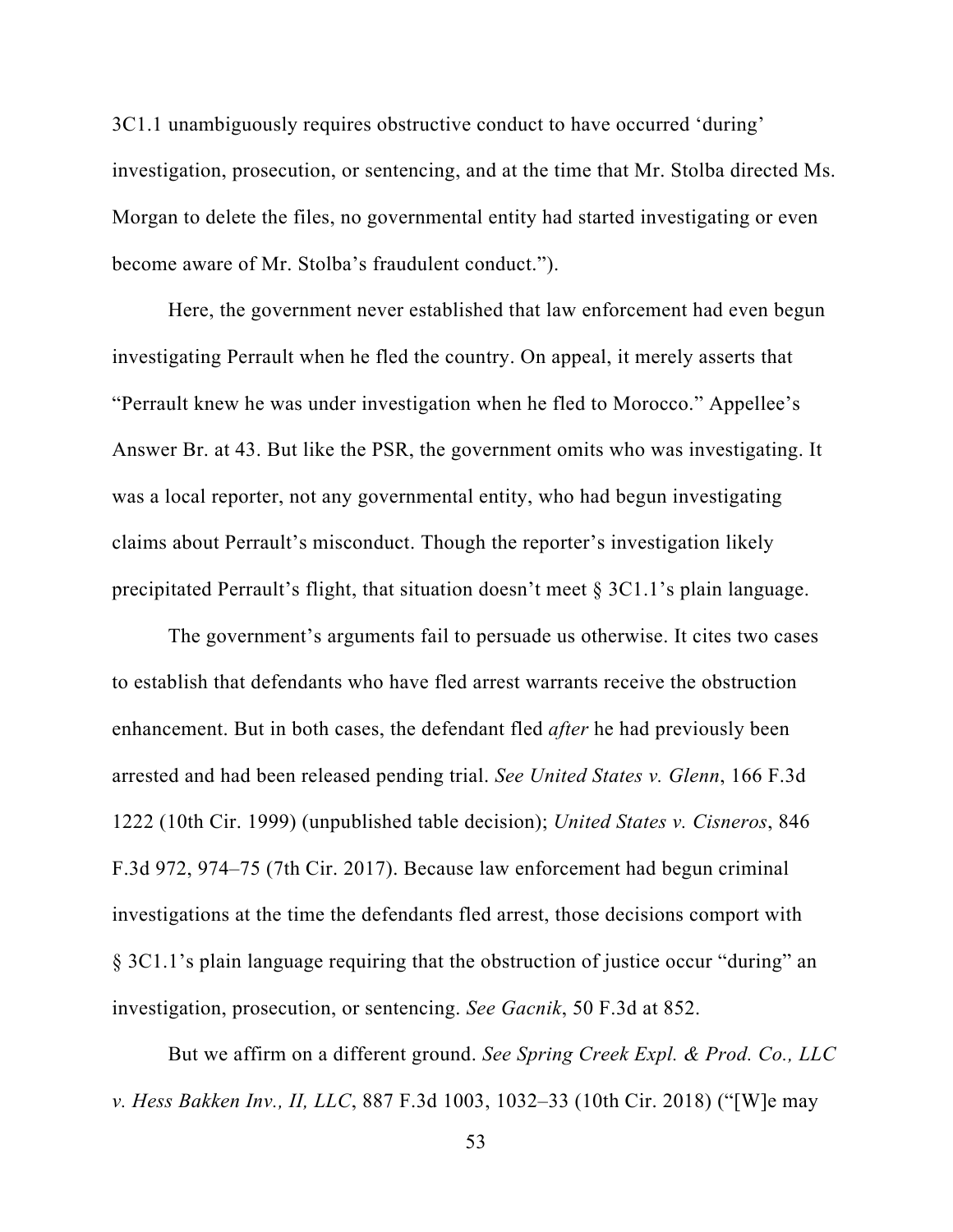3C1.1 unambiguously requires obstructive conduct to have occurred 'during' investigation, prosecution, or sentencing, and at the time that Mr. Stolba directed Ms. Morgan to delete the files, no governmental entity had started investigating or even become aware of Mr. Stolba's fraudulent conduct.").

Here, the government never established that law enforcement had even begun investigating Perrault when he fled the country. On appeal, it merely asserts that "Perrault knew he was under investigation when he fled to Morocco." Appellee's Answer Br. at 43. But like the PSR, the government omits who was investigating. It was a local reporter, not any governmental entity, who had begun investigating claims about Perrault's misconduct. Though the reporter's investigation likely precipitated Perrault's flight, that situation doesn't meet § 3C1.1's plain language.

The government's arguments fail to persuade us otherwise. It cites two cases to establish that defendants who have fled arrest warrants receive the obstruction enhancement. But in both cases, the defendant fled *after* he had previously been arrested and had been released pending trial. *See United States v. Glenn*, 166 F.3d 1222 (10th Cir. 1999) (unpublished table decision); *United States v. Cisneros*, 846 F.3d 972, 974–75 (7th Cir. 2017). Because law enforcement had begun criminal investigations at the time the defendants fled arrest, those decisions comport with § 3C1.1's plain language requiring that the obstruction of justice occur "during" an investigation, prosecution, or sentencing. *See Gacnik*, 50 F.3d at 852.

But we affirm on a different ground. *See Spring Creek Expl. & Prod. Co., LLC v. Hess Bakken Inv., II, LLC*, 887 F.3d 1003, 1032–33 (10th Cir. 2018) ("[W]e may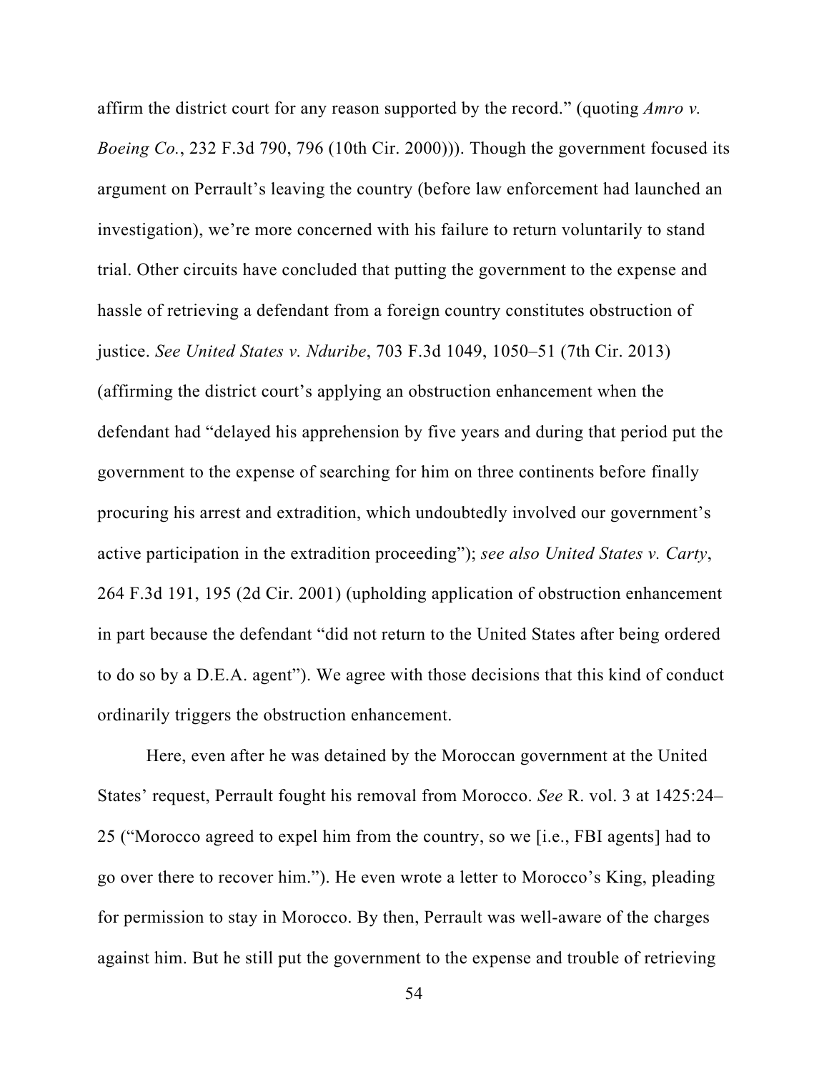affirm the district court for any reason supported by the record." (quoting *Amro v. Boeing Co.*, 232 F.3d 790, 796 (10th Cir. 2000))). Though the government focused its argument on Perrault's leaving the country (before law enforcement had launched an investigation), we're more concerned with his failure to return voluntarily to stand trial. Other circuits have concluded that putting the government to the expense and hassle of retrieving a defendant from a foreign country constitutes obstruction of justice. *See United States v. Nduribe*, 703 F.3d 1049, 1050–51 (7th Cir. 2013) (affirming the district court's applying an obstruction enhancement when the defendant had "delayed his apprehension by five years and during that period put the government to the expense of searching for him on three continents before finally procuring his arrest and extradition, which undoubtedly involved our government's active participation in the extradition proceeding"); *see also United States v. Carty*, 264 F.3d 191, 195 (2d Cir. 2001) (upholding application of obstruction enhancement in part because the defendant "did not return to the United States after being ordered to do so by a D.E.A. agent"). We agree with those decisions that this kind of conduct ordinarily triggers the obstruction enhancement.

Here, even after he was detained by the Moroccan government at the United States' request, Perrault fought his removal from Morocco. *See* R. vol. 3 at 1425:24–25 ("Morocco agreed to expel him from the country, so we [i.e., FBI agents] had to go over there to recover him."). He even wrote a letter to Morocco's King, pleading for permission to stay in Morocco. By then, Perrault was well-aware of the charges against him. But he still put the government to the expense and trouble of retrieving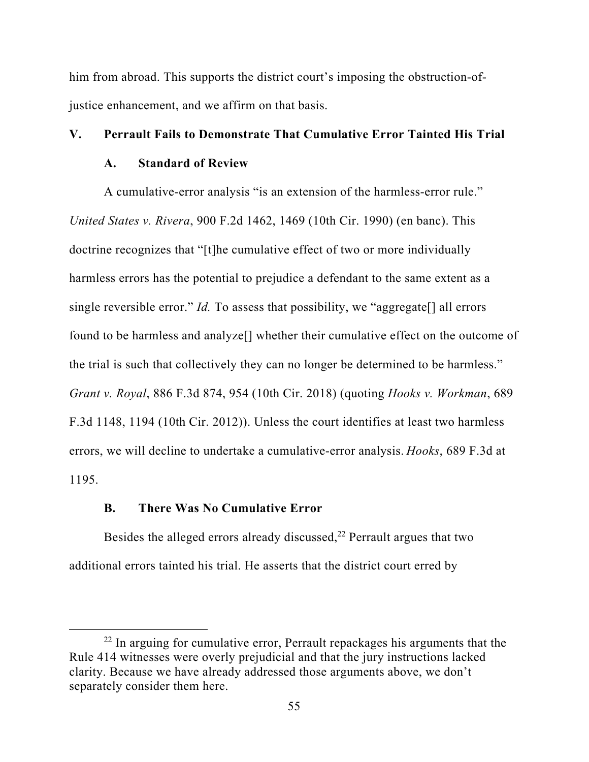him from abroad. This supports the district court's imposing the obstruction-of-justice enhancement, and we affirm on that basis.

## V. Perrault Fails to Demonstrate That Cumulative Error Tainted His Trial

### A. Standard of Review

A cumulative-error analysis "is an extension of the harmless-error rule." *United States v. Rivera*, 900 F.2d 1462, 1469 (10th Cir. 1990) (en banc). This doctrine recognizes that "[t]he cumulative effect of two or more individually harmless errors has the potential to prejudice a defendant to the same extent as a single reversible error." *Id.* To assess that possibility, we "aggregate[] all errors found to be harmless and analyze[] whether their cumulative effect on the outcome of the trial is such that collectively they can no longer be determined to be harmless." *Grant v. Royal*, 886 F.3d 874, 954 (10th Cir. 2018) (quoting *Hooks v. Workman*, 689 F.3d 1148, 1194 (10th Cir. 2012)). Unless the court identifies at least two harmless errors, we will decline to undertake a cumulative-error analysis. *Hooks*, 689 F.3d at 1195.

### B. There Was No Cumulative Error

Besides the alleged errors already discussed,[22] Perrault argues that two additional errors tainted his trial. He asserts that the district court erred by

[22] In arguing for cumulative error, Perrault repackages his arguments that the Rule 414 witnesses were overly prejudicial and that the jury instructions lacked clarity. Because we have already addressed those arguments above, we don't separately consider them here.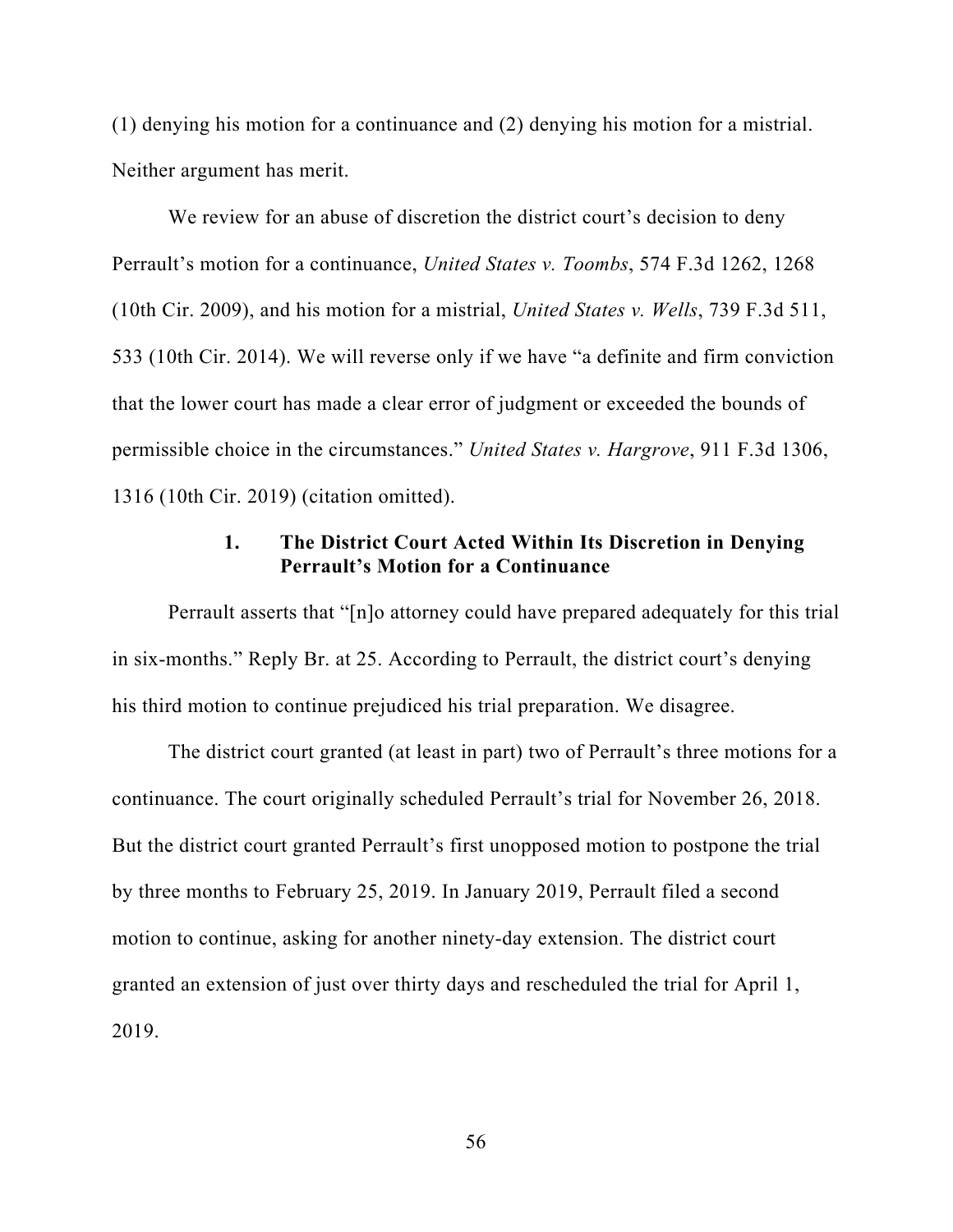(1) denying his motion for a continuance and (2) denying his motion for a mistrial. Neither argument has merit.

We review for an abuse of discretion the district court's decision to deny Perrault's motion for a continuance, *United States v. Toombs*, 574 F.3d 1262, 1268 (10th Cir. 2009), and his motion for a mistrial, *United States v. Wells*, 739 F.3d 511, 533 (10th Cir. 2014). We will reverse only if we have "a definite and firm conviction that the lower court has made a clear error of judgment or exceeded the bounds of permissible choice in the circumstances." *United States v. Hargrove*, 911 F.3d 1306, 1316 (10th Cir. 2019) (citation omitted).

#### 1. The District Court Acted Within Its Discretion in Denying Perrault's Motion for a Continuance

Perrault asserts that "[n]o attorney could have prepared adequately for this trial in six-months." Reply Br. at 25. According to Perrault, the district court's denying his third motion to continue prejudiced his trial preparation. We disagree.

The district court granted (at least in part) two of Perrault's three motions for a continuance. The court originally scheduled Perrault's trial for November 26, 2018. But the district court granted Perrault's first unopposed motion to postpone the trial by three months to February 25, 2019. In January 2019, Perrault filed a second motion to continue, asking for another ninety-day extension. The district court granted an extension of just over thirty days and rescheduled the trial for April 1, 2019.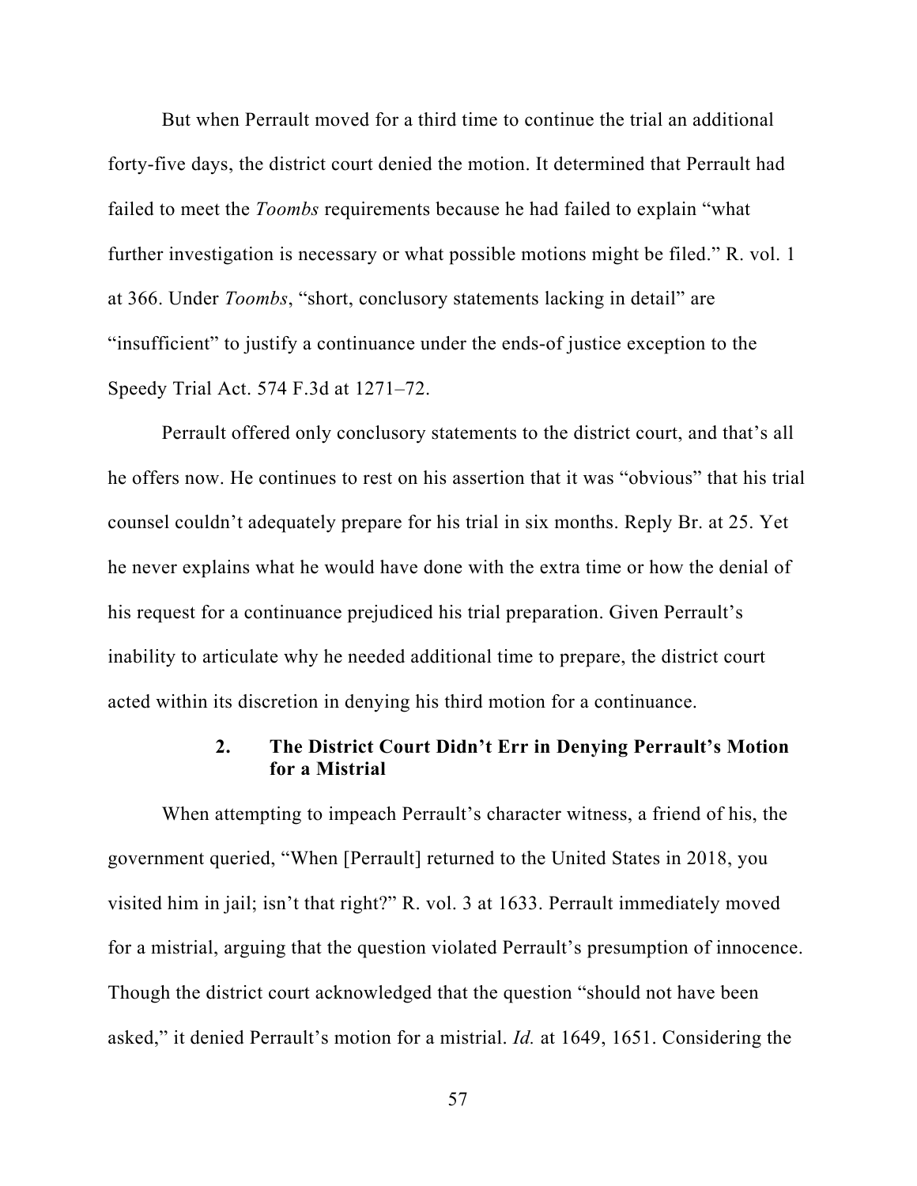But when Perrault moved for a third time to continue the trial an additional forty-five days, the district court denied the motion. It determined that Perrault had failed to meet the *Toombs* requirements because he had failed to explain "what further investigation is necessary or what possible motions might be filed." R. vol. 1 at 366. Under *Toombs*, "short, conclusory statements lacking in detail" are "insufficient" to justify a continuance under the ends-of justice exception to the Speedy Trial Act. 574 F.3d at 1271–72.

Perrault offered only conclusory statements to the district court, and that's all he offers now. He continues to rest on his assertion that it was "obvious" that his trial counsel couldn't adequately prepare for his trial in six months. Reply Br. at 25. Yet he never explains what he would have done with the extra time or how the denial of his request for a continuance prejudiced his trial preparation. Given Perrault's inability to articulate why he needed additional time to prepare, the district court acted within its discretion in denying his third motion for a continuance.

### 2. The District Court Didn't Err in Denying Perrault's Motion for a Mistrial

When attempting to impeach Perrault's character witness, a friend of his, the government queried, "When [Perrault] returned to the United States in 2018, you visited him in jail; isn't that right?" R. vol. 3 at 1633. Perrault immediately moved for a mistrial, arguing that the question violated Perrault's presumption of innocence. Though the district court acknowledged that the question "should not have been asked," it denied Perrault's motion for a mistrial. *Id.* at 1649, 1651. Considering the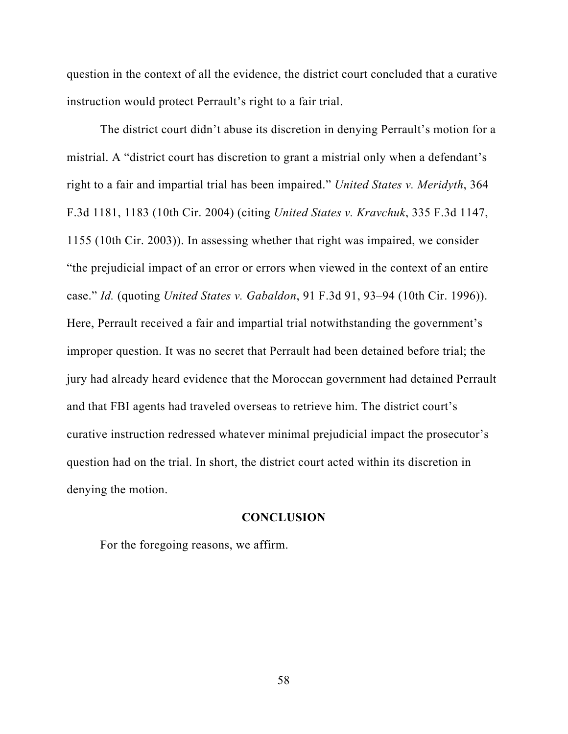question in the context of all the evidence, the district court concluded that a curative instruction would protect Perrault's right to a fair trial.

The district court didn't abuse its discretion in denying Perrault's motion for a mistrial. A "district court has discretion to grant a mistrial only when a defendant's right to a fair and impartial trial has been impaired." *United States v. Meridyth*, 364 F.3d 1181, 1183 (10th Cir. 2004) (citing *United States v. Kravchuk*, 335 F.3d 1147, 1155 (10th Cir. 2003)). In assessing whether that right was impaired, we consider "the prejudicial impact of an error or errors when viewed in the context of an entire case." *Id.* (quoting *United States v. Gabaldon*, 91 F.3d 91, 93–94 (10th Cir. 1996)). Here, Perrault received a fair and impartial trial notwithstanding the government's improper question. It was no secret that Perrault had been detained before trial; the jury had already heard evidence that the Moroccan government had detained Perrault and that FBI agents had traveled overseas to retrieve him. The district court's curative instruction redressed whatever minimal prejudicial impact the prosecutor's question had on the trial. In short, the district court acted within its discretion in denying the motion.

**CONCLUSION**

For the foregoing reasons, we affirm.